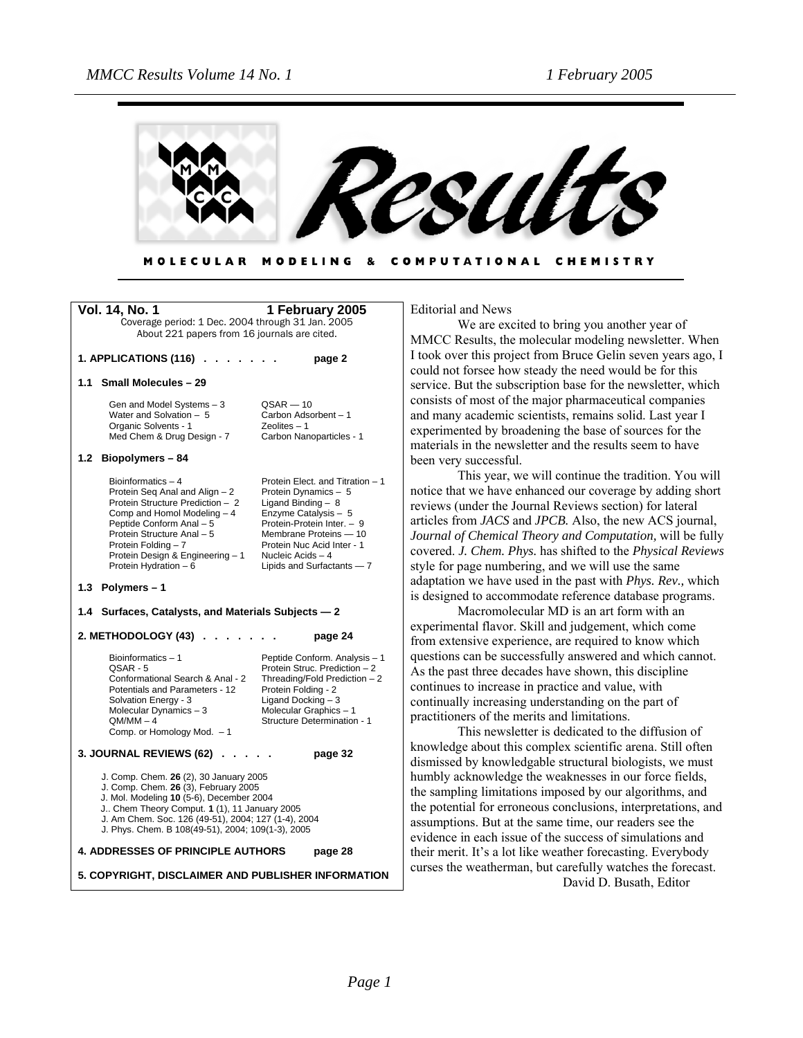# Results

**MOLECULAR MODELING & COMPUTATIONAL CHEMISTRY**

**Vol. 14, No. 1 — 1 February 2005**

Coverage period: 1 Dec. 2004 through 31 Jan. 2005
About 221 papers from 16 journals are cited.

**1. APPLICATIONS (116) . . . . . . . page 2**

**1.1 Small Molecules – 29**

| | |
|---|---|
| Gen and Model Systems – 3 | QSAR — 10 |
| Water and Solvation – 5 | Carbon Adsorbent – 1 |
| Organic Solvents - 1 | Zeolites – 1 |
| Med Chem & Drug Design - 7 | Carbon Nanoparticles - 1 |

**1.2 Biopolymers – 84**

| | |
|---|---|
| Bioinformatics – 4 | Protein Elect. and Titration – 1 |
| Protein Seq Anal and Align – 2 | Protein Dynamics – 5 |
| Protein Structure Prediction – 2 | Ligand Binding – 8 |
| Comp and Homol Modeling – 4 | Enzyme Catalysis – 5 |
| Peptide Conform Anal – 5 | Protein-Protein Inter. – 9 |
| Protein Structure Anal – 5 | Membrane Proteins — 10 |
| Protein Folding – 7 | Protein Nuc Acid Inter - 1 |
| Protein Design & Engineering – 1 | Nucleic Acids – 4 |
| Protein Hydration – 6 | Lipids and Surfactants — 7 |

**1.3 Polymers – 1**

**1.4 Surfaces, Catalysts, and Materials Subjects — 2**

**2. METHODOLOGY (43) . . . . . . . page 24**

| | |
|---|---|
| Bioinformatics – 1 | Peptide Conform. Analysis – 1 |
| QSAR - 5 | Protein Struc. Prediction – 2 |
| Conformational Search & Anal - 2 | Threading/Fold Prediction – 2 |
| Potentials and Parameters - 12 | Protein Folding - 2 |
| Solvation Energy - 3 | Ligand Docking – 3 |
| Molecular Dynamics – 3 | Molecular Graphics – 1 |
| QM/MM – 4 | Structure Determination - 1 |
| Comp. or Homology Mod. – 1 | |

**3. JOURNAL REVIEWS (62) . . . . . page 32**

- J. Comp. Chem. **26** (2), 30 January 2005
- J. Comp. Chem. **26** (3), February 2005
- J. Mol. Modeling **10** (5-6), December 2004
- J.. Chem Theory Comput. **1** (1), 11 January 2005
- J. Am Chem. Soc. 126 (49-51), 2004; 127 (1-4), 2004
- J. Phys. Chem. B 108(49-51), 2004; 109(1-3), 2005

**4. ADDRESSES OF PRINCIPLE AUTHORS page 28**

**5. COPYRIGHT, DISCLAIMER AND PUBLISHER INFORMATION**

## Editorial and News

We are excited to bring you another year of MMCC Results, the molecular modeling newsletter. When I took over this project from Bruce Gelin seven years ago, I could not forsee how steady the need would be for this service. But the subscription base for the newsletter, which consists of most of the major pharmaceutical companies and many academic scientists, remains solid. Last year I experimented by broadening the base of sources for the materials in the newsletter and the results seem to have been very successful.

This year, we will continue the tradition. You will notice that we have enhanced our coverage by adding short reviews (under the Journal Reviews section) for lateral articles from *JACS* and *JPCB.* Also, the new ACS journal, *Journal of Chemical Theory and Computation,* will be fully covered. *J. Chem. Phys.* has shifted to the *Physical Reviews* style for page numbering, and we will use the same adaptation we have used in the past with *Phys. Rev.,* which is designed to accommodate reference database programs.

Macromolecular MD is an art form with an experimental flavor. Skill and judgement, which come from extensive experience, are required to know which questions can be successfully answered and which cannot. As the past three decades have shown, this discipline continues to increase in practice and value, with continually increasing understanding on the part of practitioners of the merits and limitations.

This newsletter is dedicated to the diffusion of knowledge about this complex scientific arena. Still often dismissed by knowledgable structural biologists, we must humbly acknowledge the weaknesses in our force fields, the sampling limitations imposed by our algorithms, and the potential for erroneous conclusions, interpretations, and assumptions. But at the same time, our readers see the evidence in each issue of the success of simulations and their merit. It's a lot like weather forecasting. Everybody curses the weatherman, but carefully watches the forecast.

David D. Busath, Editor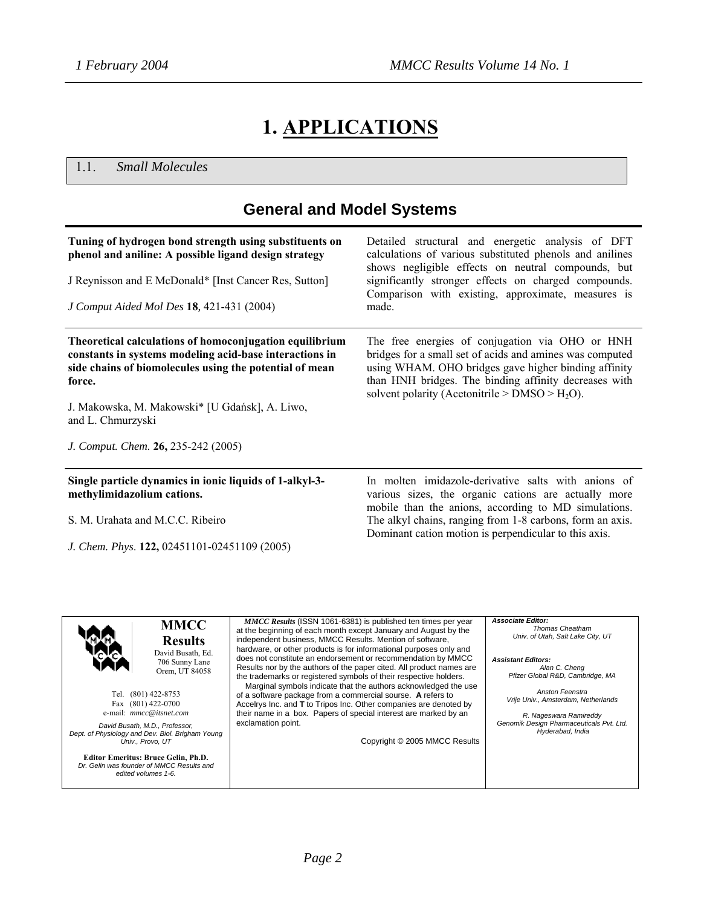# 1. APPLICATIONS

## 1.1. *Small Molecules*

### General and Model Systems

**Tuning of hydrogen bond strength using substituents on phenol and aniline: A possible ligand design strategy**

J Reynisson and E McDonald* [Inst Cancer Res, Sutton]

*J Comput Aided Mol Des* **18**, 421-431 (2004)

Detailed structural and energetic analysis of DFT calculations of various substituted phenols and anilines shows negligible effects on neutral compounds, but significantly stronger effects on charged compounds. Comparison with existing, approximate, measures is made.

---

**Theoretical calculations of homoconjugation equilibrium constants in systems modeling acid-base interactions in side chains of biomolecules using the potential of mean force.**

J. Makowska, M. Makowski* [U Gdańsk], A. Liwo, and L. Chmurzyski

*J. Comput. Chem.* **26,** 235-242 (2005)

The free energies of conjugation via OHO or HNH bridges for a small set of acids and amines was computed using WHAM. OHO bridges gave higher binding affinity than HNH bridges. The binding affinity decreases with solvent polarity (Acetonitrile > DMSO > $H_2O$).

---

**Single particle dynamics in ionic liquids of 1-alkyl-3-methylimidazolium cations.**

S. M. Urahata and M.C.C. Ribeiro

*J. Chem. Phys.* **122,** 02451101-02451109 (2005)

In molten imidazole-derivative salts with anions of various sizes, the organic cations are actually more mobile than the anions, according to MD simulations. The alkyl chains, ranging from 1-8 carbons, form an axis. Dominant cation motion is perpendicular to this axis.

---

**MMCC Results**
David Busath, Ed.
706 Sunny Lane
Orem, UT 84058

Tel. (801) 422-8753
Fax (801) 422-0700
e-mail: *mmcc@itsnet.com*

*David Busath, M.D., Professor, Dept. of Physiology and Dev. Biol. Brigham Young Univ., Provo, UT*

**Editor Emeritus: Bruce Gelin, Ph.D.**
*Dr. Gelin was founder of MMCC Results and edited volumes 1-6.*

***MMCC Results*** (ISSN 1061-6381) is published ten times per year at the beginning of each month except January and August by the independent business, MMCC Results. Mention of software, hardware, or other products is for informational purposes only and does not constitute an endorsement or recommendation by MMCC Results nor by the authors of the paper cited. All product names are the trademarks or registered symbols of their respective holders.

Marginal symbols indicate that the authors acknowledged the use of a software package from a commercial sourse. **A** refers to Accelrys Inc. and **T** to Tripos Inc. Other companies are denoted by their name in a box. Papers of special interest are marked by an exclamation point.

Copyright © 2005 MMCC Results

***Associate Editor:***
*Thomas Cheatham*
*Univ. of Utah, Salt Lake City, UT*

***Assistant Editors:***
*Alan C. Cheng*
*Pfizer Global R&D, Cambridge, MA*

*Anston Feenstra*
*Vrije Univ., Amsterdam, Netherlands*

*R. Nageswara Ramireddy*
*Genomik Design Pharmaceuticals Pvt. Ltd. Hyderabad, India*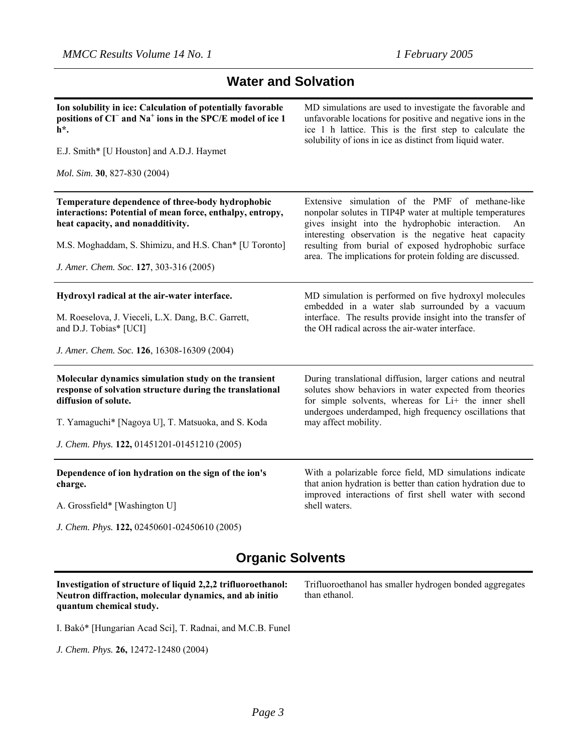## Water and Solvation

**Ion solubility in ice: Calculation of potentially favorable positions of $Cl^-$ and $Na^+$ ions in the SPC/E model of ice 1 h*.**

E.J. Smith* [U Houston] and A.D.J. Haymet

*Mol. Sim.* **30**, 827-830 (2004)

MD simulations are used to investigate the favorable and unfavorable locations for positive and negative ions in the ice 1 h lattice. This is the first step to calculate the solubility of ions in ice as distinct from liquid water.

---

**Temperature dependence of three-body hydrophobic interactions: Potential of mean force, enthalpy, entropy, heat capacity, and nonadditivity.**

M.S. Moghaddam, S. Shimizu, and H.S. Chan* [U Toronto]

*J. Amer. Chem. Soc.* **127**, 303-316 (2005)

Extensive simulation of the PMF of methane-like nonpolar solutes in TIP4P water at multiple temperatures gives insight into the hydrophobic interaction. An interesting observation is the negative heat capacity resulting from burial of exposed hydrophobic surface area. The implications for protein folding are discussed.

---

**Hydroxyl radical at the air-water interface.**

M. Roeselova, J. Vieceli, L.X. Dang, B.C. Garrett, and D.J. Tobias* [UCI]

*J. Amer. Chem. Soc.* **126**, 16308-16309 (2004)

MD simulation is performed on five hydroxyl molecules embedded in a water slab surrounded by a vacuum interface. The results provide insight into the transfer of the OH radical across the air-water interface.

---

**Molecular dynamics simulation study on the transient response of solvation structure during the translational diffusion of solute.**

T. Yamaguchi* [Nagoya U], T. Matsuoka, and S. Koda

*J. Chem. Phys.* **122,** 01451201-01451210 (2005)

During translational diffusion, larger cations and neutral solutes show behaviors in water expected from theories for simple solvents, whereas for Li+ the inner shell undergoes underdamped, high frequency oscillations that may affect mobility.

---

**Dependence of ion hydration on the sign of the ion's charge.**

A. Grossfield* [Washington U]

*J. Chem. Phys.* **122,** 02450601-02450610 (2005)

With a polarizable force field, MD simulations indicate that anion hydration is better than cation hydration due to improved interactions of first shell water with second shell waters.

## Organic Solvents

**Investigation of structure of liquid 2,2,2 trifluoroethanol: Neutron diffraction, molecular dynamics, and ab initio quantum chemical study.**

I. Bakó* [Hungarian Acad Sci], T. Radnai, and M.C.B. Funel

*J. Chem. Phys.* **26,** 12472-12480 (2004)

Trifluoroethanol has smaller hydrogen bonded aggregates than ethanol.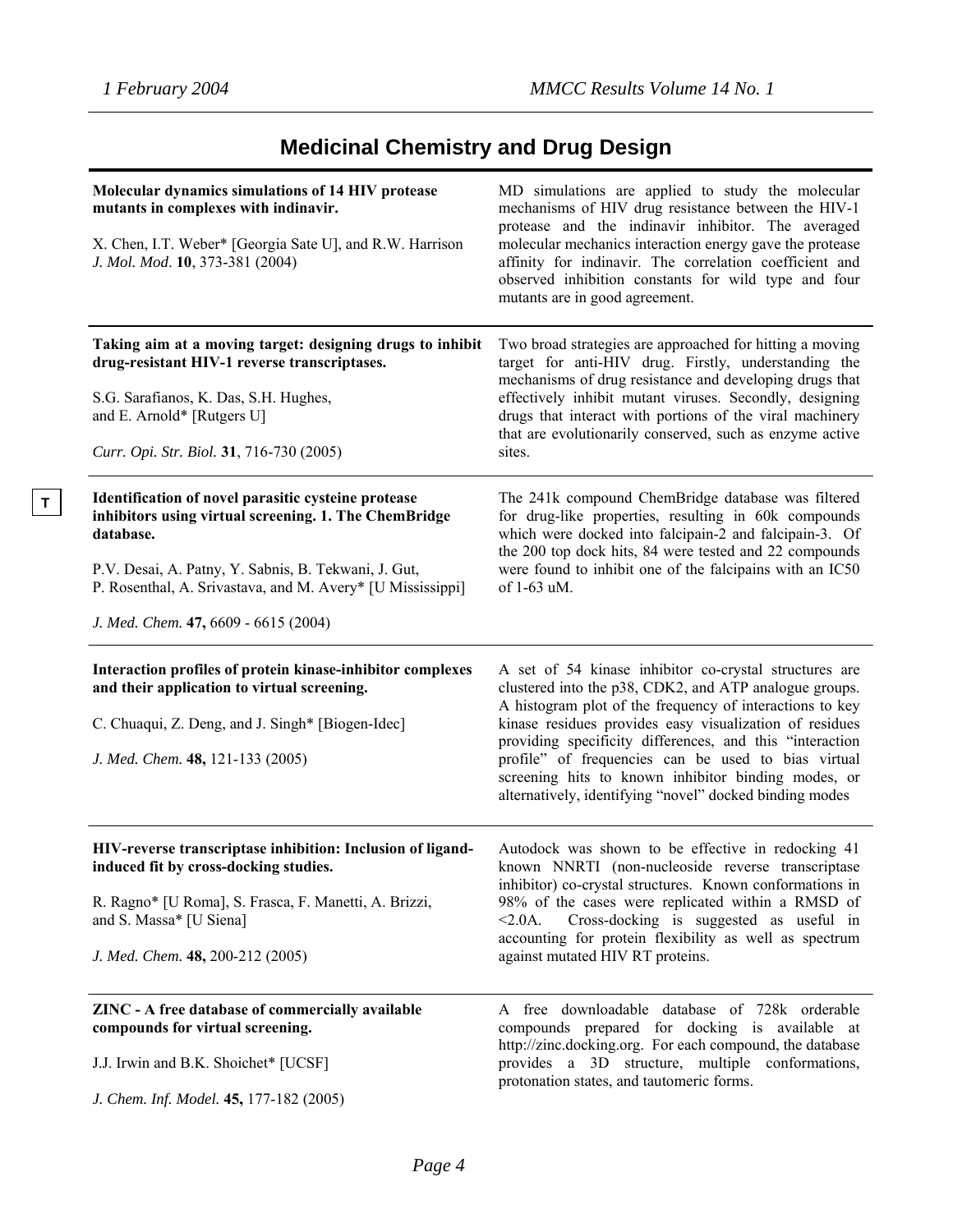## Medicinal Chemistry and Drug Design

**Molecular dynamics simulations of 14 HIV protease mutants in complexes with indinavir.**

X. Chen, I.T. Weber* [Georgia Sate U], and R.W. Harrison
*J. Mol. Mod*. **10**, 373-381 (2004)

MD simulations are applied to study the molecular mechanisms of HIV drug resistance between the HIV-1 protease and the indinavir inhibitor. The averaged molecular mechanics interaction energy gave the protease affinity for indinavir. The correlation coefficient and observed inhibition constants for wild type and four mutants are in good agreement.

---

**Taking aim at a moving target: designing drugs to inhibit drug-resistant HIV-1 reverse transcriptases.**

S.G. Sarafianos, K. Das, S.H. Hughes, and E. Arnold* [Rutgers U]

*Curr. Opi. Str. Biol.* **31**, 716-730 (2005)

Two broad strategies are approached for hitting a moving target for anti-HIV drug. Firstly, understanding the mechanisms of drug resistance and developing drugs that effectively inhibit mutant viruses. Secondly, designing drugs that interact with portions of the viral machinery that are evolutionarily conserved, such as enzyme active sites.

---

T

**Identification of novel parasitic cysteine protease inhibitors using virtual screening. 1. The ChemBridge database.**

P.V. Desai, A. Patny, Y. Sabnis, B. Tekwani, J. Gut, P. Rosenthal, A. Srivastava, and M. Avery* [U Mississippi]

*J. Med. Chem.* **47,** 6609 - 6615 (2004)

The 241k compound ChemBridge database was filtered for drug-like properties, resulting in 60k compounds which were docked into falcipain-2 and falcipain-3. Of the 200 top dock hits, 84 were tested and 22 compounds were found to inhibit one of the falcipains with an IC50 of 1-63 uM.

---

**Interaction profiles of protein kinase-inhibitor complexes and their application to virtual screening.**

C. Chuaqui, Z. Deng, and J. Singh* [Biogen-Idec]

*J. Med. Chem.* **48,** 121-133 (2005)

A set of 54 kinase inhibitor co-crystal structures are clustered into the p38, CDK2, and ATP analogue groups. A histogram plot of the frequency of interactions to key kinase residues provides easy visualization of residues providing specificity differences, and this "interaction profile" of frequencies can be used to bias virtual screening hits to known inhibitor binding modes, or alternatively, identifying "novel" docked binding modes

---

**HIV-reverse transcriptase inhibition: Inclusion of ligand-induced fit by cross-docking studies.**

R. Ragno* [U Roma], S. Frasca, F. Manetti, A. Brizzi, and S. Massa* [U Siena]

*J. Med. Chem.* **48,** 200-212 (2005)

Autodock was shown to be effective in redocking 41 known NNRTI (non-nucleoside reverse transcriptase inhibitor) co-crystal structures. Known conformations in 98% of the cases were replicated within a RMSD of <2.0A. Cross-docking is suggested as useful in accounting for protein flexibility as well as spectrum against mutated HIV RT proteins.

---

**ZINC - A free database of commercially available compounds for virtual screening.**

J.J. Irwin and B.K. Shoichet* [UCSF]

*J. Chem. Inf. Model.* **45,** 177-182 (2005)

A free downloadable database of 728k orderable compounds prepared for docking is available at http://zinc.docking.org. For each compound, the database provides a 3D structure, multiple conformations, protonation states, and tautomeric forms.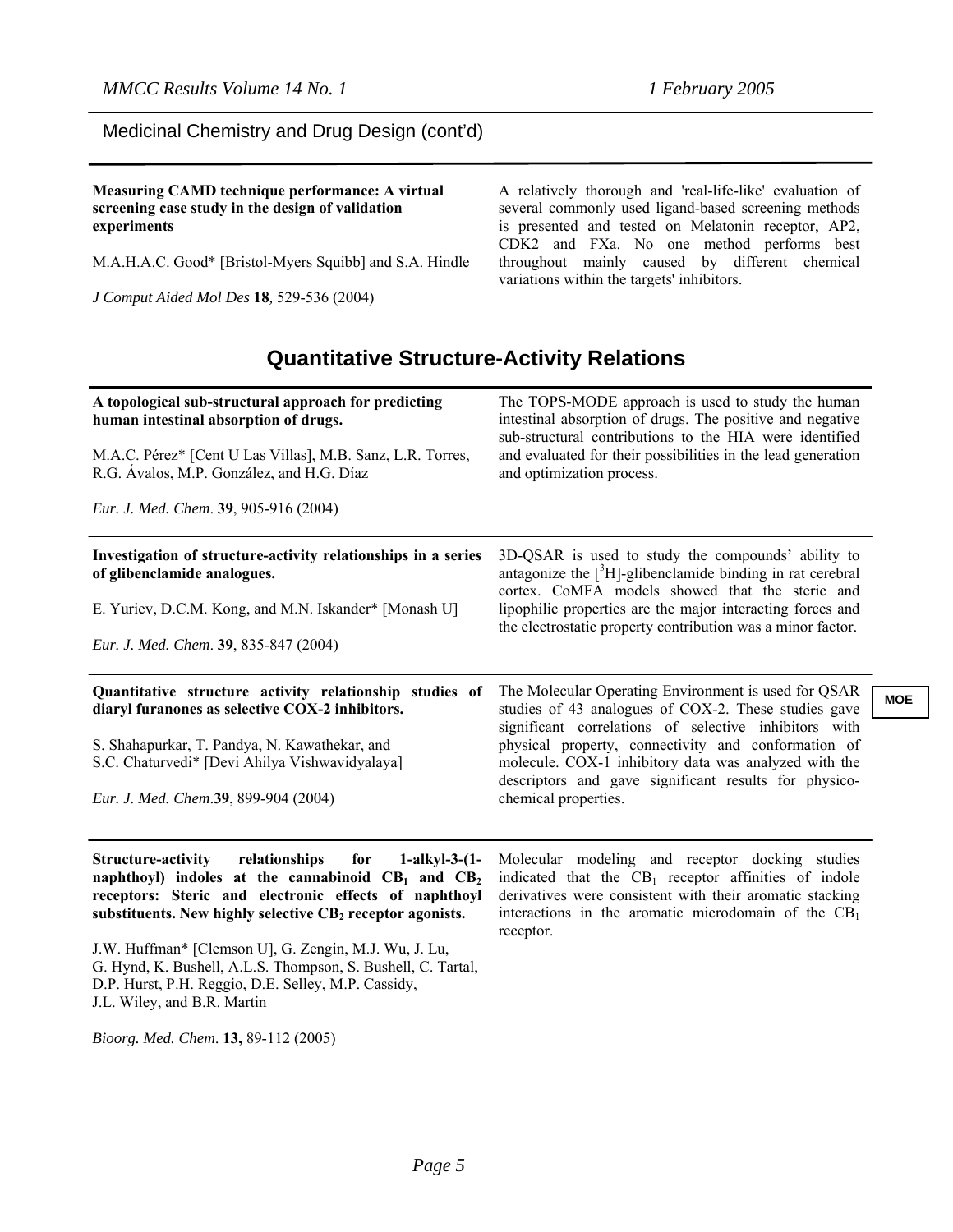Medicinal Chemistry and Drug Design (cont'd)

**Measuring CAMD technique performance: A virtual screening case study in the design of validation experiments**

M.A.H.A.C. Good* [Bristol-Myers Squibb] and S.A. Hindle

*J Comput Aided Mol Des* **18**, 529-536 (2004)

A relatively thorough and 'real-life-like' evaluation of several commonly used ligand-based screening methods is presented and tested on Melatonin receptor, AP2, CDK2 and FXa. No one method performs best throughout mainly caused by different chemical variations within the targets' inhibitors.

## Quantitative Structure-Activity Relations

**A topological sub-structural approach for predicting human intestinal absorption of drugs.**

M.A.C. Pérez* [Cent U Las Villas], M.B. Sanz, L.R. Torres, R.G. Ávalos, M.P. González, and H.G. Díaz

*Eur. J. Med. Chem*. **39**, 905-916 (2004)

The TOPS-MODE approach is used to study the human intestinal absorption of drugs. The positive and negative sub-structural contributions to the HIA were identified and evaluated for their possibilities in the lead generation and optimization process.

---

**Investigation of structure-activity relationships in a series of glibenclamide analogues.**

E. Yuriev, D.C.M. Kong, and M.N. Iskander* [Monash U]

*Eur. J. Med. Chem*. **39**, 835-847 (2004)

3D-QSAR is used to study the compounds' ability to antagonize the [$^3$H]-glibenclamide binding in rat cerebral cortex. CoMFA models showed that the steric and lipophilic properties are the major interacting forces and the electrostatic property contribution was a minor factor.

---

**Quantitative structure activity relationship studies of diaryl furanones as selective COX-2 inhibitors.**

S. Shahapurkar, T. Pandya, N. Kawathekar, and S.C. Chaturvedi* [Devi Ahilya Vishwavidyalaya]

*Eur. J. Med. Chem*.**39**, 899-904 (2004)

The Molecular Operating Environment is used for QSAR studies of 43 analogues of COX-2. These studies gave significant correlations of selective inhibitors with physical property, connectivity and conformation of molecule. COX-1 inhibitory data was analyzed with the descriptors and gave significant results for physico-chemical properties.

**MOE**

---

**Structure-activity relationships for 1-alkyl-3-(1-naphthoyl) indoles at the cannabinoid $CB_1$ and $CB_2$ receptors: Steric and electronic effects of naphthoyl substituents. New highly selective $CB_2$ receptor agonists.**

J.W. Huffman* [Clemson U], G. Zengin, M.J. Wu, J. Lu, G. Hynd, K. Bushell, A.L.S. Thompson, S. Bushell, C. Tartal, D.P. Hurst, P.H. Reggio, D.E. Selley, M.P. Cassidy, J.L. Wiley, and B.R. Martin

*Bioorg. Med. Chem*. **13,** 89-112 (2005)

Molecular modeling and receptor docking studies indicated that the $CB_1$ receptor affinities of indole derivatives were consistent with their aromatic stacking interactions in the aromatic microdomain of the $CB_1$ receptor.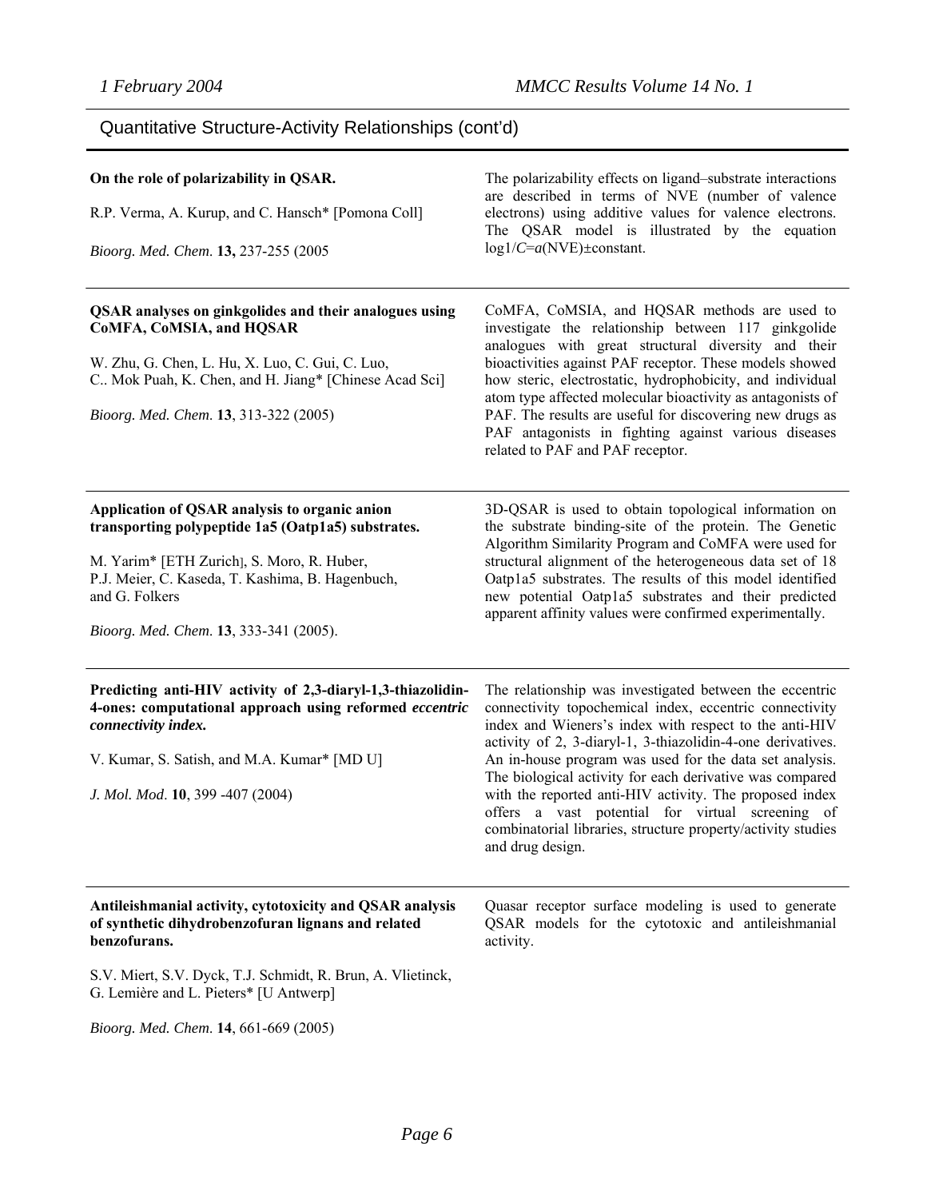## Quantitative Structure-Activity Relationships (cont'd)

**On the role of polarizability in QSAR.**

R.P. Verma, A. Kurup, and C. Hansch* [Pomona Coll]

*Bioorg. Med. Chem.* **13,** 237-255 (2005

The polarizability effects on ligand–substrate interactions are described in terms of NVE (number of valence electrons) using additive values for valence electrons. The QSAR model is illustrated by the equation $\log 1/C = a(\text{NVE}) \pm \text{constant}$.

---

**QSAR analyses on ginkgolides and their analogues using CoMFA, CoMSIA, and HQSAR**

W. Zhu, G. Chen, L. Hu, X. Luo, C. Gui, C. Luo, C.. Mok Puah, K. Chen, and H. Jiang* [Chinese Acad Sci]

*Bioorg. Med. Chem.* **13**, 313-322 (2005)

CoMFA, CoMSIA, and HQSAR methods are used to investigate the relationship between 117 ginkgolide analogues with great structural diversity and their bioactivities against PAF receptor. These models showed how steric, electrostatic, hydrophobicity, and individual atom type affected molecular bioactivity as antagonists of PAF. The results are useful for discovering new drugs as PAF antagonists in fighting against various diseases related to PAF and PAF receptor.

---

**Application of QSAR analysis to organic anion transporting polypeptide 1a5 (Oatp1a5) substrates.**

M. Yarim* [ETH Zurich], S. Moro, R. Huber, P.J. Meier, C. Kaseda, T. Kashima, B. Hagenbuch, and G. Folkers

*Bioorg. Med. Chem.* **13**, 333-341 (2005).

3D-QSAR is used to obtain topological information on the substrate binding-site of the protein. The Genetic Algorithm Similarity Program and CoMFA were used for structural alignment of the heterogeneous data set of 18 Oatp1a5 substrates. The results of this model identified new potential Oatp1a5 substrates and their predicted apparent affinity values were confirmed experimentally.

---

**Predicting anti-HIV activity of 2,3-diaryl-1,3-thiazolidin-4-ones: computational approach using reformed *eccentric connectivity index.***

V. Kumar, S. Satish, and M.A. Kumar* [MD U]

*J. Mol. Mod*. **10**, 399 -407 (2004)

The relationship was investigated between the eccentric connectivity topochemical index, eccentric connectivity index and Wieners's index with respect to the anti-HIV activity of 2, 3-diaryl-1, 3-thiazolidin-4-one derivatives. An in-house program was used for the data set analysis. The biological activity for each derivative was compared with the reported anti-HIV activity. The proposed index offers a vast potential for virtual screening of combinatorial libraries, structure property/activity studies and drug design.

---

**Antileishmanial activity, cytotoxicity and QSAR analysis of synthetic dihydrobenzofuran lignans and related benzofurans.**

S.V. Miert, S.V. Dyck, T.J. Schmidt, R. Brun, A. Vlietinck, G. Lemière and L. Pieters* [U Antwerp]

*Bioorg. Med. Chem.* **14**, 661-669 (2005)

Quasar receptor surface modeling is used to generate QSAR models for the cytotoxic and antileishmanial activity.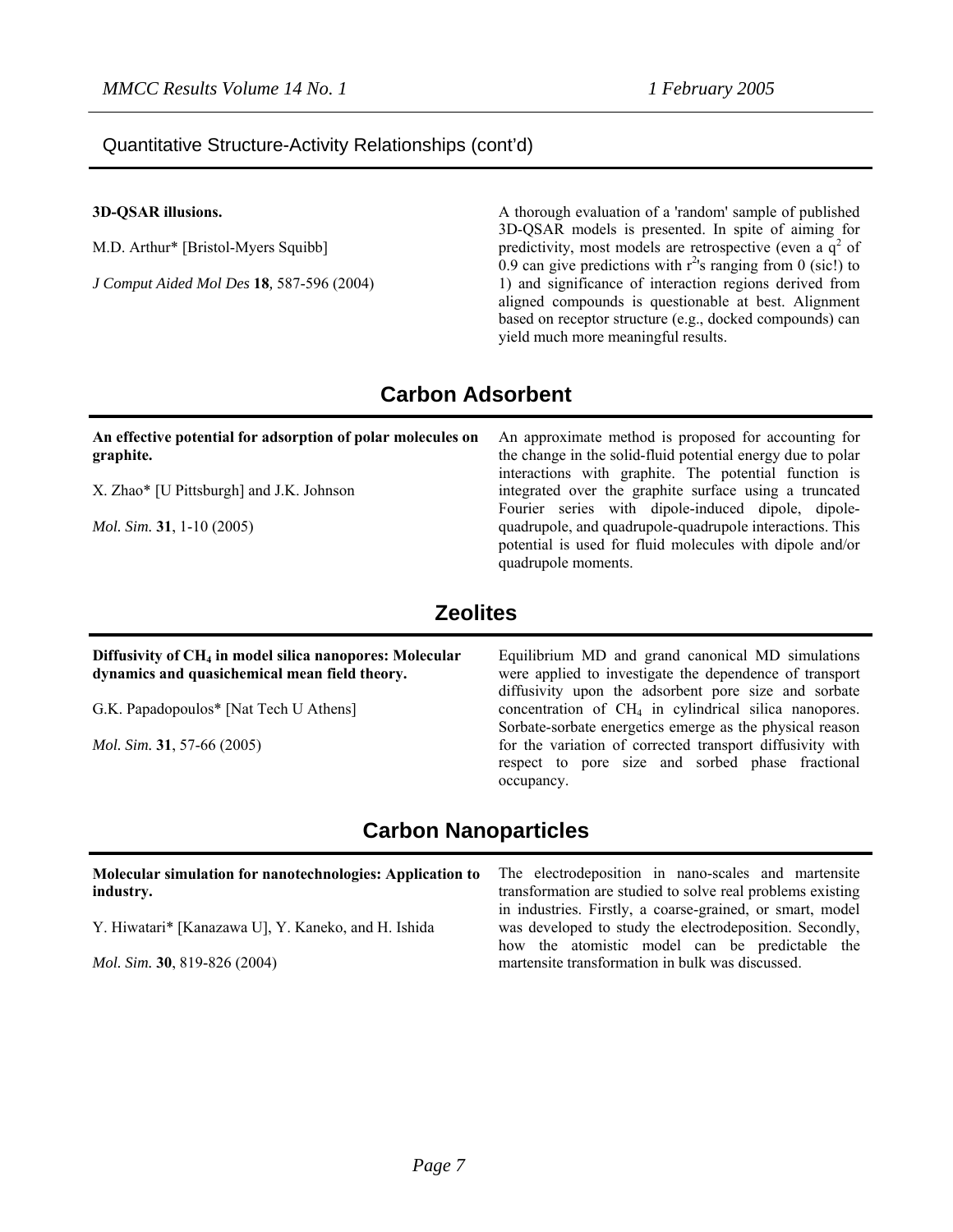Quantitative Structure-Activity Relationships (cont'd)

**3D-QSAR illusions.**

M.D. Arthur* [Bristol-Myers Squibb]

*J Comput Aided Mol Des* **18**, 587-596 (2004)

A thorough evaluation of a 'random' sample of published 3D-QSAR models is presented. In spite of aiming for predictivity, most models are retrospective (even a $q^2$ of 0.9 can give predictions with $r^2$'s ranging from 0 (sic!) to 1) and significance of interaction regions derived from aligned compounds is questionable at best. Alignment based on receptor structure (e.g., docked compounds) can yield much more meaningful results.

## Carbon Adsorbent

**An effective potential for adsorption of polar molecules on graphite.**

X. Zhao* [U Pittsburgh] and J.K. Johnson

*Mol. Sim.* **31**, 1-10 (2005)

An approximate method is proposed for accounting for the change in the solid-fluid potential energy due to polar interactions with graphite. The potential function is integrated over the graphite surface using a truncated Fourier series with dipole-induced dipole, dipole-quadrupole, and quadrupole-quadrupole interactions. This potential is used for fluid molecules with dipole and/or quadrupole moments.

## Zeolites

**Diffusivity of $CH_4$ in model silica nanopores: Molecular dynamics and quasichemical mean field theory.**

G.K. Papadopoulos* [Nat Tech U Athens]

*Mol. Sim.* **31**, 57-66 (2005)

Equilibrium MD and grand canonical MD simulations were applied to investigate the dependence of transport diffusivity upon the adsorbent pore size and sorbate concentration of $CH_4$ in cylindrical silica nanopores. Sorbate-sorbate energetics emerge as the physical reason for the variation of corrected transport diffusivity with respect to pore size and sorbed phase fractional occupancy.

## Carbon Nanoparticles

**Molecular simulation for nanotechnologies: Application to industry.**

Y. Hiwatari* [Kanazawa U], Y. Kaneko, and H. Ishida

*Mol. Sim.* **30**, 819-826 (2004)

The electrodeposition in nano-scales and martensite transformation are studied to solve real problems existing in industries. Firstly, a coarse-grained, or smart, model was developed to study the electrodeposition. Secondly, how the atomistic model can be predictable the martensite transformation in bulk was discussed.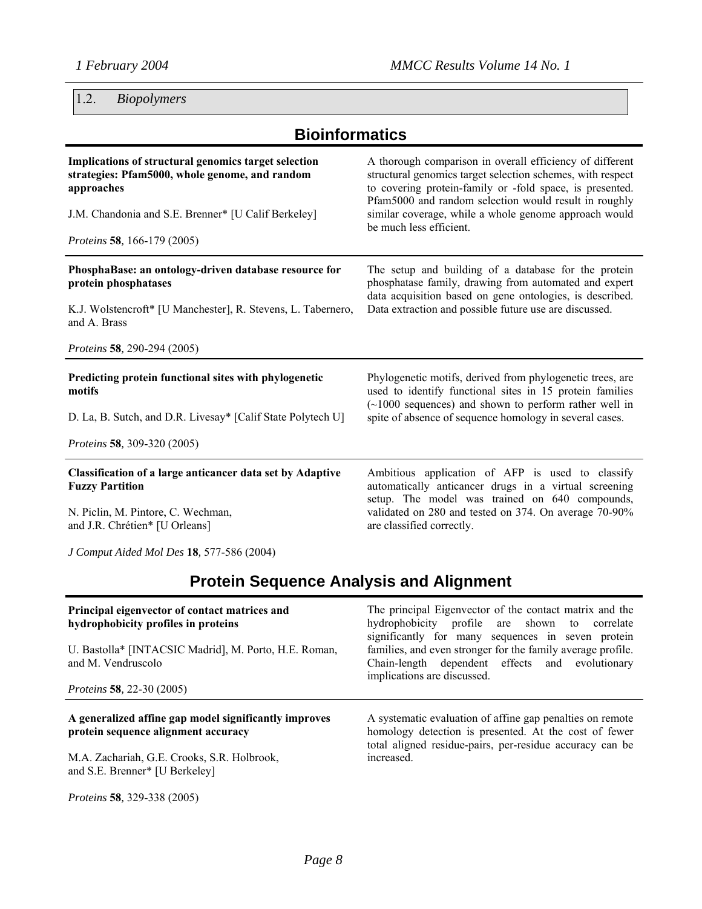## 1.2. *Biopolymers*

## Bioinformatics

**Implications of structural genomics target selection strategies: Pfam5000, whole genome, and random approaches**

J.M. Chandonia and S.E. Brenner* [U Calif Berkeley]

*Proteins* **58**, 166-179 (2005)

A thorough comparison in overall efficiency of different structural genomics target selection schemes, with respect to covering protein-family or -fold space, is presented. Pfam5000 and random selection would result in roughly similar coverage, while a whole genome approach would be much less efficient.

---

**PhosphaBase: an ontology-driven database resource for protein phosphatases**

K.J. Wolstencroft* [U Manchester], R. Stevens, L. Tabernero, and A. Brass

*Proteins* **58**, 290-294 (2005)

The setup and building of a database for the protein phosphatase family, drawing from automated and expert data acquisition based on gene ontologies, is described. Data extraction and possible future use are discussed.

---

**Predicting protein functional sites with phylogenetic motifs**

D. La, B. Sutch, and D.R. Livesay* [Calif State Polytech U]

*Proteins* **58**, 309-320 (2005)

Phylogenetic motifs, derived from phylogenetic trees, are used to identify functional sites in 15 protein families (~1000 sequences) and shown to perform rather well in spite of absence of sequence homology in several cases.

---

**Classification of a large anticancer data set by Adaptive Fuzzy Partition**

N. Piclin, M. Pintore, C. Wechman, and J.R. Chrétien* [U Orleans]

*J Comput Aided Mol Des* **18**, 577-586 (2004)

Ambitious application of AFP is used to classify automatically anticancer drugs in a virtual screening setup. The model was trained on 640 compounds, validated on 280 and tested on 374. On average 70-90% are classified correctly.

## Protein Sequence Analysis and Alignment

**Principal eigenvector of contact matrices and hydrophobicity profiles in proteins**

U. Bastolla* [INTACSIC Madrid], M. Porto, H.E. Roman, and M. Vendruscolo

*Proteins* **58**, 22-30 (2005)

The principal Eigenvector of the contact matrix and the hydrophobicity profile are shown to correlate significantly for many sequences in seven protein families, and even stronger for the family average profile. Chain-length dependent effects and evolutionary implications are discussed.

---

**A generalized affine gap model significantly improves protein sequence alignment accuracy**

M.A. Zachariah, G.E. Crooks, S.R. Holbrook, and S.E. Brenner* [U Berkeley]

*Proteins* **58**, 329-338 (2005)

A systematic evaluation of affine gap penalties on remote homology detection is presented. At the cost of fewer total aligned residue-pairs, per-residue accuracy can be increased.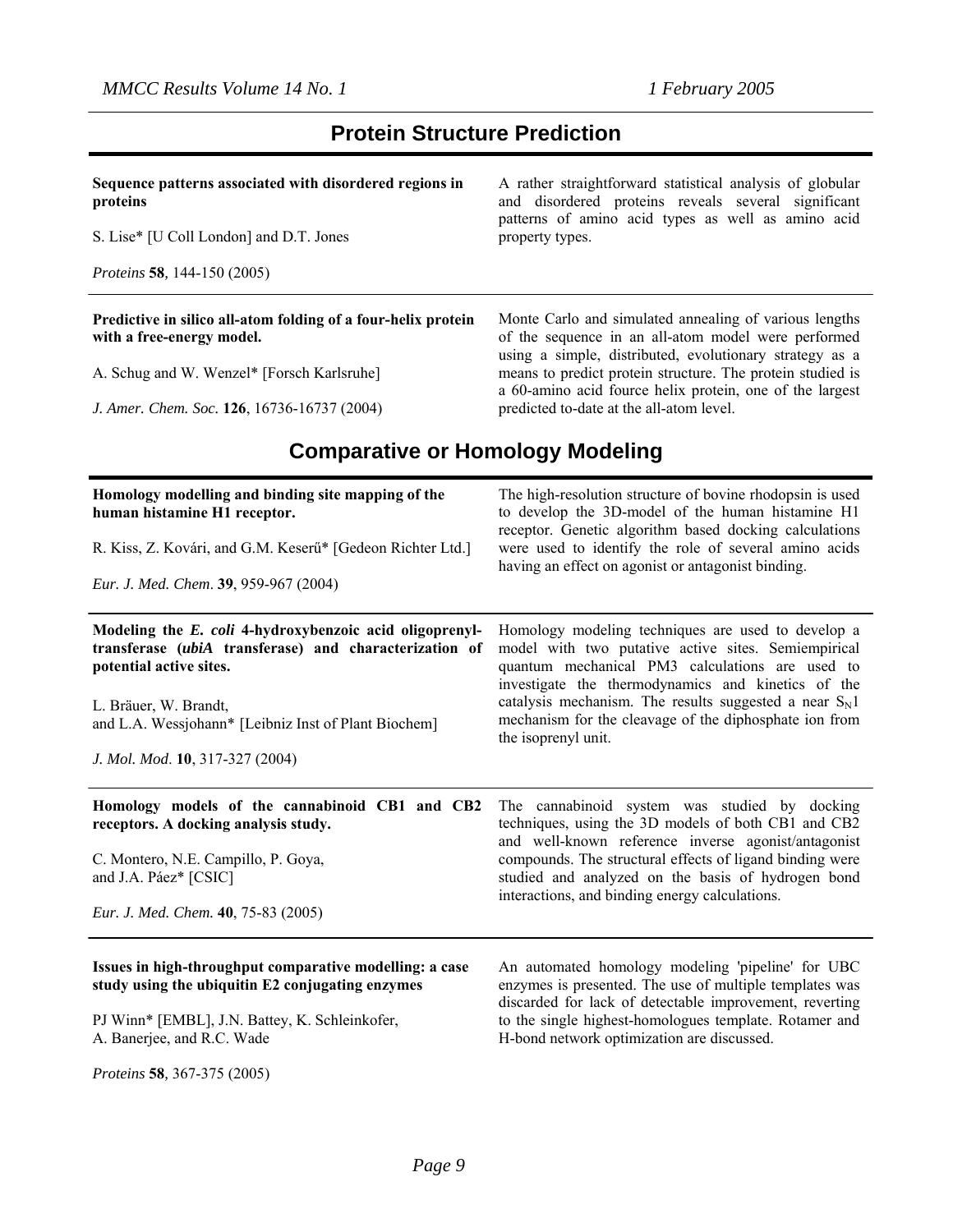# Protein Structure Prediction

**Sequence patterns associated with disordered regions in proteins**

S. Lise* [U Coll London] and D.T. Jones

*Proteins* **58**, 144-150 (2005)

A rather straightforward statistical analysis of globular and disordered proteins reveals several significant patterns of amino acid types as well as amino acid property types.

---

**Predictive in silico all-atom folding of a four-helix protein with a free-energy model.**

A. Schug and W. Wenzel* [Forsch Karlsruhe]

*J. Amer. Chem. Soc.* **126**, 16736-16737 (2004)

Monte Carlo and simulated annealing of various lengths of the sequence in an all-atom model were performed using a simple, distributed, evolutionary strategy as a means to predict protein structure. The protein studied is a 60-amino acid fource helix protein, one of the largest predicted to-date at the all-atom level.

# Comparative or Homology Modeling

**Homology modelling and binding site mapping of the human histamine H1 receptor.**

R. Kiss, Z. Kovári, and G.M. Keserű* [Gedeon Richter Ltd.]

*Eur. J. Med. Chem*. **39**, 959-967 (2004)

The high-resolution structure of bovine rhodopsin is used to develop the 3D-model of the human histamine H1 receptor. Genetic algorithm based docking calculations were used to identify the role of several amino acids having an effect on agonist or antagonist binding.

---

**Modeling the *E. coli* 4-hydroxybenzoic acid oligoprenyl-transferase (*ubiA* transferase) and characterization of potential active sites.**

L. Bräuer, W. Brandt,
and L.A. Wessjohann* [Leibniz Inst of Plant Biochem]

*J. Mol. Mod*. **10**, 317-327 (2004)

Homology modeling techniques are used to develop a model with two putative active sites. Semiempirical quantum mechanical PM3 calculations are used to investigate the thermodynamics and kinetics of the catalysis mechanism. The results suggested a near $S_N1$ mechanism for the cleavage of the diphosphate ion from the isoprenyl unit.

---

**Homology models of the cannabinoid CB1 and CB2 receptors. A docking analysis study.**

C. Montero, N.E. Campillo, P. Goya,
and J.A. Páez* [CSIC]

*Eur. J. Med. Chem.* **40**, 75-83 (2005)

The cannabinoid system was studied by docking techniques, using the 3D models of both CB1 and CB2 and well-known reference inverse agonist/antagonist compounds. The structural effects of ligand binding were studied and analyzed on the basis of hydrogen bond interactions, and binding energy calculations.

---

**Issues in high-throughput comparative modelling: a case study using the ubiquitin E2 conjugating enzymes**

PJ Winn* [EMBL], J.N. Battey, K. Schleinkofer,
A. Banerjee, and R.C. Wade

*Proteins* **58**, 367-375 (2005)

An automated homology modeling 'pipeline' for UBC enzymes is presented. The use of multiple templates was discarded for lack of detectable improvement, reverting to the single highest-homologues template. Rotamer and H-bond network optimization are discussed.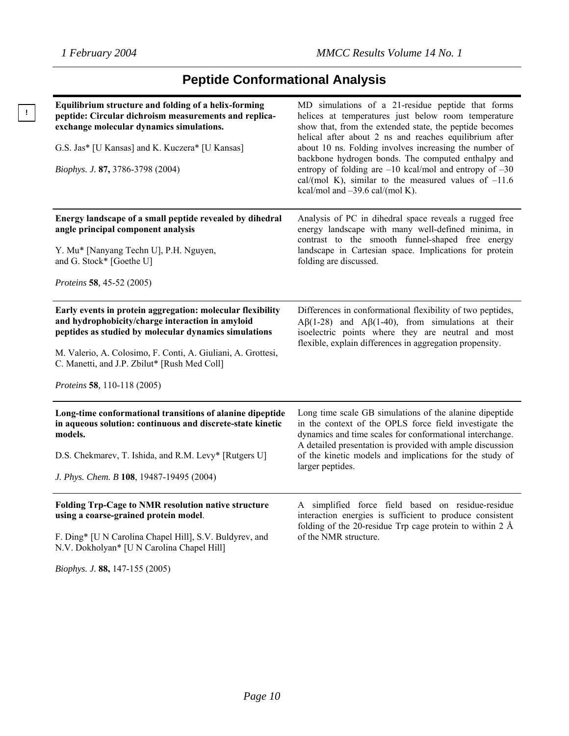# Peptide Conformational Analysis

!

**Equilibrium structure and folding of a helix-forming peptide: Circular dichroism measurements and replica-exchange molecular dynamics simulations.**

G.S. Jas* [U Kansas] and K. Kuczera* [U Kansas]

*Biophys. J.* **87,** 3786-3798 (2004)

MD simulations of a 21-residue peptide that forms helices at temperatures just below room temperature show that, from the extended state, the peptide becomes helical after about 2 ns and reaches equilibrium after about 10 ns. Folding involves increasing the number of backbone hydrogen bonds. The computed enthalpy and entropy of folding are –10 kcal/mol and entropy of –30 cal/(mol K), similar to the measured values of –11.6 kcal/mol and –39.6 cal/(mol K).

---

**Energy landscape of a small peptide revealed by dihedral angle principal component analysis**

Y. Mu* [Nanyang Techn U], P.H. Nguyen, and G. Stock* [Goethe U]

*Proteins* **58***,* 45-52 (2005)

Analysis of PC in dihedral space reveals a rugged free energy landscape with many well-defined minima, in contrast to the smooth funnel-shaped free energy landscape in Cartesian space. Implications for protein folding are discussed.

---

**Early events in protein aggregation: molecular flexibility and hydrophobicity/charge interaction in amyloid peptides as studied by molecular dynamics simulations**

M. Valerio, A. Colosimo, F. Conti, A. Giuliani, A. Grottesi, C. Manetti, and J.P. Zbilut* [Rush Med Coll]

*Proteins* **58***,* 110-118 (2005)

Differences in conformational flexibility of two peptides, Aβ(1-28) and Aβ(1-40), from simulations at their isoelectric points where they are neutral and most flexible, explain differences in aggregation propensity.

---

**Long-time conformational transitions of alanine dipeptide in aqueous solution: continuous and discrete-state kinetic models.**

D.S. Chekmarev, T. Ishida, and R.M. Levy* [Rutgers U]

*J. Phys. Chem. B* **108**, 19487-19495 (2004)

Long time scale GB simulations of the alanine dipeptide in the context of the OPLS force field investigate the dynamics and time scales for conformational interchange. A detailed presentation is provided with ample discussion of the kinetic models and implications for the study of larger peptides.

---

**Folding Trp-Cage to NMR resolution native structure using a coarse-grained protein model**.

F. Ding* [U N Carolina Chapel Hill], S.V. Buldyrev, and N.V. Dokholyan* [U N Carolina Chapel Hill]

*Biophys. J.* **88,** 147-155 (2005)

A simplified force field based on residue-residue interaction energies is sufficient to produce consistent folding of the 20-residue Trp cage protein to within 2 Å of the NMR structure.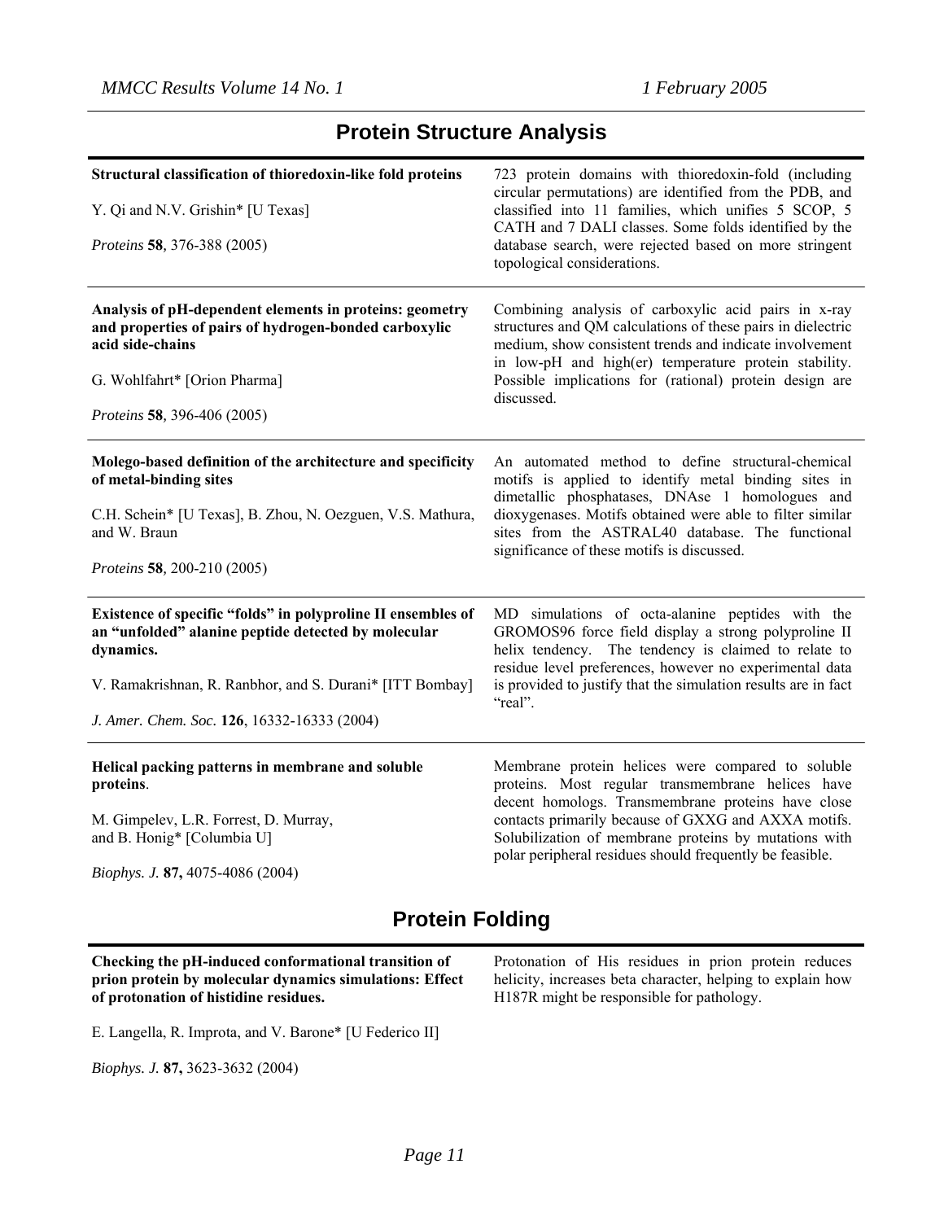## Protein Structure Analysis

**Structural classification of thioredoxin-like fold proteins**

Y. Qi and N.V. Grishin* [U Texas]

*Proteins* **58**, 376-388 (2005)

723 protein domains with thioredoxin-fold (including circular permutations) are identified from the PDB, and classified into 11 families, which unifies 5 SCOP, 5 CATH and 7 DALI classes. Some folds identified by the database search, were rejected based on more stringent topological considerations.

---

**Analysis of pH-dependent elements in proteins: geometry and properties of pairs of hydrogen-bonded carboxylic acid side-chains**

G. Wohlfahrt* [Orion Pharma]

*Proteins* **58**, 396-406 (2005)

Combining analysis of carboxylic acid pairs in x-ray structures and QM calculations of these pairs in dielectric medium, show consistent trends and indicate involvement in low-pH and high(er) temperature protein stability. Possible implications for (rational) protein design are discussed.

---

**Molego-based definition of the architecture and specificity of metal-binding sites**

C.H. Schein* [U Texas], B. Zhou, N. Oezguen, V.S. Mathura, and W. Braun

*Proteins* **58**, 200-210 (2005)

An automated method to define structural-chemical motifs is applied to identify metal binding sites in dimetallic phosphatases, DNAse 1 homologues and dioxygenases. Motifs obtained were able to filter similar sites from the ASTRAL40 database. The functional significance of these motifs is discussed.

---

**Existence of specific "folds" in polyproline II ensembles of an "unfolded" alanine peptide detected by molecular dynamics.**

V. Ramakrishnan, R. Ranbhor, and S. Durani* [ITT Bombay]

*J. Amer. Chem. Soc.* **126**, 16332-16333 (2004)

MD simulations of octa-alanine peptides with the GROMOS96 force field display a strong polyproline II helix tendency. The tendency is claimed to relate to residue level preferences, however no experimental data is provided to justify that the simulation results are in fact "real".

---

**Helical packing patterns in membrane and soluble proteins**.

M. Gimpelev, L.R. Forrest, D. Murray, and B. Honig* [Columbia U]

*Biophys. J.* **87,** 4075-4086 (2004)

Membrane protein helices were compared to soluble proteins. Most regular transmembrane helices have decent homologs. Transmembrane proteins have close contacts primarily because of GXXG and AXXA motifs. Solubilization of membrane proteins by mutations with polar peripheral residues should frequently be feasible.

## Protein Folding

**Checking the pH-induced conformational transition of prion protein by molecular dynamics simulations: Effect of protonation of histidine residues.**

E. Langella, R. Improta, and V. Barone* [U Federico II]

*Biophys. J.* **87,** 3623-3632 (2004)

Protonation of His residues in prion protein reduces helicity, increases beta character, helping to explain how H187R might be responsible for pathology.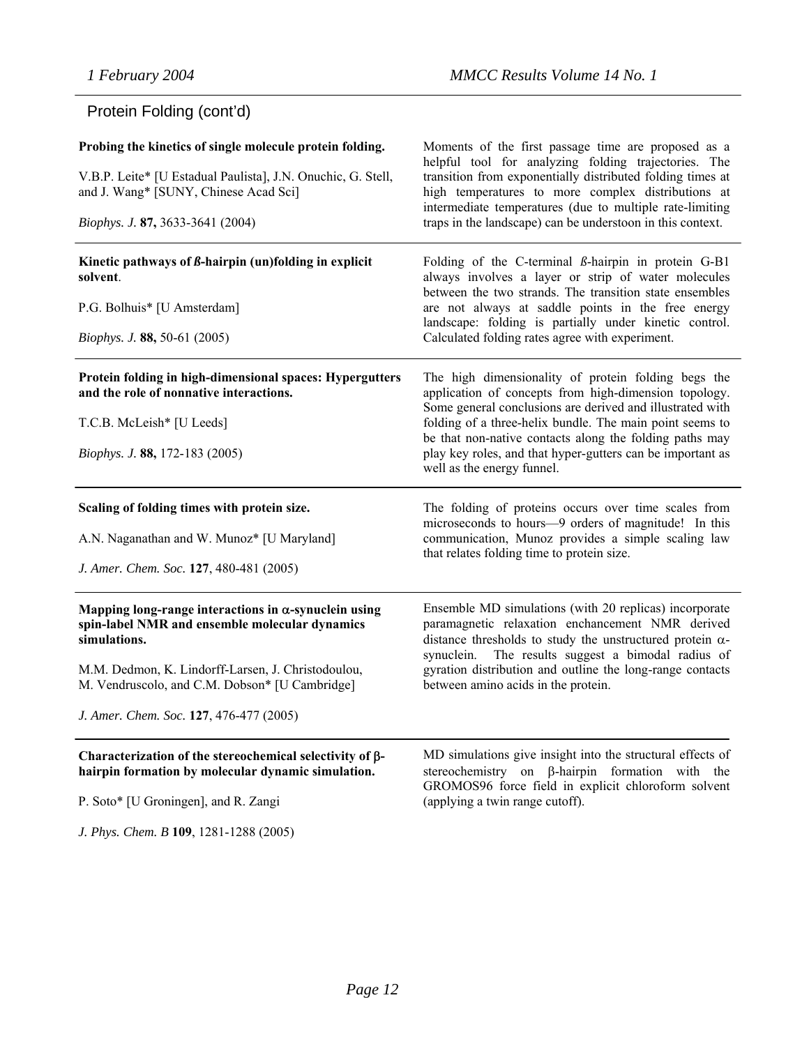## Protein Folding (cont'd)

**Probing the kinetics of single molecule protein folding.**

V.B.P. Leite* [U Estadual Paulista], J.N. Onuchic, G. Stell, and J. Wang* [SUNY, Chinese Acad Sci]

*Biophys. J.* **87,** 3633-3641 (2004)

Moments of the first passage time are proposed as a helpful tool for analyzing folding trajectories. The transition from exponentially distributed folding times at high temperatures to more complex distributions at intermediate temperatures (due to multiple rate-limiting traps in the landscape) can be understoon in this context.

---

**Kinetic pathways of ß-hairpin (un)folding in explicit solvent**.

P.G. Bolhuis* [U Amsterdam]

*Biophys. J.* **88,** 50-61 (2005)

Folding of the C-terminal ß-hairpin in protein G-B1 always involves a layer or strip of water molecules between the two strands. The transition state ensembles are not always at saddle points in the free energy landscape: folding is partially under kinetic control. Calculated folding rates agree with experiment.

---

**Protein folding in high-dimensional spaces: Hypergutters and the role of nonnative interactions.**

T.C.B. McLeish* [U Leeds]

*Biophys. J.* **88,** 172-183 (2005)

The high dimensionality of protein folding begs the application of concepts from high-dimension topology. Some general conclusions are derived and illustrated with folding of a three-helix bundle. The main point seems to be that non-native contacts along the folding paths may play key roles, and that hyper-gutters can be important as well as the energy funnel.

---

**Scaling of folding times with protein size.**

A.N. Naganathan and W. Munoz* [U Maryland]

*J. Amer. Chem. Soc.* **127**, 480-481 (2005)

The folding of proteins occurs over time scales from microseconds to hours—9 orders of magnitude! In this communication, Munoz provides a simple scaling law that relates folding time to protein size.

---

**Mapping long-range interactions in α-synuclein using spin-label NMR and ensemble molecular dynamics simulations.**

M.M. Dedmon, K. Lindorff-Larsen, J. Christodoulou, M. Vendruscolo, and C.M. Dobson* [U Cambridge]

*J. Amer. Chem. Soc.* **127**, 476-477 (2005)

Ensemble MD simulations (with 20 replicas) incorporate paramagnetic relaxation enchancement NMR derived distance thresholds to study the unstructured protein α-synuclein. The results suggest a bimodal radius of gyration distribution and outline the long-range contacts between amino acids in the protein.

---

**Characterization of the stereochemical selectivity of β-hairpin formation by molecular dynamic simulation.**

P. Soto* [U Groningen], and R. Zangi

*J. Phys. Chem. B* **109**, 1281-1288 (2005)

MD simulations give insight into the structural effects of stereochemistry on β-hairpin formation with the GROMOS96 force field in explicit chloroform solvent (applying a twin range cutoff).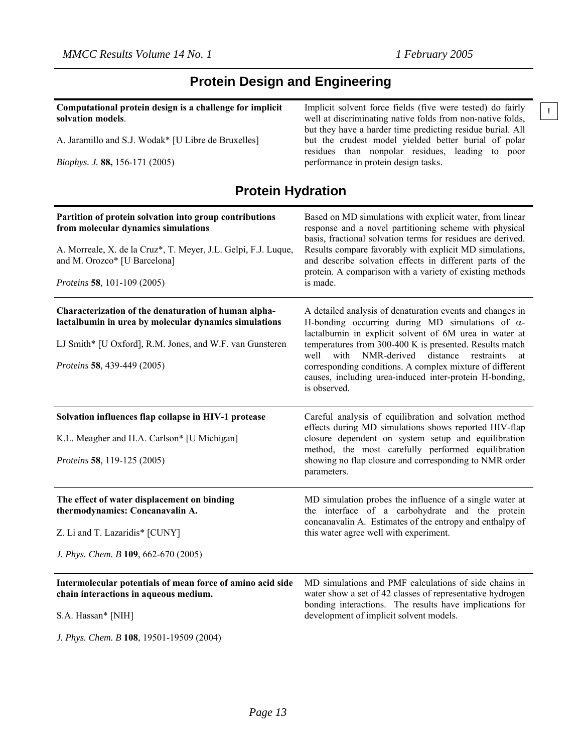## Protein Design and Engineering

**Computational protein design is a challenge for implicit solvation models**.

A. Jaramillo and S.J. Wodak* [U Libre de Bruxelles]

*Biophys. J.* **88,** 156-171 (2005)

Implicit solvent force fields (five were tested) do fairly well at discriminating native folds from non-native folds, but they have a harder time predicting residue burial. All but the crudest model yielded better burial of polar residues than nonpolar residues, leading to poor performance in protein design tasks.

!

## Protein Hydration

**Partition of protein solvation into group contributions from molecular dynamics simulations**

A. Morreale, X. de la Cruz*, T. Meyer, J.L. Gelpi, F.J. Luque, and M. Orozco* [U Barcelona]

*Proteins* **58***,* 101-109 (2005)

Based on MD simulations with explicit water, from linear response and a novel partitioning scheme with physical basis, fractional solvation terms for residues are derived. Results compare favorably with explicit MD simulations, and describe solvation effects in different parts of the protein. A comparison with a variety of existing methods is made.

---

**Characterization of the denaturation of human alpha-lactalbumin in urea by molecular dynamics simulations**

LJ Smith* [U Oxford], R.M. Jones, and W.F. van Gunsteren

*Proteins* **58***,* 439-449 (2005)

A detailed analysis of denaturation events and changes in H-bonding occurring during MD simulations of $\alpha$-lactalbumin in explicit solvent of 6M urea in water at temperatures from 300-400 K is presented. Results match well with NMR-derived distance restraints at corresponding conditions. A complex mixture of different causes, including urea-induced inter-protein H-bonding, is observed.

---

**Solvation influences flap collapse in HIV-1 protease**

K.L. Meagher and H.A. Carlson* [U Michigan]

*Proteins* **58***,* 119-125 (2005)

Careful analysis of equilibration and solvation method effects during MD simulations shows reported HIV-flap closure dependent on system setup and equilibration method, the most carefully performed equilibration showing no flap closure and corresponding to NMR order parameters.

---

**The effect of water displacement on binding thermodynamics: Concanavalin A.**

Z. Li and T. Lazaridis* [CUNY]

*J. Phys. Chem. B* **109**, 662-670 (2005)

MD simulation probes the influence of a single water at the interface of a carbohydrate and the protein concanavalin A. Estimates of the entropy and enthalpy of this water agree well with experiment.

---

**Intermolecular potentials of mean force of amino acid side chain interactions in aqueous medium.**

S.A. Hassan* [NIH]

*J. Phys. Chem. B* **108**, 19501-19509 (2004)

MD simulations and PMF calculations of side chains in water show a set of 42 classes of representative hydrogen bonding interactions. The results have implications for development of implicit solvent models.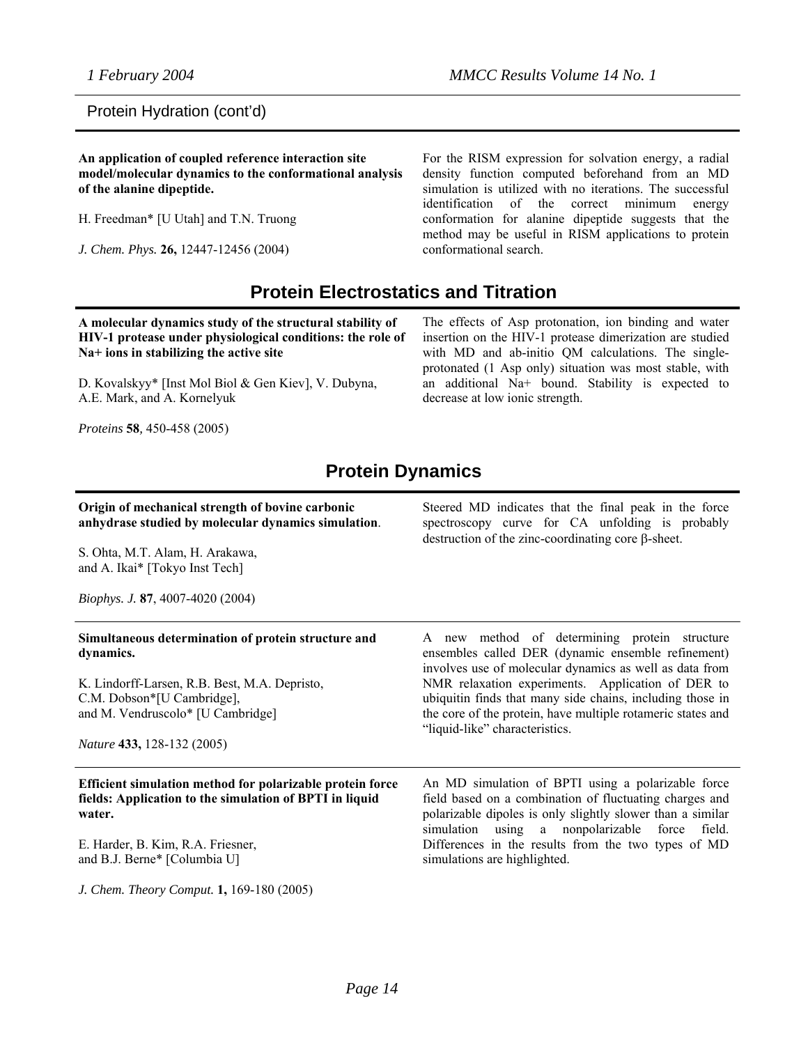## Protein Hydration (cont'd)

**An application of coupled reference interaction site model/molecular dynamics to the conformational analysis of the alanine dipeptide.**

H. Freedman* [U Utah] and T.N. Truong

*J. Chem. Phys.* **26,** 12447-12456 (2004)

For the RISM expression for solvation energy, a radial density function computed beforehand from an MD simulation is utilized with no iterations. The successful identification of the correct minimum energy conformation for alanine dipeptide suggests that the method may be useful in RISM applications to protein conformational search.

# Protein Electrostatics and Titration

**A molecular dynamics study of the structural stability of HIV-1 protease under physiological conditions: the role of Na+ ions in stabilizing the active site**

D. Kovalskyy* [Inst Mol Biol & Gen Kiev], V. Dubyna, A.E. Mark, and A. Kornelyuk

*Proteins* **58**, 450-458 (2005)

The effects of Asp protonation, ion binding and water insertion on the HIV-1 protease dimerization are studied with MD and ab-initio QM calculations. The single-protonated (1 Asp only) situation was most stable, with an additional Na+ bound. Stability is expected to decrease at low ionic strength.

# Protein Dynamics

**Origin of mechanical strength of bovine carbonic anhydrase studied by molecular dynamics simulation.**

S. Ohta, M.T. Alam, H. Arakawa, and A. Ikai* [Tokyo Inst Tech]

*Biophys. J.* **87**, 4007-4020 (2004)

Steered MD indicates that the final peak in the force spectroscopy curve for CA unfolding is probably destruction of the zinc-coordinating core β-sheet.

---

**Simultaneous determination of protein structure and dynamics.**

K. Lindorff-Larsen, R.B. Best, M.A. Depristo, C.M. Dobson*[U Cambridge], and M. Vendruscolo* [U Cambridge]

*Nature* **433,** 128-132 (2005)

A new method of determining protein structure ensembles called DER (dynamic ensemble refinement) involves use of molecular dynamics as well as data from NMR relaxation experiments. Application of DER to ubiquitin finds that many side chains, including those in the core of the protein, have multiple rotameric states and "liquid-like" characteristics.

---

**Efficient simulation method for polarizable protein force fields: Application to the simulation of BPTI in liquid water.**

E. Harder, B. Kim, R.A. Friesner, and B.J. Berne* [Columbia U]

*J. Chem. Theory Comput.* **1,** 169-180 (2005)

An MD simulation of BPTI using a polarizable force field based on a combination of fluctuating charges and polarizable dipoles is only slightly slower than a similar simulation using a nonpolarizable force field. Differences in the results from the two types of MD simulations are highlighted.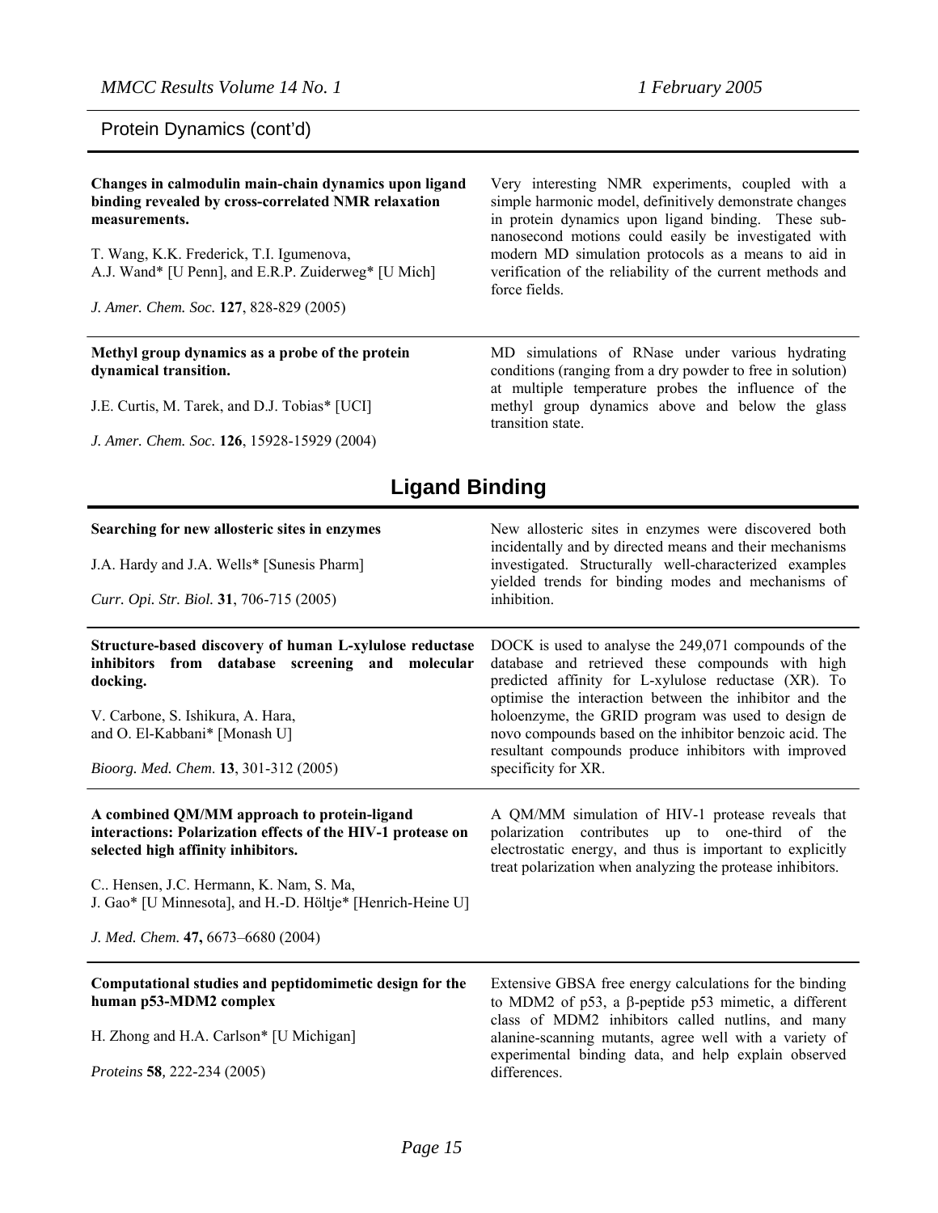## Protein Dynamics (cont'd)

**Changes in calmodulin main-chain dynamics upon ligand binding revealed by cross-correlated NMR relaxation measurements.**

T. Wang, K.K. Frederick, T.I. Igumenova, A.J. Wand* [U Penn], and E.R.P. Zuiderweg* [U Mich]

*J. Amer. Chem. Soc.* **127**, 828-829 (2005)

Very interesting NMR experiments, coupled with a simple harmonic model, definitively demonstrate changes in protein dynamics upon ligand binding. These sub-nanosecond motions could easily be investigated with modern MD simulation protocols as a means to aid in verification of the reliability of the current methods and force fields.

---

**Methyl group dynamics as a probe of the protein dynamical transition.**

J.E. Curtis, M. Tarek, and D.J. Tobias* [UCI]

*J. Amer. Chem. Soc.* **126**, 15928-15929 (2004)

MD simulations of RNase under various hydrating conditions (ranging from a dry powder to free in solution) at multiple temperature probes the influence of the methyl group dynamics above and below the glass transition state.

# Ligand Binding

**Searching for new allosteric sites in enzymes**

J.A. Hardy and J.A. Wells* [Sunesis Pharm]

*Curr. Opi. Str. Biol.* **31**, 706-715 (2005)

New allosteric sites in enzymes were discovered both incidentally and by directed means and their mechanisms investigated. Structurally well-characterized examples yielded trends for binding modes and mechanisms of inhibition.

---

**Structure-based discovery of human L-xylulose reductase inhibitors from database screening and molecular docking.**

V. Carbone, S. Ishikura, A. Hara, and O. El-Kabbani* [Monash U]

*Bioorg. Med. Chem.* **13**, 301-312 (2005)

DOCK is used to analyse the 249,071 compounds of the database and retrieved these compounds with high predicted affinity for L-xylulose reductase (XR). To optimise the interaction between the inhibitor and the holoenzyme, the GRID program was used to design de novo compounds based on the inhibitor benzoic acid. The resultant compounds produce inhibitors with improved specificity for XR.

---

**A combined QM/MM approach to protein-ligand interactions: Polarization effects of the HIV-1 protease on selected high affinity inhibitors.**

C.. Hensen, J.C. Hermann, K. Nam, S. Ma, J. Gao* [U Minnesota], and H.-D. Höltje* [Henrich-Heine U]

*J. Med. Chem.* **47,** 6673–6680 (2004)

A QM/MM simulation of HIV-1 protease reveals that polarization contributes up to one-third of the electrostatic energy, and thus is important to explicitly treat polarization when analyzing the protease inhibitors.

---

**Computational studies and peptidomimetic design for the human p53-MDM2 complex**

H. Zhong and H.A. Carlson* [U Michigan]

*Proteins* **58**, 222-234 (2005)

Extensive GBSA free energy calculations for the binding to MDM2 of p53, a β-peptide p53 mimetic, a different class of MDM2 inhibitors called nutlins, and many alanine-scanning mutants, agree well with a variety of experimental binding data, and help explain observed differences.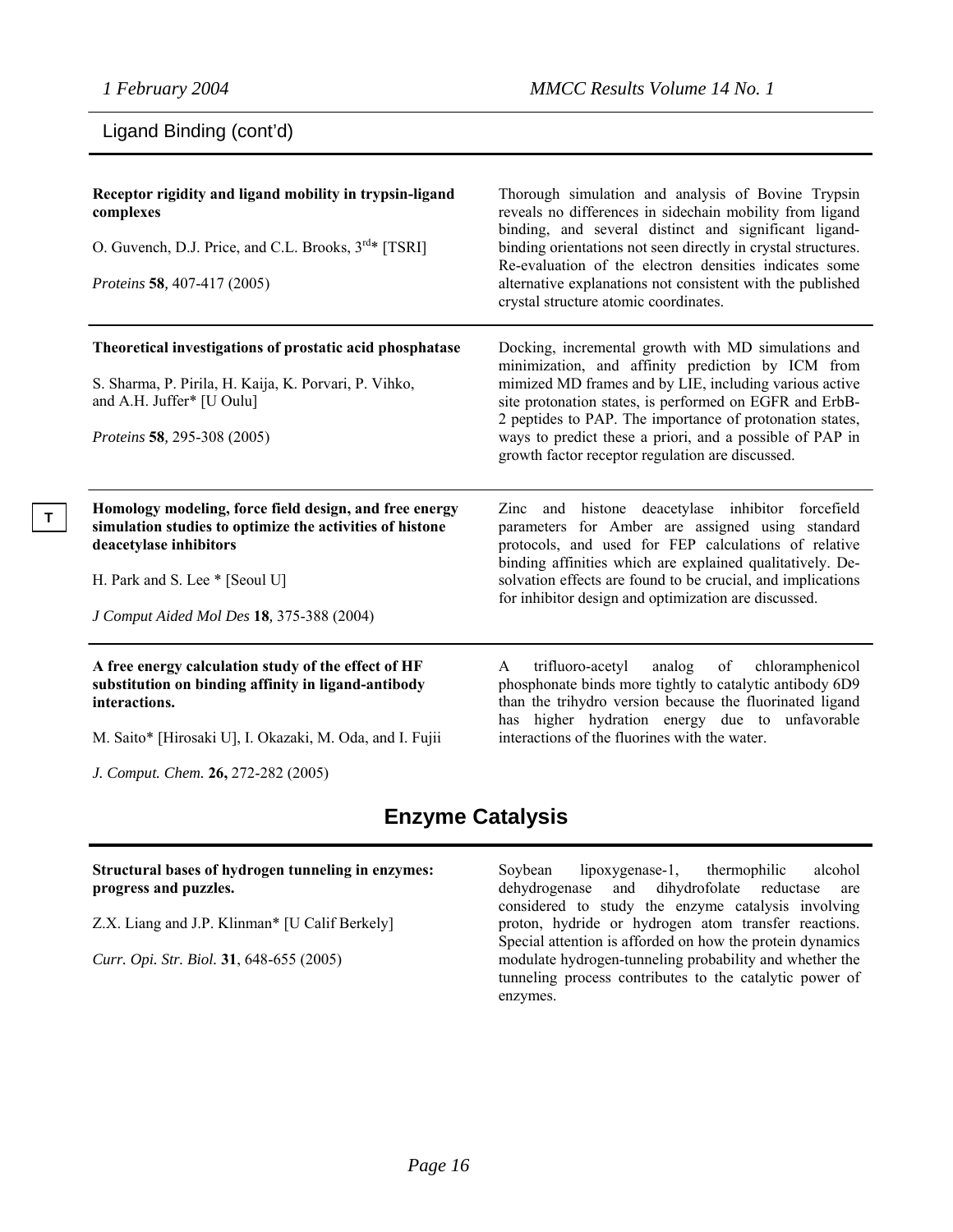Ligand Binding (cont'd)

**Receptor rigidity and ligand mobility in trypsin-ligand complexes**

O. Guvench, D.J. Price, and C.L. Brooks, 3[rd]* [TSRI]

*Proteins* **58**, 407-417 (2005)

Thorough simulation and analysis of Bovine Trypsin reveals no differences in sidechain mobility from ligand binding, and several distinct and significant ligand-binding orientations not seen directly in crystal structures. Re-evaluation of the electron densities indicates some alternative explanations not consistent with the published crystal structure atomic coordinates.

---

**Theoretical investigations of prostatic acid phosphatase**

S. Sharma, P. Pirila, H. Kaija, K. Porvari, P. Vihko, and A.H. Juffer* [U Oulu]

*Proteins* **58**, 295-308 (2005)

Docking, incremental growth with MD simulations and minimization, and affinity prediction by ICM from mimized MD frames and by LIE, including various active site protonation states, is performed on EGFR and ErbB-2 peptides to PAP. The importance of protonation states, ways to predict these a priori, and a possible of PAP in growth factor receptor regulation are discussed.

---

T

**Homology modeling, force field design, and free energy simulation studies to optimize the activities of histone deacetylase inhibitors**

H. Park and S. Lee * [Seoul U]

*J Comput Aided Mol Des* **18**, 375-388 (2004)

Zinc and histone deacetylase inhibitor forcefield parameters for Amber are assigned using standard protocols, and used for FEP calculations of relative binding affinities which are explained qualitatively. De-solvation effects are found to be crucial, and implications for inhibitor design and optimization are discussed.

---

**A free energy calculation study of the effect of HF substitution on binding affinity in ligand-antibody interactions.**

M. Saito* [Hirosaki U], I. Okazaki, M. Oda, and I. Fujii

*J. Comput. Chem.* **26,** 272-282 (2005)

A trifluoro-acetyl analog of chloramphenicol phosphonate binds more tightly to catalytic antibody 6D9 than the trihydro version because the fluorinated ligand has higher hydration energy due to unfavorable interactions of the fluorines with the water.

## Enzyme Catalysis

**Structural bases of hydrogen tunneling in enzymes: progress and puzzles.**

Z.X. Liang and J.P. Klinman* [U Calif Berkely]

*Curr. Opi. Str. Biol.* **31**, 648-655 (2005)

Soybean lipoxygenase-1, thermophilic alcohol dehydrogenase and dihydrofolate reductase are considered to study the enzyme catalysis involving proton, hydride or hydrogen atom transfer reactions. Special attention is afforded on how the protein dynamics modulate hydrogen-tunneling probability and whether the tunneling process contributes to the catalytic power of enzymes.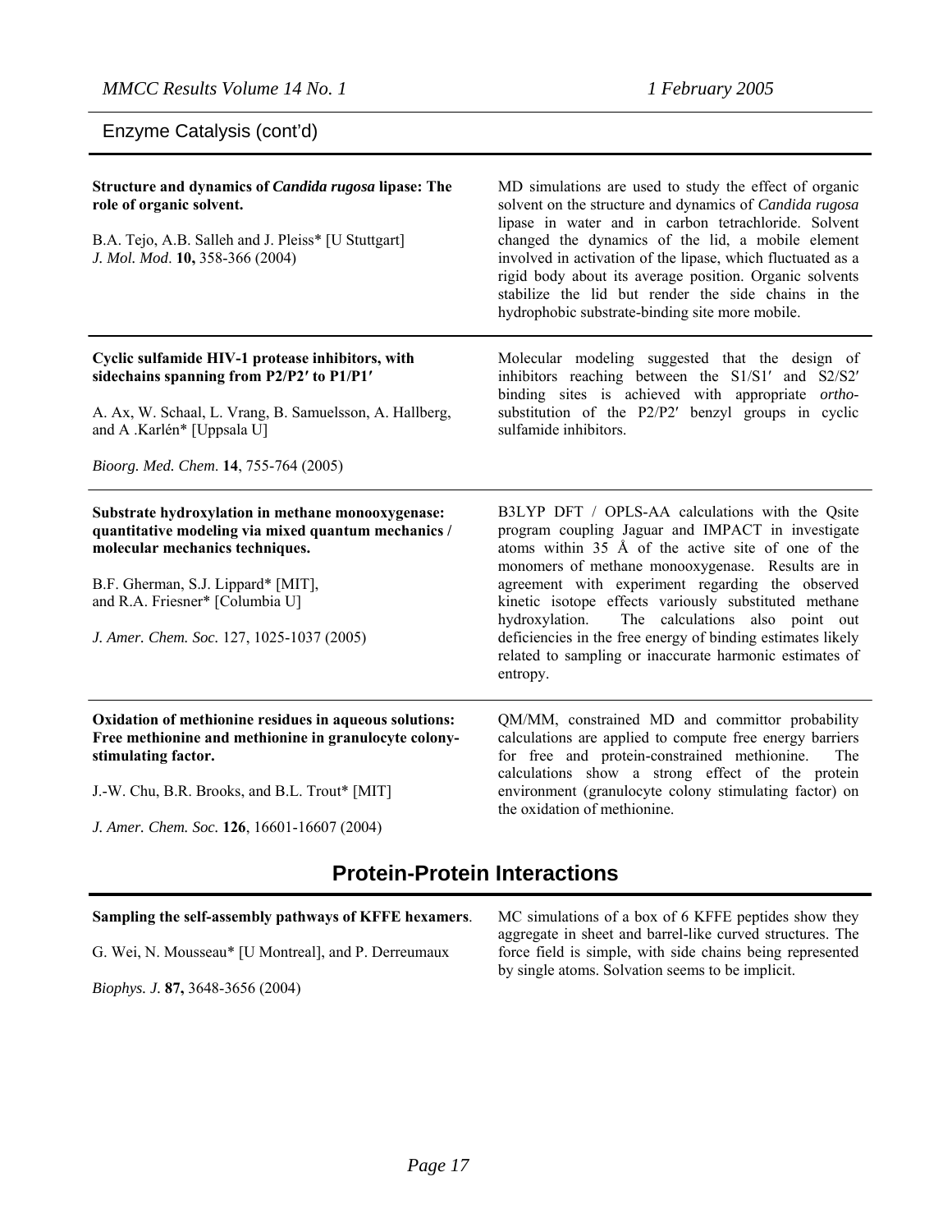## Enzyme Catalysis (cont'd)

**Structure and dynamics of *Candida rugosa* lipase: The role of organic solvent.**

B.A. Tejo, A.B. Salleh and J. Pleiss* [U Stuttgart]
*J. Mol. Mod*. **10,** 358-366 (2004)

MD simulations are used to study the effect of organic solvent on the structure and dynamics of *Candida rugosa* lipase in water and in carbon tetrachloride. Solvent changed the dynamics of the lid, a mobile element involved in activation of the lipase, which fluctuated as a rigid body about its average position. Organic solvents stabilize the lid but render the side chains in the hydrophobic substrate-binding site more mobile.

---

**Cyclic sulfamide HIV-1 protease inhibitors, with sidechains spanning from P2/P2′ to P1/P1′**

A. Ax, W. Schaal, L. Vrang, B. Samuelsson, A. Hallberg, and A .Karlén* [Uppsala U]

*Bioorg. Med. Chem*. **14**, 755-764 (2005)

Molecular modeling suggested that the design of inhibitors reaching between the S1/S1′ and S2/S2′ binding sites is achieved with appropriate *ortho*-substitution of the P2/P2′ benzyl groups in cyclic sulfamide inhibitors.

---

**Substrate hydroxylation in methane monooxygenase: quantitative modeling via mixed quantum mechanics / molecular mechanics techniques.**

B.F. Gherman, S.J. Lippard* [MIT], and R.A. Friesner* [Columbia U]

*J. Amer. Chem. Soc.* 127, 1025-1037 (2005)

B3LYP DFT / OPLS-AA calculations with the Qsite program coupling Jaguar and IMPACT in investigate atoms within 35 Å of the active site of one of the monomers of methane monooxygenase. Results are in agreement with experiment regarding the observed kinetic isotope effects variously substituted methane hydroxylation. The calculations also point out deficiencies in the free energy of binding estimates likely related to sampling or inaccurate harmonic estimates of entropy.

---

**Oxidation of methionine residues in aqueous solutions: Free methionine and methionine in granulocyte colony-stimulating factor.**

J.-W. Chu, B.R. Brooks, and B.L. Trout* [MIT]

*J. Amer. Chem. Soc.* **126**, 16601-16607 (2004)

QM/MM, constrained MD and committor probability calculations are applied to compute free energy barriers for free and protein-constrained methionine. The calculations show a strong effect of the protein environment (granulocyte colony stimulating factor) on the oxidation of methionine.

## Protein-Protein Interactions

**Sampling the self-assembly pathways of KFFE hexamers**.

G. Wei, N. Mousseau* [U Montreal], and P. Derreumaux

*Biophys. J.* **87,** 3648-3656 (2004)

MC simulations of a box of 6 KFFE peptides show they aggregate in sheet and barrel-like curved structures. The force field is simple, with side chains being represented by single atoms. Solvation seems to be implicit.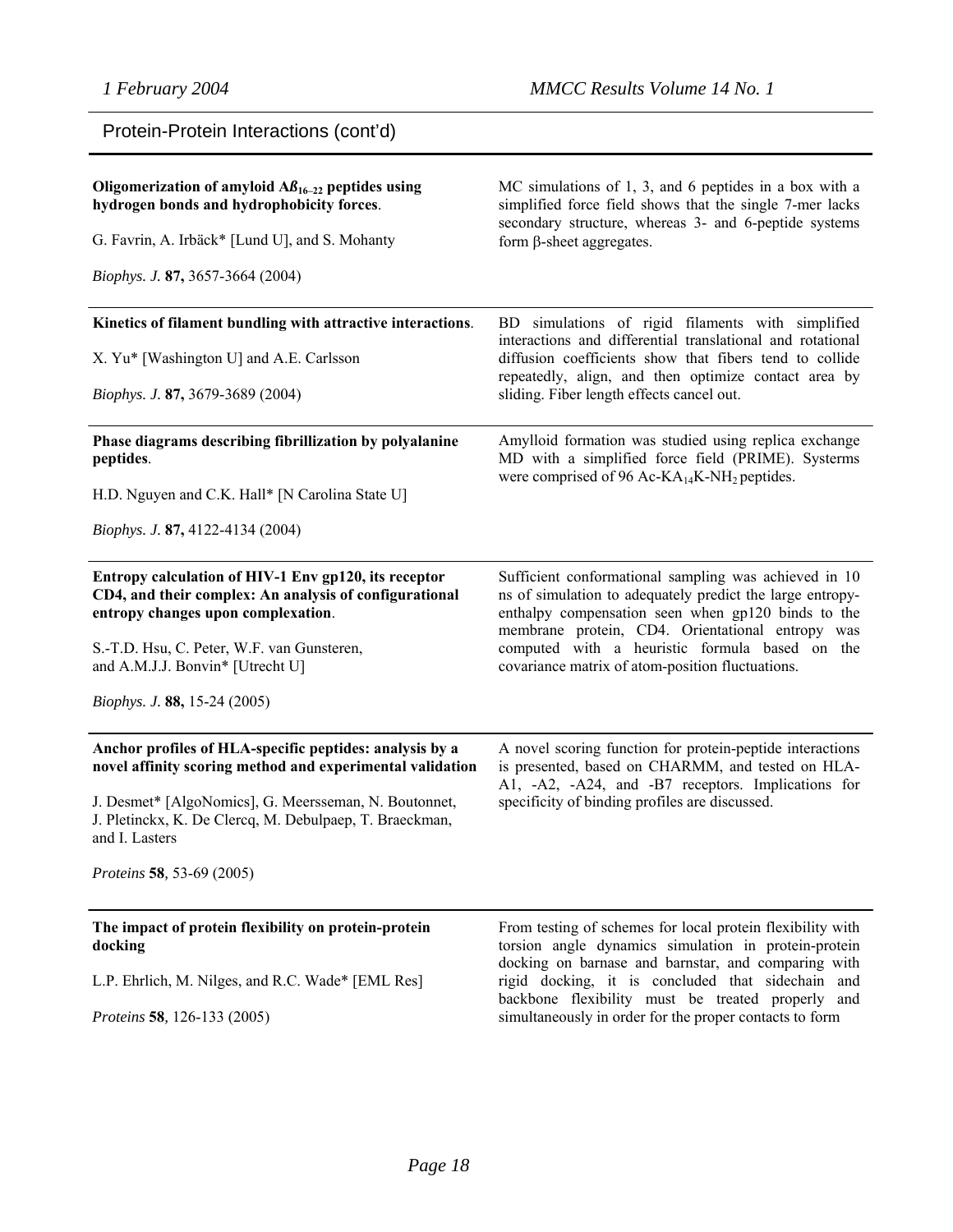## Protein-Protein Interactions (cont'd)

**Oligomerization of amyloid Aß$_{16-22}$ peptides using hydrogen bonds and hydrophobicity forces**.

G. Favrin, A. Irbäck* [Lund U], and S. Mohanty

*Biophys. J.* **87,** 3657-3664 (2004)

MC simulations of 1, 3, and 6 peptides in a box with a simplified force field shows that the single 7-mer lacks secondary structure, whereas 3- and 6-peptide systems form β-sheet aggregates.

---

**Kinetics of filament bundling with attractive interactions**.

X. Yu* [Washington U] and A.E. Carlsson

*Biophys. J.* **87,** 3679-3689 (2004)

BD simulations of rigid filaments with simplified interactions and differential translational and rotational diffusion coefficients show that fibers tend to collide repeatedly, align, and then optimize contact area by sliding. Fiber length effects cancel out.

---

**Phase diagrams describing fibrillization by polyalanine peptides**.

H.D. Nguyen and C.K. Hall* [N Carolina State U]

*Biophys. J.* **87,** 4122-4134 (2004)

Amylloid formation was studied using replica exchange MD with a simplified force field (PRIME). Systerms were comprised of 96 Ac-KA$_{14}$K-NH$_2$ peptides.

---

**Entropy calculation of HIV-1 Env gp120, its receptor CD4, and their complex: An analysis of configurational entropy changes upon complexation**.

S.-T.D. Hsu, C. Peter, W.F. van Gunsteren, and A.M.J.J. Bonvin* [Utrecht U]

*Biophys. J.* **88,** 15-24 (2005)

Sufficient conformational sampling was achieved in 10 ns of simulation to adequately predict the large entropy-enthalpy compensation seen when gp120 binds to the membrane protein, CD4. Orientational entropy was computed with a heuristic formula based on the covariance matrix of atom-position fluctuations.

---

**Anchor profiles of HLA-specific peptides: analysis by a novel affinity scoring method and experimental validation**

J. Desmet* [AlgoNomics], G. Meersseman, N. Boutonnet, J. Pletinckx, K. De Clercq, M. Debulpaep, T. Braeckman, and I. Lasters

*Proteins* **58***,* 53-69 (2005)

A novel scoring function for protein-peptide interactions is presented, based on CHARMM, and tested on HLA-A1, -A2, -A24, and -B7 receptors. Implications for specificity of binding profiles are discussed.

---

**The impact of protein flexibility on protein-protein docking**

L.P. Ehrlich, M. Nilges, and R.C. Wade* [EML Res]

*Proteins* **58***,* 126-133 (2005)

From testing of schemes for local protein flexibility with torsion angle dynamics simulation in protein-protein docking on barnase and barnstar, and comparing with rigid docking, it is concluded that sidechain and backbone flexibility must be treated properly and simultaneously in order for the proper contacts to form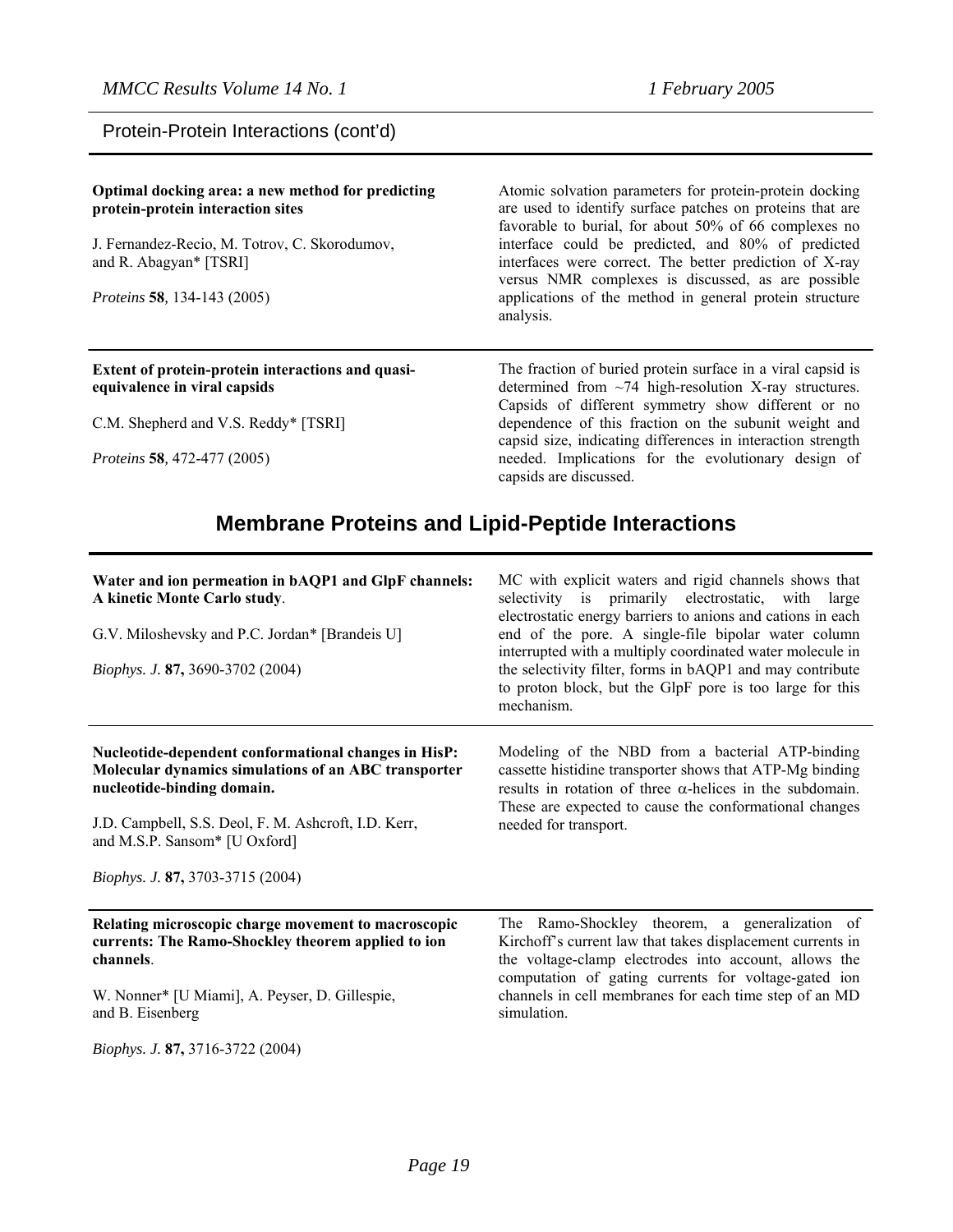## Protein-Protein Interactions (cont'd)

**Optimal docking area: a new method for predicting protein-protein interaction sites**

J. Fernandez-Recio, M. Totrov, C. Skorodumov, and R. Abagyan* [TSRI]

*Proteins* **58**, 134-143 (2005)

Atomic solvation parameters for protein-protein docking are used to identify surface patches on proteins that are favorable to burial, for about 50% of 66 complexes no interface could be predicted, and 80% of predicted interfaces were correct. The better prediction of X-ray versus NMR complexes is discussed, as are possible applications of the method in general protein structure analysis.

---

**Extent of protein-protein interactions and quasi-equivalence in viral capsids**

C.M. Shepherd and V.S. Reddy* [TSRI]

*Proteins* **58**, 472-477 (2005)

The fraction of buried protein surface in a viral capsid is determined from ~74 high-resolution X-ray structures. Capsids of different symmetry show different or no dependence of this fraction on the subunit weight and capsid size, indicating differences in interaction strength needed. Implications for the evolutionary design of capsids are discussed.

# Membrane Proteins and Lipid-Peptide Interactions

**Water and ion permeation in bAQP1 and GlpF channels: A kinetic Monte Carlo study**.

G.V. Miloshevsky and P.C. Jordan* [Brandeis U]

*Biophys. J.* **87,** 3690-3702 (2004)

MC with explicit waters and rigid channels shows that selectivity is primarily electrostatic, with large electrostatic energy barriers to anions and cations in each end of the pore. A single-file bipolar water column interrupted with a multiply coordinated water molecule in the selectivity filter, forms in bAQP1 and may contribute to proton block, but the GlpF pore is too large for this mechanism.

---

**Nucleotide-dependent conformational changes in HisP: Molecular dynamics simulations of an ABC transporter nucleotide-binding domain.**

J.D. Campbell, S.S. Deol, F. M. Ashcroft, I.D. Kerr, and M.S.P. Sansom* [U Oxford]

*Biophys. J.* **87,** 3703-3715 (2004)

Modeling of the NBD from a bacterial ATP-binding cassette histidine transporter shows that ATP-Mg binding results in rotation of three $\alpha$-helices in the subdomain. These are expected to cause the conformational changes needed for transport.

---

**Relating microscopic charge movement to macroscopic currents: The Ramo-Shockley theorem applied to ion channels**.

W. Nonner* [U Miami], A. Peyser, D. Gillespie, and B. Eisenberg

*Biophys. J.* **87,** 3716-3722 (2004)

The Ramo-Shockley theorem, a generalization of Kirchoff's current law that takes displacement currents in the voltage-clamp electrodes into account, allows the computation of gating currents for voltage-gated ion channels in cell membranes for each time step of an MD simulation.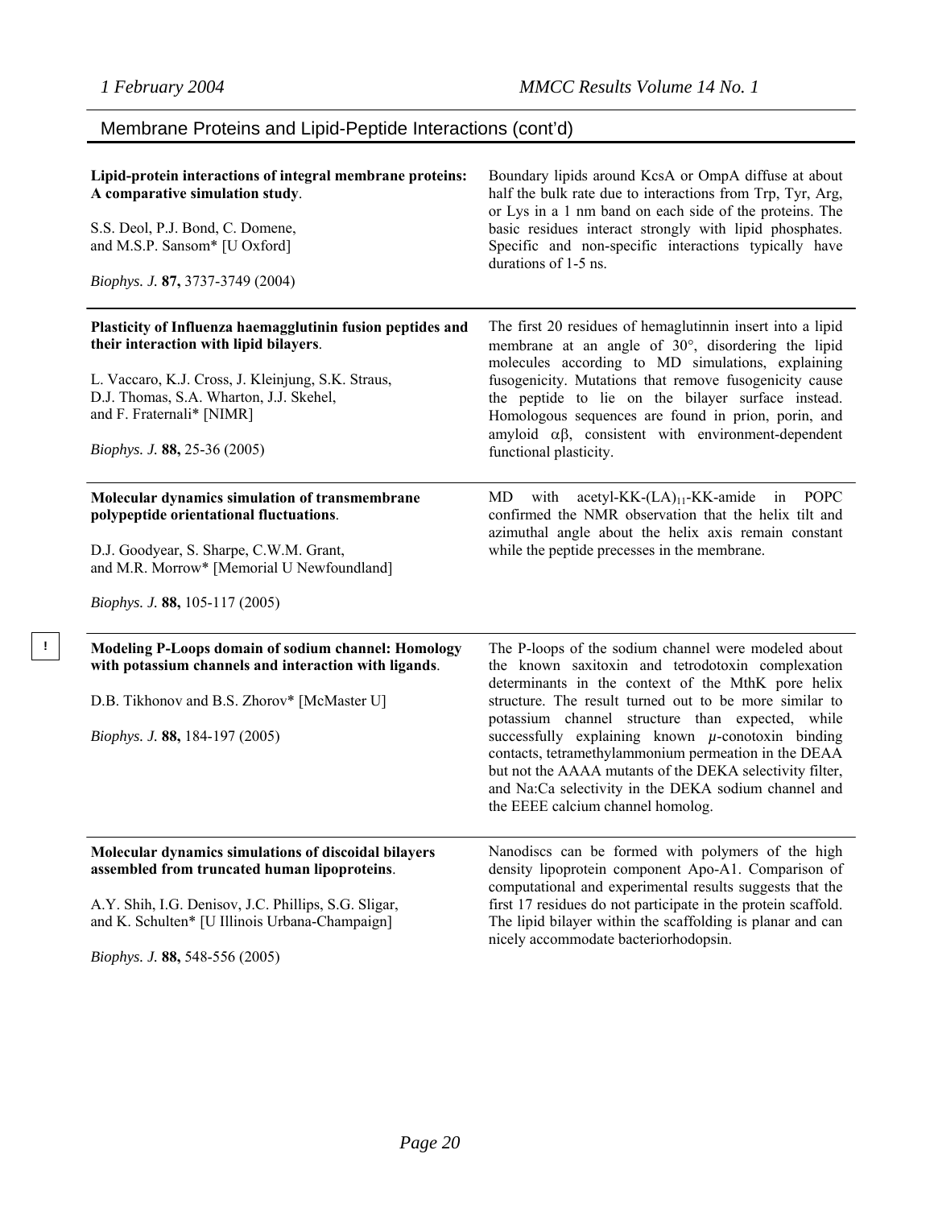## Membrane Proteins and Lipid-Peptide Interactions (cont'd)

| | |
|---|---|
| **Lipid-protein interactions of integral membrane proteins: A comparative simulation study**. <br><br> S.S. Deol, P.J. Bond, C. Domene, and M.S.P. Sansom* [U Oxford] <br><br> *Biophys. J.* **87,** 3737-3749 (2004) | Boundary lipids around KcsA or OmpA diffuse at about half the bulk rate due to interactions from Trp, Tyr, Arg, or Lys in a 1 nm band on each side of the proteins. The basic residues interact strongly with lipid phosphates. Specific and non-specific interactions typically have durations of 1-5 ns. |
| **Plasticity of Influenza haemagglutinin fusion peptides and their interaction with lipid bilayers**. <br><br> L. Vaccaro, K.J. Cross, J. Kleinjung, S.K. Straus, D.J. Thomas, S.A. Wharton, J.J. Skehel, and F. Fraternali* [NIMR] <br><br> *Biophys. J.* **88,** 25-36 (2005) | The first 20 residues of hemaglutinnin insert into a lipid membrane at an angle of 30°, disordering the lipid molecules according to MD simulations, explaining fusogenicity. Mutations that remove fusogenicity cause the peptide to lie on the bilayer surface instead. Homologous sequences are found in prion, porin, and amyloid αβ, consistent with environment-dependent functional plasticity. |
| **Molecular dynamics simulation of transmembrane polypeptide orientational fluctuations**. <br><br> D.J. Goodyear, S. Sharpe, C.W.M. Grant, and M.R. Morrow* [Memorial U Newfoundland] <br><br> *Biophys. J.* **88,** 105-117 (2005) | MD with acetyl-KK-$(LA)_{11}$-KK-amide in POPC confirmed the NMR observation that the helix tilt and azimuthal angle about the helix axis remain constant while the peptide precesses in the membrane. |
| ! **Modeling P-Loops domain of sodium channel: Homology with potassium channels and interaction with ligands**. <br><br> D.B. Tikhonov and B.S. Zhorov* [McMaster U] <br><br> *Biophys. J.* **88,** 184-197 (2005) | The P-loops of the sodium channel were modeled about the known saxitoxin and tetrodotoxin complexation determinants in the context of the MthK pore helix structure. The result turned out to be more similar to potassium channel structure than expected, while successfully explaining known $\mu$-conotoxin binding contacts, tetramethylammonium permeation in the DEAA but not the AAAA mutants of the DEKA selectivity filter, and Na:Ca selectivity in the DEKA sodium channel and the EEEE calcium channel homolog. |
| **Molecular dynamics simulations of discoidal bilayers assembled from truncated human lipoproteins**. <br><br> A.Y. Shih, I.G. Denisov, J.C. Phillips, S.G. Sligar, and K. Schulten* [U Illinois Urbana-Champaign] <br><br> *Biophys. J.* **88,** 548-556 (2005) | Nanodiscs can be formed with polymers of the high density lipoprotein component Apo-A1. Comparison of computational and experimental results suggests that the first 17 residues do not participate in the protein scaffold. The lipid bilayer within the scaffolding is planar and can nicely accommodate bacteriorhodopsin. |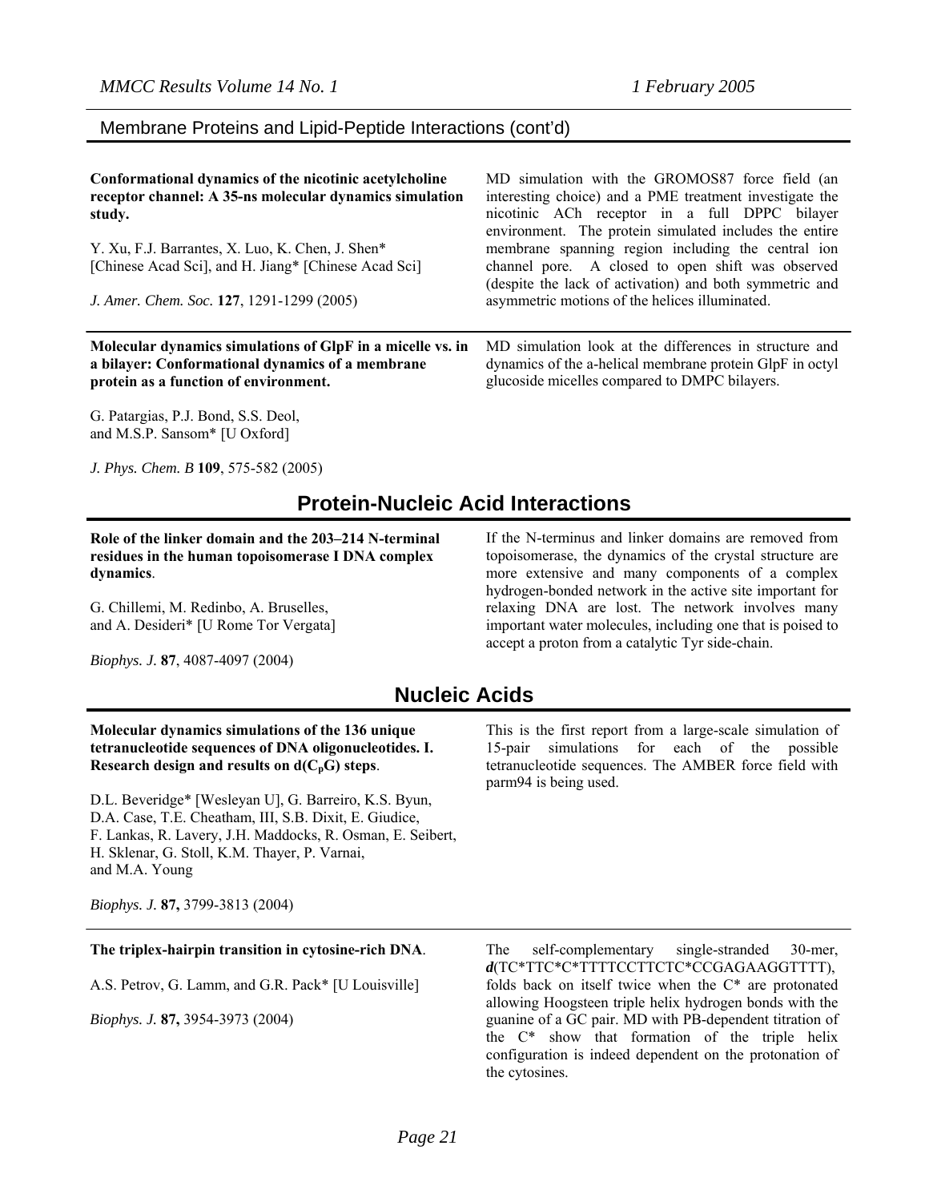## Membrane Proteins and Lipid-Peptide Interactions (cont'd)

**Conformational dynamics of the nicotinic acetylcholine receptor channel: A 35-ns molecular dynamics simulation study.**

Y. Xu, F.J. Barrantes, X. Luo, K. Chen, J. Shen* [Chinese Acad Sci], and H. Jiang* [Chinese Acad Sci]

*J. Amer. Chem. Soc.* **127**, 1291-1299 (2005)

MD simulation with the GROMOS87 force field (an interesting choice) and a PME treatment investigate the nicotinic ACh receptor in a full DPPC bilayer environment. The protein simulated includes the entire membrane spanning region including the central ion channel pore. A closed to open shift was observed (despite the lack of activation) and both symmetric and asymmetric motions of the helices illuminated.

---

**Molecular dynamics simulations of GlpF in a micelle vs. in a bilayer: Conformational dynamics of a membrane protein as a function of environment.**

G. Patargias, P.J. Bond, S.S. Deol, and M.S.P. Sansom* [U Oxford]

*J. Phys. Chem. B* **109**, 575-582 (2005)

MD simulation look at the differences in structure and dynamics of the a-helical membrane protein GlpF in octyl glucoside micelles compared to DMPC bilayers.

## Protein-Nucleic Acid Interactions

**Role of the linker domain and the 203–214 N-terminal residues in the human topoisomerase I DNA complex dynamics**.

G. Chillemi, M. Redinbo, A. Bruselles, and A. Desideri* [U Rome Tor Vergata]

*Biophys. J.* **87**, 4087-4097 (2004)

If the N-terminus and linker domains are removed from topoisomerase, the dynamics of the crystal structure are more extensive and many components of a complex hydrogen-bonded network in the active site important for relaxing DNA are lost. The network involves many important water molecules, including one that is poised to accept a proton from a catalytic Tyr side-chain.

## Nucleic Acids

**Molecular dynamics simulations of the 136 unique tetranucleotide sequences of DNA oligonucleotides. I. Research design and results on d($C_pG$) steps**.

D.L. Beveridge* [Wesleyan U], G. Barreiro, K.S. Byun, D.A. Case, T.E. Cheatham, III, S.B. Dixit, E. Giudice, F. Lankas, R. Lavery, J.H. Maddocks, R. Osman, E. Seibert, H. Sklenar, G. Stoll, K.M. Thayer, P. Varnai, and M.A. Young

*Biophys. J.* **87,** 3799-3813 (2004)

This is the first report from a large-scale simulation of 15-pair simulations for each of the possible tetranucleotide sequences. The AMBER force field with parm94 is being used.

---

**The triplex-hairpin transition in cytosine-rich DNA**.

A.S. Petrov, G. Lamm, and G.R. Pack* [U Louisville]

*Biophys. J.* **87,** 3954-3973 (2004)

The self-complementary single-stranded 30-mer, ***d***(TC*TTC*C*TTTTCCTTCTC*CCGAGAAGGTTTT), folds back on itself twice when the C* are protonated allowing Hoogsteen triple helix hydrogen bonds with the guanine of a GC pair. MD with PB-dependent titration of the C* show that formation of the triple helix configuration is indeed dependent on the protonation of the cytosines.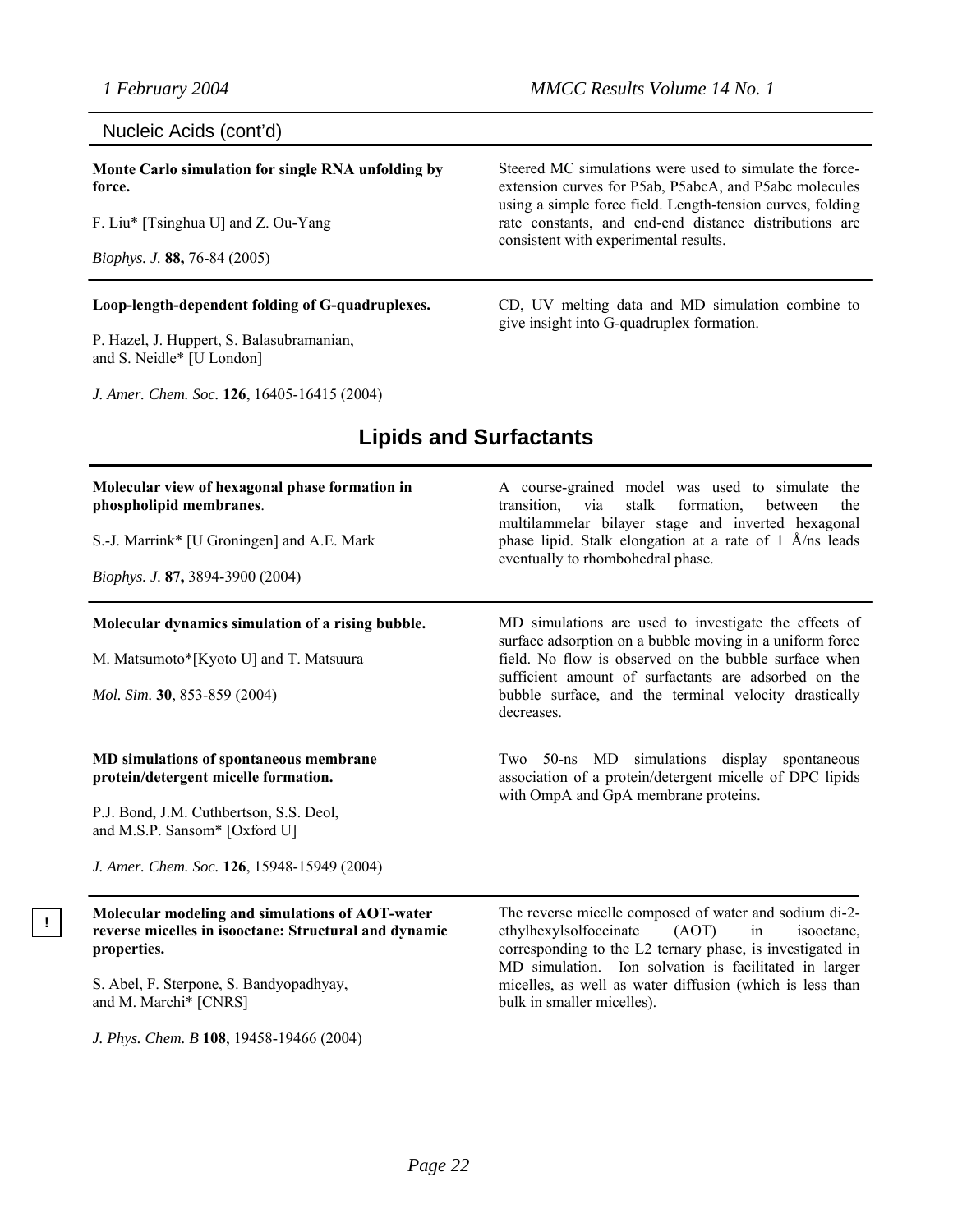## Nucleic Acids (cont'd)

**Monte Carlo simulation for single RNA unfolding by force.**

F. Liu* [Tsinghua U] and Z. Ou-Yang

*Biophys. J.* **88,** 76-84 (2005)

Steered MC simulations were used to simulate the force-extension curves for P5ab, P5abcA, and P5abc molecules using a simple force field. Length-tension curves, folding rate constants, and end-end distance distributions are consistent with experimental results.

---

**Loop-length-dependent folding of G-quadruplexes.**

P. Hazel, J. Huppert, S. Balasubramanian, and S. Neidle* [U London]

*J. Amer. Chem. Soc.* **126**, 16405-16415 (2004)

CD, UV melting data and MD simulation combine to give insight into G-quadruplex formation.

# Lipids and Surfactants

**Molecular view of hexagonal phase formation in phospholipid membranes**.

S.-J. Marrink* [U Groningen] and A.E. Mark

*Biophys. J.* **87,** 3894-3900 (2004)

A course-grained model was used to simulate the transition, via stalk formation, between the multilammelar bilayer stage and inverted hexagonal phase lipid. Stalk elongation at a rate of 1 Å/ns leads eventually to rhombohedral phase.

---

**Molecular dynamics simulation of a rising bubble.**

M. Matsumoto*[Kyoto U] and T. Matsuura

*Mol. Sim.* **30**, 853-859 (2004)

MD simulations are used to investigate the effects of surface adsorption on a bubble moving in a uniform force field. No flow is observed on the bubble surface when sufficient amount of surfactants are adsorbed on the bubble surface, and the terminal velocity drastically decreases.

---

**MD simulations of spontaneous membrane protein/detergent micelle formation.**

P.J. Bond, J.M. Cuthbertson, S.S. Deol, and M.S.P. Sansom* [Oxford U]

*J. Amer. Chem. Soc.* **126**, 15948-15949 (2004)

Two 50-ns MD simulations display spontaneous association of a protein/detergent micelle of DPC lipids with OmpA and GpA membrane proteins.

---

! **Molecular modeling and simulations of AOT-water reverse micelles in isooctane: Structural and dynamic properties.**

S. Abel, F. Sterpone, S. Bandyopadhyay, and M. Marchi* [CNRS]

*J. Phys. Chem. B* **108**, 19458-19466 (2004)

The reverse micelle composed of water and sodium di-2-ethylhexylsolfoccinate (AOT) in isooctane, corresponding to the L2 ternary phase, is investigated in MD simulation. Ion solvation is facilitated in larger micelles, as well as water diffusion (which is less than bulk in smaller micelles).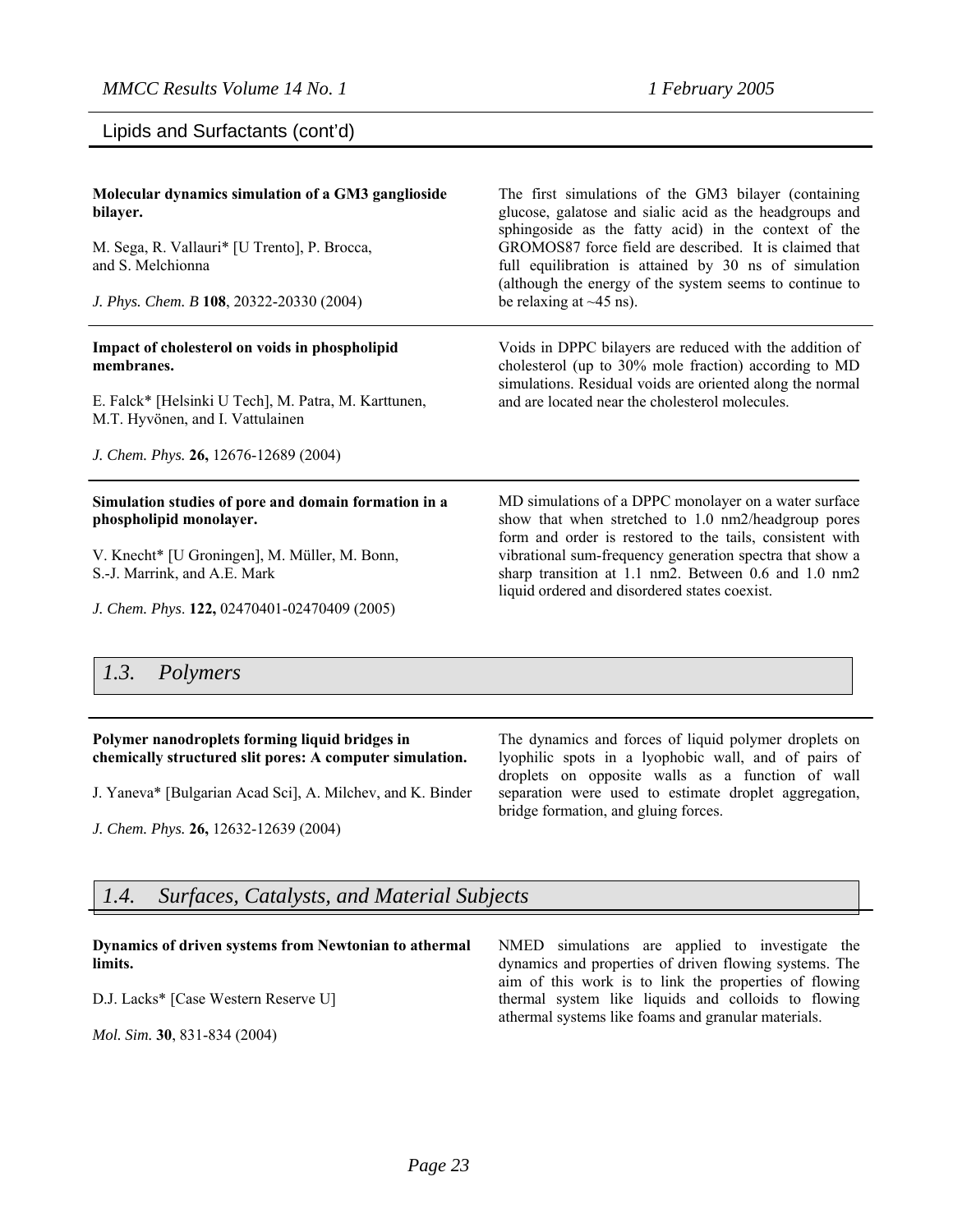## Lipids and Surfactants (cont'd)

**Molecular dynamics simulation of a GM3 ganglioside bilayer.**

M. Sega, R. Vallauri* [U Trento], P. Brocca, and S. Melchionna

*J. Phys. Chem. B* **108**, 20322-20330 (2004)

The first simulations of the GM3 bilayer (containing glucose, galatose and sialic acid as the headgroups and sphingoside as the fatty acid) in the context of the GROMOS87 force field are described. It is claimed that full equilibration is attained by 30 ns of simulation (although the energy of the system seems to continue to be relaxing at ~45 ns).

---

**Impact of cholesterol on voids in phospholipid membranes.**

E. Falck* [Helsinki U Tech], M. Patra, M. Karttunen, M.T. Hyvönen, and I. Vattulainen

*J. Chem. Phys.* **26,** 12676-12689 (2004)

Voids in DPPC bilayers are reduced with the addition of cholesterol (up to 30% mole fraction) according to MD simulations. Residual voids are oriented along the normal and are located near the cholesterol molecules.

---

**Simulation studies of pore and domain formation in a phospholipid monolayer.**

V. Knecht* [U Groningen], M. Müller, M. Bonn, S.-J. Marrink, and A.E. Mark

*J. Chem. Phys*. **122,** 02470401-02470409 (2005)

MD simulations of a DPPC monolayer on a water surface show that when stretched to 1.0 nm2/headgroup pores form and order is restored to the tails, consistent with vibrational sum-frequency generation spectra that show a sharp transition at 1.1 nm2. Between 0.6 and 1.0 nm2 liquid ordered and disordered states coexist.

## *1.3. Polymers*

**Polymer nanodroplets forming liquid bridges in chemically structured slit pores: A computer simulation.**

J. Yaneva* [Bulgarian Acad Sci], A. Milchev, and K. Binder

*J. Chem. Phys.* **26,** 12632-12639 (2004)

The dynamics and forces of liquid polymer droplets on lyophilic spots in a lyophobic wall, and of pairs of droplets on opposite walls as a function of wall separation were used to estimate droplet aggregation, bridge formation, and gluing forces.

## *1.4. Surfaces, Catalysts, and Material Subjects*

**Dynamics of driven systems from Newtonian to athermal limits.**

D.J. Lacks* [Case Western Reserve U]

*Mol. Sim.* **30**, 831-834 (2004)

NMED simulations are applied to investigate the dynamics and properties of driven flowing systems. The aim of this work is to link the properties of flowing thermal system like liquids and colloids to flowing athermal systems like foams and granular materials.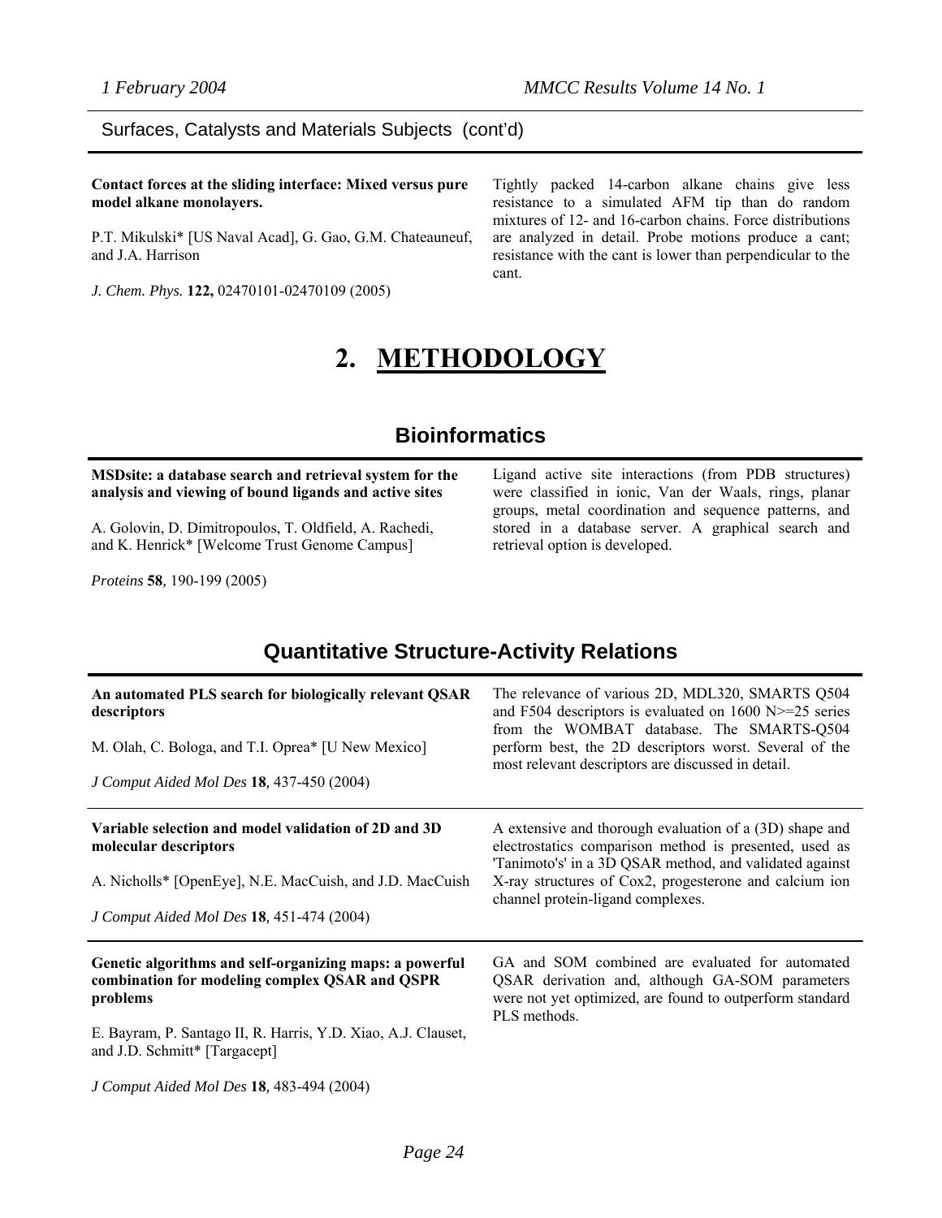Surfaces, Catalysts and Materials Subjects (cont'd)

**Contact forces at the sliding interface: Mixed versus pure model alkane monolayers.**

P.T. Mikulski* [US Naval Acad], G. Gao, G.M. Chateauneuf, and J.A. Harrison

*J. Chem. Phys.* **122,** 02470101-02470109 (2005)

Tightly packed 14-carbon alkane chains give less resistance to a simulated AFM tip than do random mixtures of 12- and 16-carbon chains. Force distributions are analyzed in detail. Probe motions produce a cant; resistance with the cant is lower than perpendicular to the cant.

# 2. METHODOLOGY

## Bioinformatics

**MSDsite: a database search and retrieval system for the analysis and viewing of bound ligands and active sites**

A. Golovin, D. Dimitropoulos, T. Oldfield, A. Rachedi, and K. Henrick* [Welcome Trust Genome Campus]

*Proteins* **58**, 190-199 (2005)

Ligand active site interactions (from PDB structures) were classified in ionic, Van der Waals, rings, planar groups, metal coordination and sequence patterns, and stored in a database server. A graphical search and retrieval option is developed.

## Quantitative Structure-Activity Relations

**An automated PLS search for biologically relevant QSAR descriptors**

M. Olah, C. Bologa, and T.I. Oprea* [U New Mexico]

*J Comput Aided Mol Des* **18**, 437-450 (2004)

The relevance of various 2D, MDL320, SMARTS Q504 and F504 descriptors is evaluated on 1600 N>=25 series from the WOMBAT database. The SMARTS-Q504 perform best, the 2D descriptors worst. Several of the most relevant descriptors are discussed in detail.

---

**Variable selection and model validation of 2D and 3D molecular descriptors**

A. Nicholls* [OpenEye], N.E. MacCuish, and J.D. MacCuish

*J Comput Aided Mol Des* **18**, 451-474 (2004)

A extensive and thorough evaluation of a (3D) shape and electrostatics comparison method is presented, used as 'Tanimoto's' in a 3D QSAR method, and validated against X-ray structures of Cox2, progesterone and calcium ion channel protein-ligand complexes.

---

**Genetic algorithms and self-organizing maps: a powerful combination for modeling complex QSAR and QSPR problems**

E. Bayram, P. Santago II, R. Harris, Y.D. Xiao, A.J. Clauset, and J.D. Schmitt* [Targacept]

*J Comput Aided Mol Des* **18**, 483-494 (2004)

GA and SOM combined are evaluated for automated QSAR derivation and, although GA-SOM parameters were not yet optimized, are found to outperform standard PLS methods.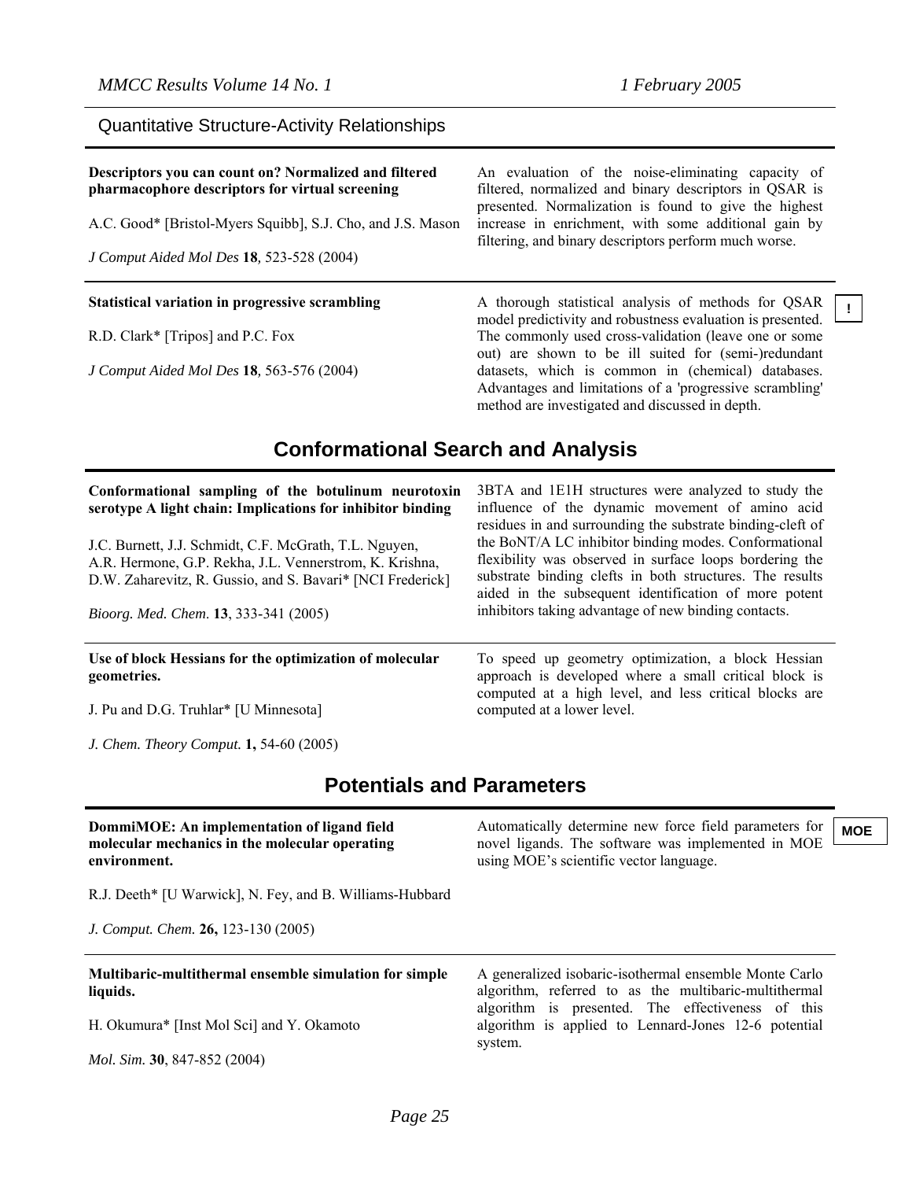## Quantitative Structure-Activity Relationships

**Descriptors you can count on? Normalized and filtered pharmacophore descriptors for virtual screening**

A.C. Good* [Bristol-Myers Squibb], S.J. Cho, and J.S. Mason

*J Comput Aided Mol Des* **18**, 523-528 (2004)

An evaluation of the noise-eliminating capacity of filtered, normalized and binary descriptors in QSAR is presented. Normalization is found to give the highest increase in enrichment, with some additional gain by filtering, and binary descriptors perform much worse.

---

**Statistical variation in progressive scrambling**

R.D. Clark* [Tripos] and P.C. Fox

*J Comput Aided Mol Des* **18**, 563-576 (2004)

A thorough statistical analysis of methods for QSAR model predictivity and robustness evaluation is presented. The commonly used cross-validation (leave one or some out) are shown to be ill suited for (semi-)redundant datasets, which is common in (chemical) databases. Advantages and limitations of a 'progressive scrambling' method are investigated and discussed in depth.

!

## Conformational Search and Analysis

**Conformational sampling of the botulinum neurotoxin serotype A light chain: Implications for inhibitor binding**

J.C. Burnett, J.J. Schmidt, C.F. McGrath, T.L. Nguyen, A.R. Hermone, G.P. Rekha, J.L. Vennerstrom, K. Krishna, D.W. Zaharevitz, R. Gussio, and S. Bavari* [NCI Frederick]

*Bioorg. Med. Chem.* **13**, 333-341 (2005)

3BTA and 1E1H structures were analyzed to study the influence of the dynamic movement of amino acid residues in and surrounding the substrate binding-cleft of the BoNT/A LC inhibitor binding modes. Conformational flexibility was observed in surface loops bordering the substrate binding clefts in both structures. The results aided in the subsequent identification of more potent inhibitors taking advantage of new binding contacts.

---

**Use of block Hessians for the optimization of molecular geometries.**

J. Pu and D.G. Truhlar* [U Minnesota]

*J. Chem. Theory Comput.* **1,** 54-60 (2005)

To speed up geometry optimization, a block Hessian approach is developed where a small critical block is computed at a high level, and less critical blocks are computed at a lower level.

## Potentials and Parameters

**DommiMOE: An implementation of ligand field molecular mechanics in the molecular operating environment.**

R.J. Deeth* [U Warwick], N. Fey, and B. Williams-Hubbard

*J. Comput. Chem.* **26,** 123-130 (2005)

Automatically determine new force field parameters for novel ligands. The software was implemented in MOE using MOE's scientific vector language.

MOE

---

**Multibaric-multithermal ensemble simulation for simple liquids.**

H. Okumura* [Inst Mol Sci] and Y. Okamoto

*Mol. Sim.* **30**, 847-852 (2004)

A generalized isobaric-isothermal ensemble Monte Carlo algorithm, referred to as the multibaric-multithermal algorithm is presented. The effectiveness of this algorithm is applied to Lennard-Jones 12-6 potential system.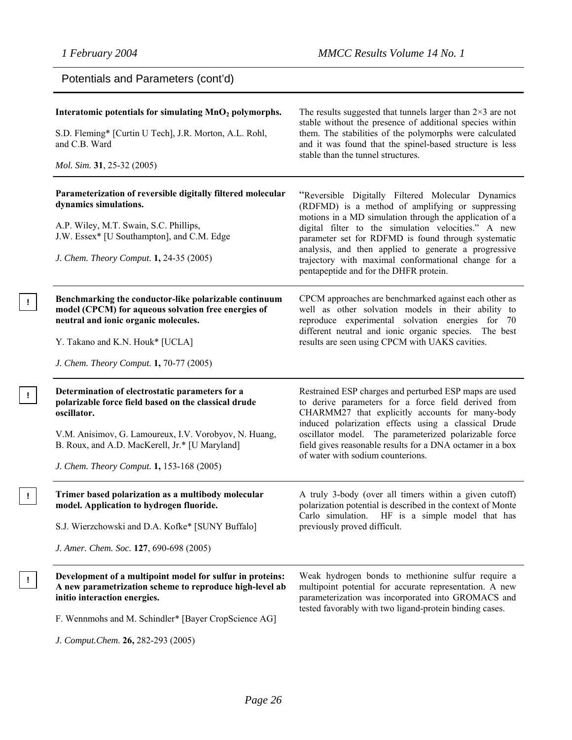## Potentials and Parameters (cont'd)

**Interatomic potentials for simulating $MnO_2$ polymorphs.**

S.D. Fleming* [Curtin U Tech], J.R. Morton, A.L. Rohl, and C.B. Ward

*Mol. Sim.* **31**, 25-32 (2005)

The results suggested that tunnels larger than $2\times3$ are not stable without the presence of additional species within them. The stabilities of the polymorphs were calculated and it was found that the spinel-based structure is less stable than the tunnel structures.

---

**Parameterization of reversible digitally filtered molecular dynamics simulations.**

A.P. Wiley, M.T. Swain, S.C. Phillips, J.W. Essex* [U Southampton], and C.M. Edge

*J. Chem. Theory Comput.* **1,** 24-35 (2005)

"Reversible Digitally Filtered Molecular Dynamics (RDFMD) is a method of amplifying or suppressing motions in a MD simulation through the application of a digital filter to the simulation velocities." A new parameter set for RDFMD is found through systematic analysis, and then applied to generate a progressive trajectory with maximal conformational change for a pentapeptide and for the DHFR protein.

---

! **Benchmarking the conductor-like polarizable continuum model (CPCM) for aqueous solvation free energies of neutral and ionic organic molecules.**

Y. Takano and K.N. Houk* [UCLA]

*J. Chem. Theory Comput.* **1,** 70-77 (2005)

CPCM approaches are benchmarked against each other as well as other solvation models in their ability to reproduce experimental solvation energies for 70 different neutral and ionic organic species. The best results are seen using CPCM with UAKS cavities.

---

! **Determination of electrostatic parameters for a polarizable force field based on the classical drude oscillator.**

V.M. Anisimov, G. Lamoureux, I.V. Vorobyov, N. Huang, B. Roux, and A.D. MacKerell, Jr.* [U Maryland]

*J. Chem. Theory Comput.* **1,** 153-168 (2005)

Restrained ESP charges and perturbed ESP maps are used to derive parameters for a force field derived from CHARMM27 that explicitly accounts for many-body induced polarization effects using a classical Drude oscillator model. The parameterized polarizable force field gives reasonable results for a DNA octamer in a box of water with sodium counterions.

---

! **Trimer based polarization as a multibody molecular model. Application to hydrogen fluoride.**

S.J. Wierzchowski and D.A. Kofke* [SUNY Buffalo]

*J. Amer. Chem. Soc.* **127**, 690-698 (2005)

A truly 3-body (over all timers within a given cutoff) polarization potential is described in the context of Monte Carlo simulation. HF is a simple model that has previously proved difficult.

---

! **Development of a multipoint model for sulfur in proteins: A new parametrization scheme to reproduce high-level ab initio interaction energies.**

F. Wennmohs and M. Schindler* [Bayer CropScience AG]

*J. Comput.Chem.* **26,** 282-293 (2005)

Weak hydrogen bonds to methionine sulfur require a multipoint potential for accurate representation. A new parameterization was incorporated into GROMACS and tested favorably with two ligand-protein binding cases.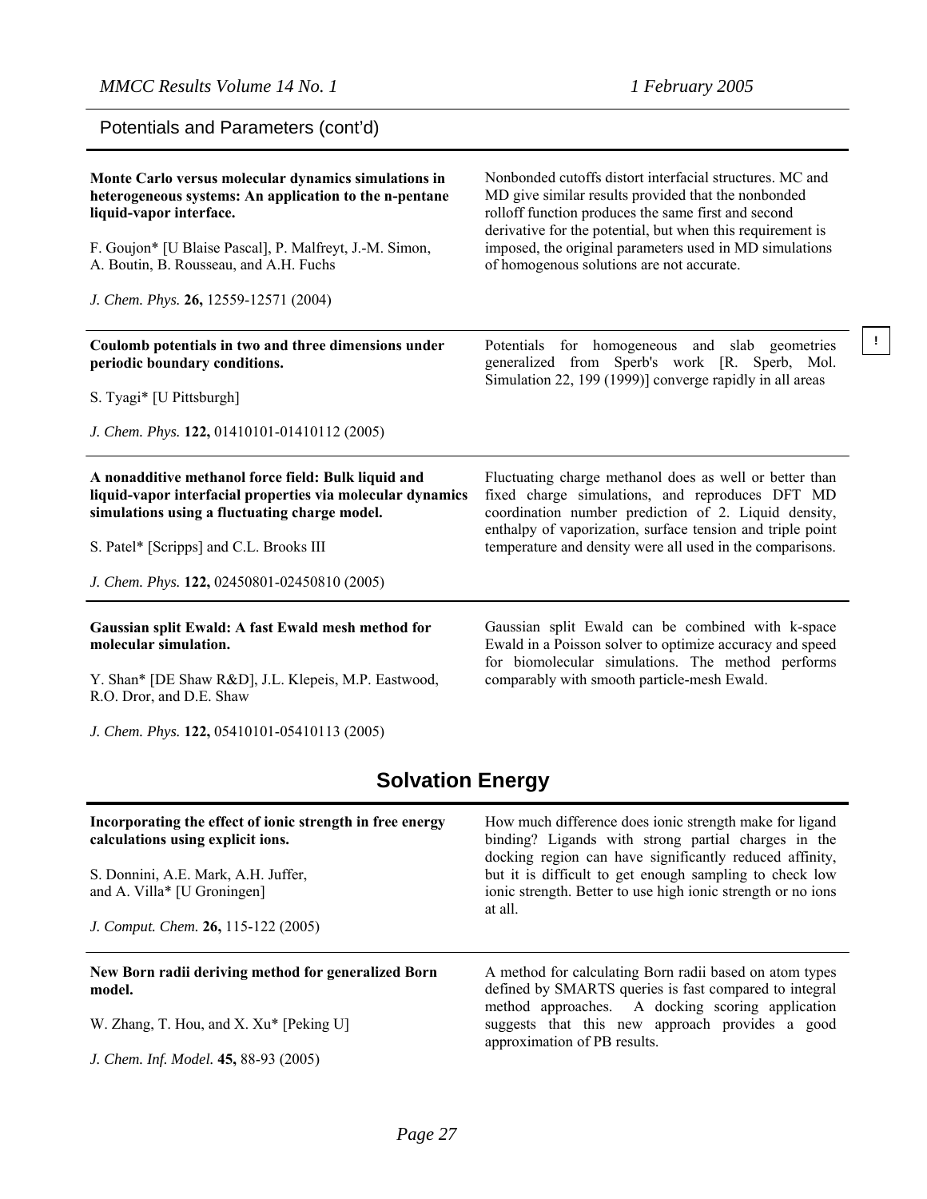## Potentials and Parameters (cont'd)

**Monte Carlo versus molecular dynamics simulations in heterogeneous systems: An application to the n-pentane liquid-vapor interface.**

F. Goujon* [U Blaise Pascal], P. Malfreyt, J.-M. Simon, A. Boutin, B. Rousseau, and A.H. Fuchs

*J. Chem. Phys.* **26,** 12559-12571 (2004)

Nonbonded cutoffs distort interfacial structures. MC and MD give similar results provided that the nonbonded rolloff function produces the same first and second derivative for the potential, but when this requirement is imposed, the original parameters used in MD simulations of homogenous solutions are not accurate.

---

**Coulomb potentials in two and three dimensions under periodic boundary conditions.**

S. Tyagi* [U Pittsburgh]

*J. Chem. Phys.* **122,** 01410101-01410112 (2005)

Potentials for homogeneous and slab geometries generalized from Sperb's work [R. Sperb, Mol. Simulation 22, 199 (1999)] converge rapidly in all areas

!

---

**A nonadditive methanol force field: Bulk liquid and liquid-vapor interfacial properties via molecular dynamics simulations using a fluctuating charge model.**

S. Patel* [Scripps] and C.L. Brooks III

*J. Chem. Phys.* **122,** 02450801-02450810 (2005)

Fluctuating charge methanol does as well or better than fixed charge simulations, and reproduces DFT MD coordination number prediction of 2. Liquid density, enthalpy of vaporization, surface tension and triple point temperature and density were all used in the comparisons.

---

**Gaussian split Ewald: A fast Ewald mesh method for molecular simulation.**

Y. Shan* [DE Shaw R&D], J.L. Klepeis, M.P. Eastwood, R.O. Dror, and D.E. Shaw

*J. Chem. Phys.* **122,** 05410101-05410113 (2005)

Gaussian split Ewald can be combined with k-space Ewald in a Poisson solver to optimize accuracy and speed for biomolecular simulations. The method performs comparably with smooth particle-mesh Ewald.

# Solvation Energy

**Incorporating the effect of ionic strength in free energy calculations using explicit ions.**

S. Donnini, A.E. Mark, A.H. Juffer, and A. Villa* [U Groningen]

*J. Comput. Chem.* **26,** 115-122 (2005)

How much difference does ionic strength make for ligand binding? Ligands with strong partial charges in the docking region can have significantly reduced affinity, but it is difficult to get enough sampling to check low ionic strength. Better to use high ionic strength or no ions at all.

---

**New Born radii deriving method for generalized Born model.**

W. Zhang, T. Hou, and X. Xu* [Peking U]

*J. Chem. Inf. Model.* **45,** 88-93 (2005)

A method for calculating Born radii based on atom types defined by SMARTS queries is fast compared to integral method approaches. A docking scoring application suggests that this new approach provides a good approximation of PB results.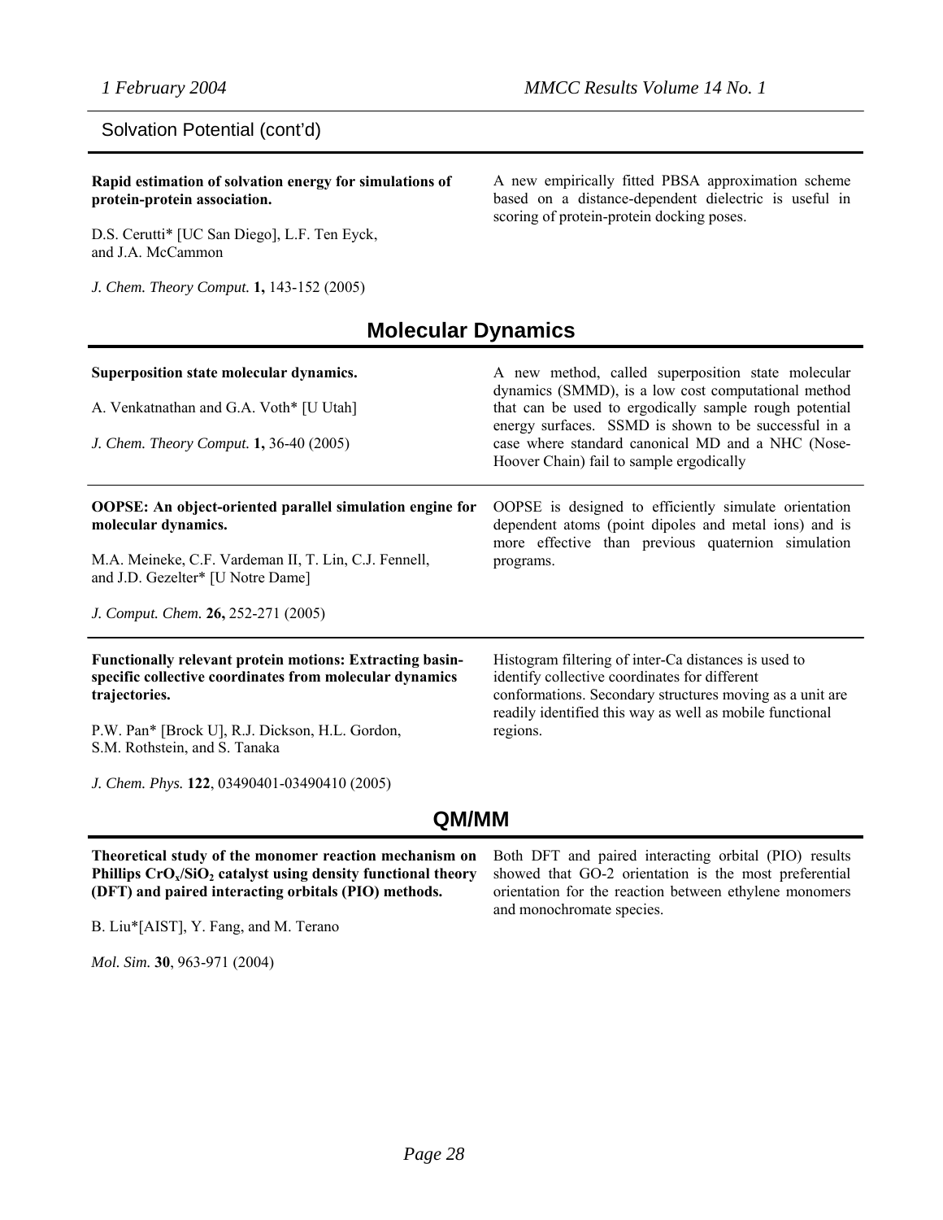## Solvation Potential (cont'd)

**Rapid estimation of solvation energy for simulations of protein-protein association.**

D.S. Cerutti* [UC San Diego], L.F. Ten Eyck, and J.A. McCammon

*J. Chem. Theory Comput.* **1,** 143-152 (2005)

A new empirically fitted PBSA approximation scheme based on a distance-dependent dielectric is useful in scoring of protein-protein docking poses.

# Molecular Dynamics

**Superposition state molecular dynamics.**

A. Venkatnathan and G.A. Voth* [U Utah]

*J. Chem. Theory Comput.* **1,** 36-40 (2005)

A new method, called superposition state molecular dynamics (SMMD), is a low cost computational method that can be used to ergodically sample rough potential energy surfaces. SSMD is shown to be successful in a case where standard canonical MD and a NHC (Nose-Hoover Chain) fail to sample ergodically

---

**OOPSE: An object-oriented parallel simulation engine for molecular dynamics.**

M.A. Meineke, C.F. Vardeman II, T. Lin, C.J. Fennell, and J.D. Gezelter* [U Notre Dame]

*J. Comput. Chem.* **26,** 252-271 (2005)

OOPSE is designed to efficiently simulate orientation dependent atoms (point dipoles and metal ions) and is more effective than previous quaternion simulation programs.

---

**Functionally relevant protein motions: Extracting basin-specific collective coordinates from molecular dynamics trajectories.**

P.W. Pan* [Brock U], R.J. Dickson, H.L. Gordon, S.M. Rothstein, and S. Tanaka

*J. Chem. Phys.* **122**, 03490401-03490410 (2005)

Histogram filtering of inter-Ca distances is used to identify collective coordinates for different conformations. Secondary structures moving as a unit are readily identified this way as well as mobile functional regions.

# QM/MM

**Theoretical study of the monomer reaction mechanism on Phillips $CrO_x/SiO_2$ catalyst using density functional theory (DFT) and paired interacting orbitals (PIO) methods.**

B. Liu*[AIST], Y. Fang, and M. Terano

*Mol. Sim.* **30**, 963-971 (2004)

Both DFT and paired interacting orbital (PIO) results showed that GO-2 orientation is the most preferential orientation for the reaction between ethylene monomers and monochromate species.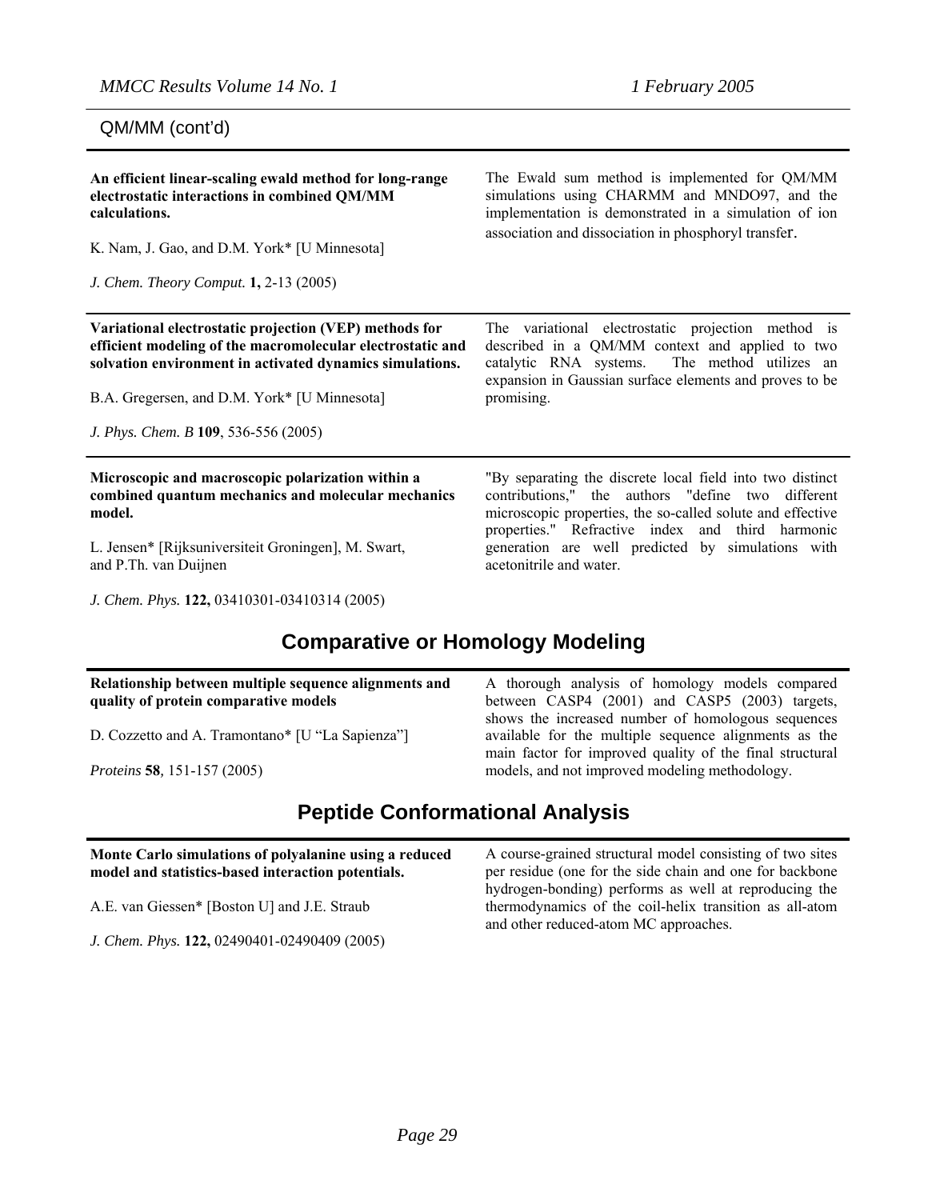QM/MM (cont'd)

**An efficient linear-scaling ewald method for long-range electrostatic interactions in combined QM/MM calculations.**

K. Nam, J. Gao, and D.M. York* [U Minnesota]

*J. Chem. Theory Comput.* **1,** 2-13 (2005)

The Ewald sum method is implemented for QM/MM simulations using CHARMM and MNDO97, and the implementation is demonstrated in a simulation of ion association and dissociation in phosphoryl transfer.

---

**Variational electrostatic projection (VEP) methods for efficient modeling of the macromolecular electrostatic and solvation environment in activated dynamics simulations.**

B.A. Gregersen, and D.M. York* [U Minnesota]

*J. Phys. Chem. B* **109**, 536-556 (2005)

The variational electrostatic projection method is described in a QM/MM context and applied to two catalytic RNA systems. The method utilizes an expansion in Gaussian surface elements and proves to be promising.

---

**Microscopic and macroscopic polarization within a combined quantum mechanics and molecular mechanics model.**

L. Jensen* [Rijksuniversiteit Groningen], M. Swart, and P.Th. van Duijnen

*J. Chem. Phys.* **122,** 03410301-03410314 (2005)

"By separating the discrete local field into two distinct contributions," the authors "define two different microscopic properties, the so-called solute and effective properties." Refractive index and third harmonic generation are well predicted by simulations with acetonitrile and water.

## Comparative or Homology Modeling

**Relationship between multiple sequence alignments and quality of protein comparative models**

D. Cozzetto and A. Tramontano* [U "La Sapienza"]

*Proteins* **58***,* 151-157 (2005)

A thorough analysis of homology models compared between CASP4 (2001) and CASP5 (2003) targets, shows the increased number of homologous sequences available for the multiple sequence alignments as the main factor for improved quality of the final structural models, and not improved modeling methodology.

## Peptide Conformational Analysis

**Monte Carlo simulations of polyalanine using a reduced model and statistics-based interaction potentials.**

A.E. van Giessen* [Boston U] and J.E. Straub

*J. Chem. Phys.* **122,** 02490401-02490409 (2005)

A course-grained structural model consisting of two sites per residue (one for the side chain and one for backbone hydrogen-bonding) performs as well at reproducing the thermodynamics of the coil-helix transition as all-atom and other reduced-atom MC approaches.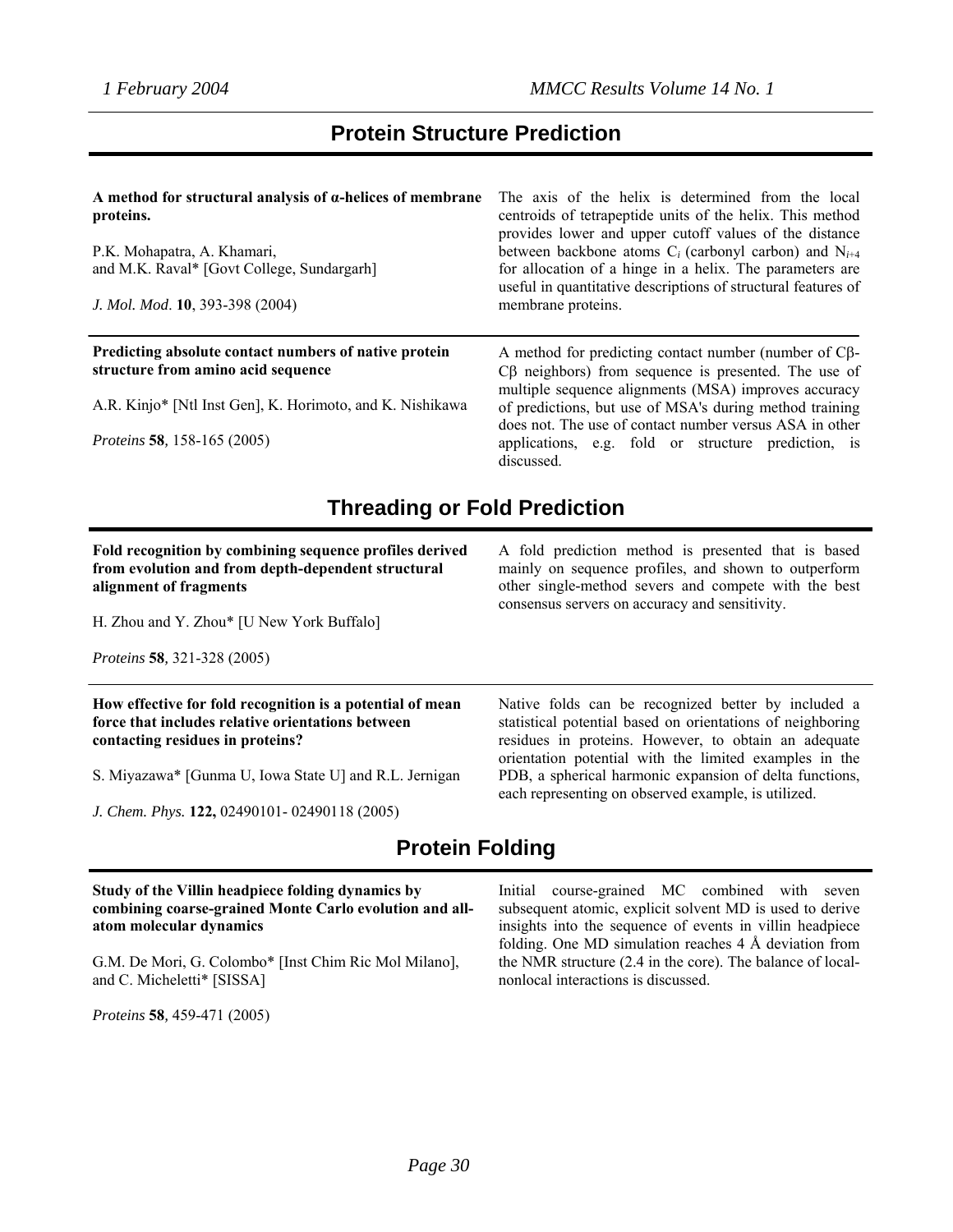## Protein Structure Prediction

**A method for structural analysis of α-helices of membrane proteins.**

P.K. Mohapatra, A. Khamari, and M.K. Raval* [Govt College, Sundargarh]

*J. Mol. Mod*. **10**, 393-398 (2004)

The axis of the helix is determined from the local centroids of tetrapeptide units of the helix. This method provides lower and upper cutoff values of the distance between backbone atoms $C_i$ (carbonyl carbon) and $N_{i+4}$ for allocation of a hinge in a helix. The parameters are useful in quantitative descriptions of structural features of membrane proteins.

---

**Predicting absolute contact numbers of native protein structure from amino acid sequence**

A.R. Kinjo* [Ntl Inst Gen], K. Horimoto, and K. Nishikawa

*Proteins* **58**, 158-165 (2005)

A method for predicting contact number (number of Cβ-Cβ neighbors) from sequence is presented. The use of multiple sequence alignments (MSA) improves accuracy of predictions, but use of MSA's during method training does not. The use of contact number versus ASA in other applications, e.g. fold or structure prediction, is discussed.

## Threading or Fold Prediction

**Fold recognition by combining sequence profiles derived from evolution and from depth-dependent structural alignment of fragments**

H. Zhou and Y. Zhou* [U New York Buffalo]

*Proteins* **58**, 321-328 (2005)

A fold prediction method is presented that is based mainly on sequence profiles, and shown to outperform other single-method severs and compete with the best consensus servers on accuracy and sensitivity.

---

**How effective for fold recognition is a potential of mean force that includes relative orientations between contacting residues in proteins?**

S. Miyazawa* [Gunma U, Iowa State U] and R.L. Jernigan

*J. Chem. Phys.* **122,** 02490101- 02490118 (2005)

Native folds can be recognized better by included a statistical potential based on orientations of neighboring residues in proteins. However, to obtain an adequate orientation potential with the limited examples in the PDB, a spherical harmonic expansion of delta functions, each representing on observed example, is utilized.

## Protein Folding

**Study of the Villin headpiece folding dynamics by combining coarse-grained Monte Carlo evolution and all-atom molecular dynamics**

G.M. De Mori, G. Colombo* [Inst Chim Ric Mol Milano], and C. Micheletti* [SISSA]

*Proteins* **58**, 459-471 (2005)

Initial course-grained MC combined with seven subsequent atomic, explicit solvent MD is used to derive insights into the sequence of events in villin headpiece folding. One MD simulation reaches 4 Å deviation from the NMR structure (2.4 in the core). The balance of local-nonlocal interactions is discussed.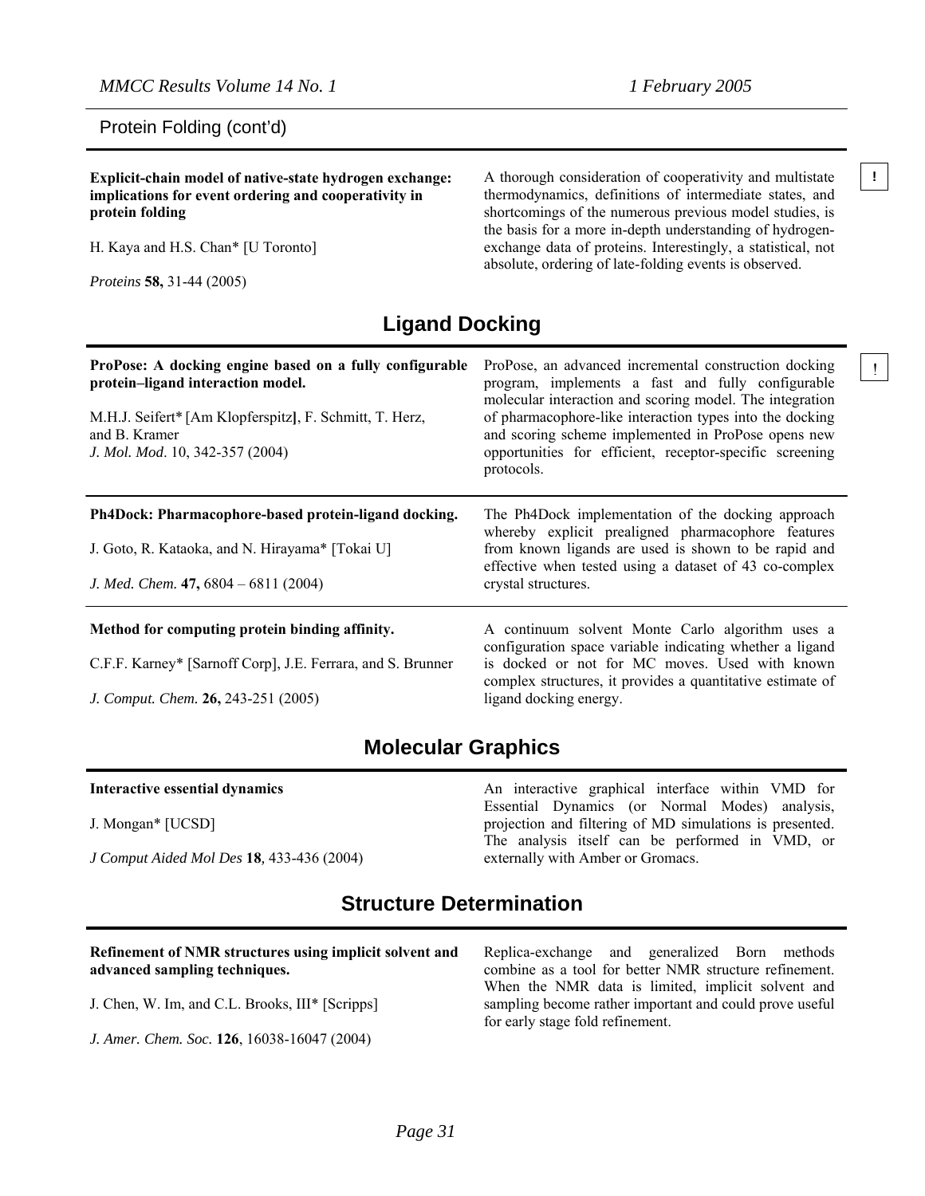Protein Folding (cont'd)

**Explicit-chain model of native-state hydrogen exchange: implications for event ordering and cooperativity in protein folding**

H. Kaya and H.S. Chan* [U Toronto]

*Proteins* **58,** 31-44 (2005)

A thorough consideration of cooperativity and multistate thermodynamics, definitions of intermediate states, and shortcomings of the numerous previous model studies, is the basis for a more in-depth understanding of hydrogen-exchange data of proteins. Interestingly, a statistical, not absolute, ordering of late-folding events is observed.

!

## Ligand Docking

**ProPose: A docking engine based on a fully configurable protein–ligand interaction model.**

M.H.J. Seifert* [Am Klopferspitz**]**, F. Schmitt, T. Herz, and B. Kramer
*J. Mol. Mod*. 10, 342-357 (2004)

ProPose, an advanced incremental construction docking program, implements a fast and fully configurable molecular interaction and scoring model. The integration of pharmacophore-like interaction types into the docking and scoring scheme implemented in ProPose opens new opportunities for efficient, receptor-specific screening protocols.

!

**Ph4Dock: Pharmacophore-based protein-ligand docking.**

J. Goto, R. Kataoka, and N. Hirayama* [Tokai U]

*J. Med. Chem.* **47,** 6804 – 6811 (2004)

The Ph4Dock implementation of the docking approach whereby explicit prealigned pharmacophore features from known ligands are used is shown to be rapid and effective when tested using a dataset of 43 co-complex crystal structures.

**Method for computing protein binding affinity.**

C.F.F. Karney* [Sarnoff Corp], J.E. Ferrara, and S. Brunner

*J. Comput. Chem.* **26,** 243-251 (2005)

A continuum solvent Monte Carlo algorithm uses a configuration space variable indicating whether a ligand is docked or not for MC moves. Used with known complex structures, it provides a quantitative estimate of ligand docking energy.

## Molecular Graphics

**Interactive essential dynamics**

J. Mongan* [UCSD]

*J Comput Aided Mol Des* **18***,* 433-436 (2004)

An interactive graphical interface within VMD for Essential Dynamics (or Normal Modes) analysis, projection and filtering of MD simulations is presented. The analysis itself can be performed in VMD, or externally with Amber or Gromacs.

## Structure Determination

**Refinement of NMR structures using implicit solvent and advanced sampling techniques.**

J. Chen, W. Im, and C.L. Brooks, III* [Scripps]

*J. Amer. Chem. Soc.* **126**, 16038-16047 (2004)

Replica-exchange and generalized Born methods combine as a tool for better NMR structure refinement. When the NMR data is limited, implicit solvent and sampling become rather important and could prove useful for early stage fold refinement.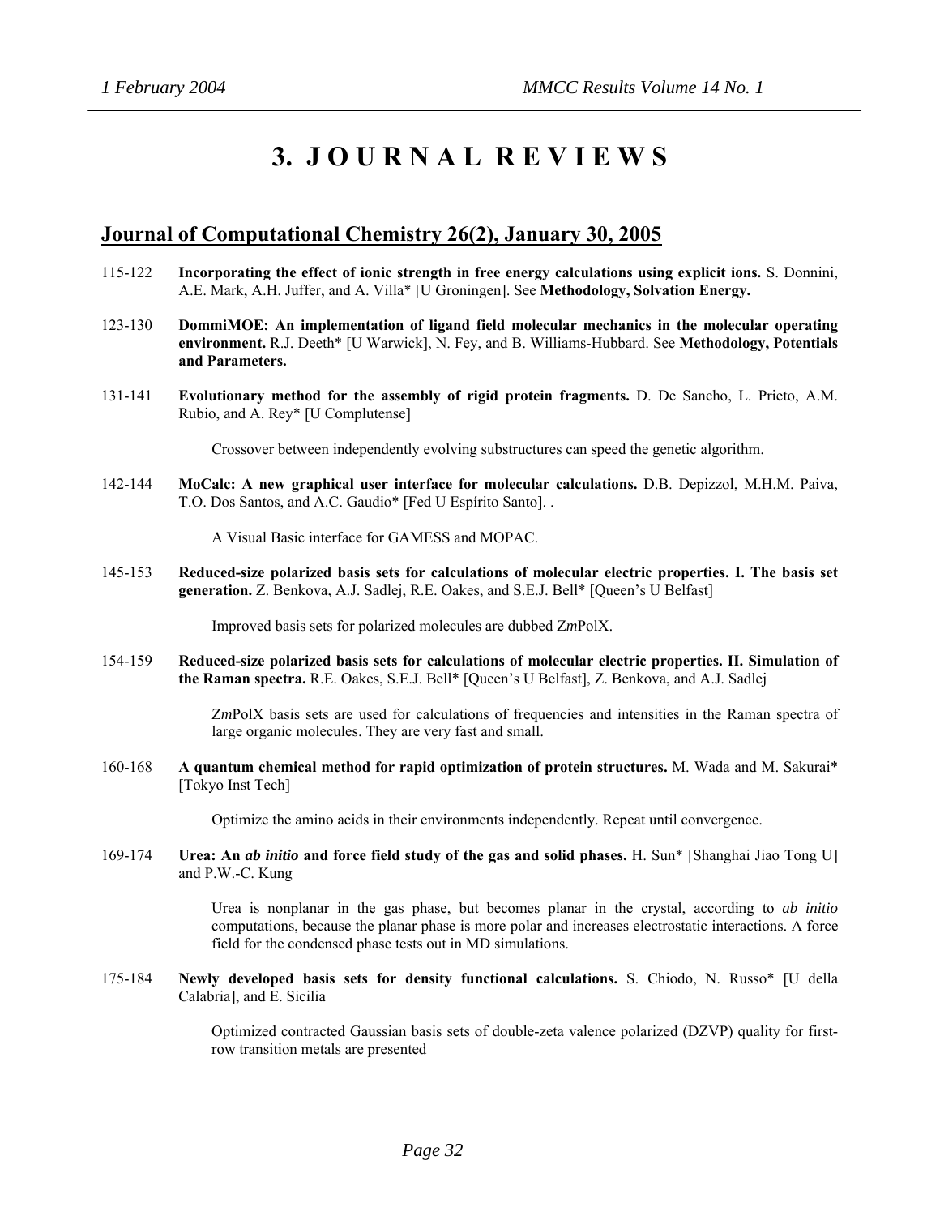# 3. JOURNAL REVIEWS

## Journal of Computational Chemistry 26(2), January 30, 2005

115-122 **Incorporating the effect of ionic strength in free energy calculations using explicit ions.** S. Donnini, A.E. Mark, A.H. Juffer, and A. Villa* [U Groningen]. See **Methodology, Solvation Energy.**

123-130 **DommiMOE: An implementation of ligand field molecular mechanics in the molecular operating environment.** R.J. Deeth* [U Warwick], N. Fey, and B. Williams-Hubbard. See **Methodology, Potentials and Parameters.**

131-141 **Evolutionary method for the assembly of rigid protein fragments.** D. De Sancho, L. Prieto, A.M. Rubio, and A. Rey* [U Complutense]

> Crossover between independently evolving substructures can speed the genetic algorithm.

142-144 **MoCalc: A new graphical user interface for molecular calculations.** D.B. Depizzol, M.H.M. Paiva, T.O. Dos Santos, and A.C. Gaudio* [Fed U Espírito Santo]. .

> A Visual Basic interface for GAMESS and MOPAC.

145-153 **Reduced-size polarized basis sets for calculations of molecular electric properties. I. The basis set generation.** Z. Benkova, A.J. Sadlej, R.E. Oakes, and S.E.J. Bell* [Queen's U Belfast]

> Improved basis sets for polarized molecules are dubbed Z*m*PolX.

154-159 **Reduced-size polarized basis sets for calculations of molecular electric properties. II. Simulation of the Raman spectra.** R.E. Oakes, S.E.J. Bell* [Queen's U Belfast], Z. Benkova, and A.J. Sadlej

> Z*m*PolX basis sets are used for calculations of frequencies and intensities in the Raman spectra of large organic molecules. They are very fast and small.

160-168 **A quantum chemical method for rapid optimization of protein structures.** M. Wada and M. Sakurai* [Tokyo Inst Tech]

> Optimize the amino acids in their environments independently. Repeat until convergence.

169-174 **Urea: An *ab initio* and force field study of the gas and solid phases.** H. Sun* [Shanghai Jiao Tong U] and P.W.-C. Kung

> Urea is nonplanar in the gas phase, but becomes planar in the crystal, according to *ab initio* computations, because the planar phase is more polar and increases electrostatic interactions. A force field for the condensed phase tests out in MD simulations.

175-184 **Newly developed basis sets for density functional calculations.** S. Chiodo, N. Russo* [U della Calabria], and E. Sicilia

> Optimized contracted Gaussian basis sets of double-zeta valence polarized (DZVP) quality for first-row transition metals are presented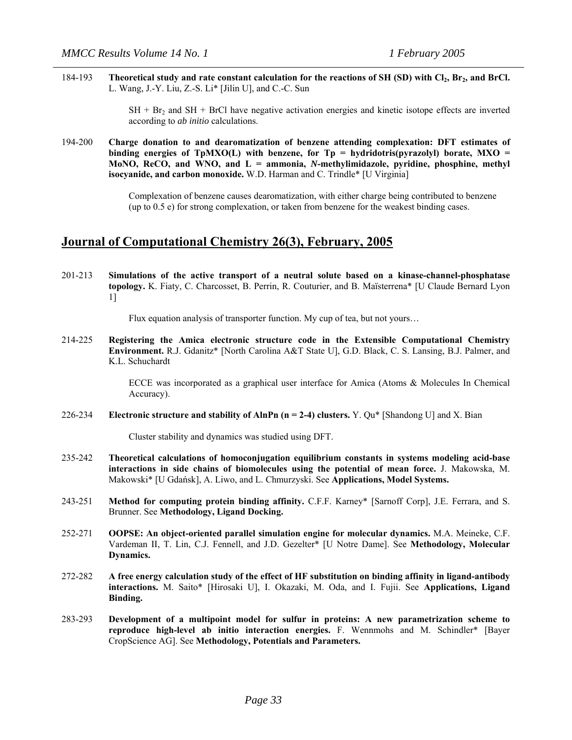184-193 **Theoretical study and rate constant calculation for the reactions of SH (SD) with $Cl_2$, $Br_2$, and BrCl.** L. Wang, J.-Y. Liu, Z.-S. Li* [Jilin U], and C.-C. Sun

> $SH + Br_2$ and SH + BrCl have negative activation energies and kinetic isotope effects are inverted according to *ab initio* calculations.

194-200 **Charge donation to and dearomatization of benzene attending complexation: DFT estimates of binding energies of TpMXO(L) with benzene, for Tp = hydridotris(pyrazolyl) borate, MXO = MoNO, ReCO, and WNO, and L = ammonia, *N*-methylimidazole, pyridine, phosphine, methyl isocyanide, and carbon monoxide.** W.D. Harman and C. Trindle* [U Virginia]

> Complexation of benzene causes dearomatization, with either charge being contributed to benzene (up to 0.5 e) for strong complexation, or taken from benzene for the weakest binding cases.

## Journal of Computational Chemistry 26(3), February, 2005

201-213 **Simulations of the active transport of a neutral solute based on a kinase-channel-phosphatase topology.** K. Fiaty, C. Charcosset, B. Perrin, R. Couturier, and B. Maïsterrena* [U Claude Bernard Lyon 1]

> Flux equation analysis of transporter function. My cup of tea, but not yours…

214-225 **Registering the Amica electronic structure code in the Extensible Computational Chemistry Environment.** R.J. Gdanitz* [North Carolina A&T State U], G.D. Black, C. S. Lansing, B.J. Palmer, and K.L. Schuchardt

> ECCE was incorporated as a graphical user interface for Amica (Atoms & Molecules In Chemical Accuracy).

226-234 **Electronic structure and stability of AlnPn (n = 2-4) clusters.** Y. Qu* [Shandong U] and X. Bian

> Cluster stability and dynamics was studied using DFT.

235-242 **Theoretical calculations of homoconjugation equilibrium constants in systems modeling acid-base interactions in side chains of biomolecules using the potential of mean force.** J. Makowska, M. Makowski* [U Gdańsk], A. Liwo, and L. Chmurzyski. See **Applications, Model Systems.**

243-251 **Method for computing protein binding affinity.** C.F.F. Karney* [Sarnoff Corp], J.E. Ferrara, and S. Brunner. See **Methodology, Ligand Docking.**

252-271 **OOPSE: An object-oriented parallel simulation engine for molecular dynamics.** M.A. Meineke, C.F. Vardeman II, T. Lin, C.J. Fennell, and J.D. Gezelter* [U Notre Dame]. See **Methodology, Molecular Dynamics.**

272-282 **A free energy calculation study of the effect of HF substitution on binding affinity in ligand-antibody interactions.** M. Saito* [Hirosaki U], I. Okazaki, M. Oda, and I. Fujii. See **Applications, Ligand Binding.**

283-293 **Development of a multipoint model for sulfur in proteins: A new parametrization scheme to reproduce high-level ab initio interaction energies.** F. Wennmohs and M. Schindler* [Bayer CropScience AG]. See **Methodology, Potentials and Parameters.**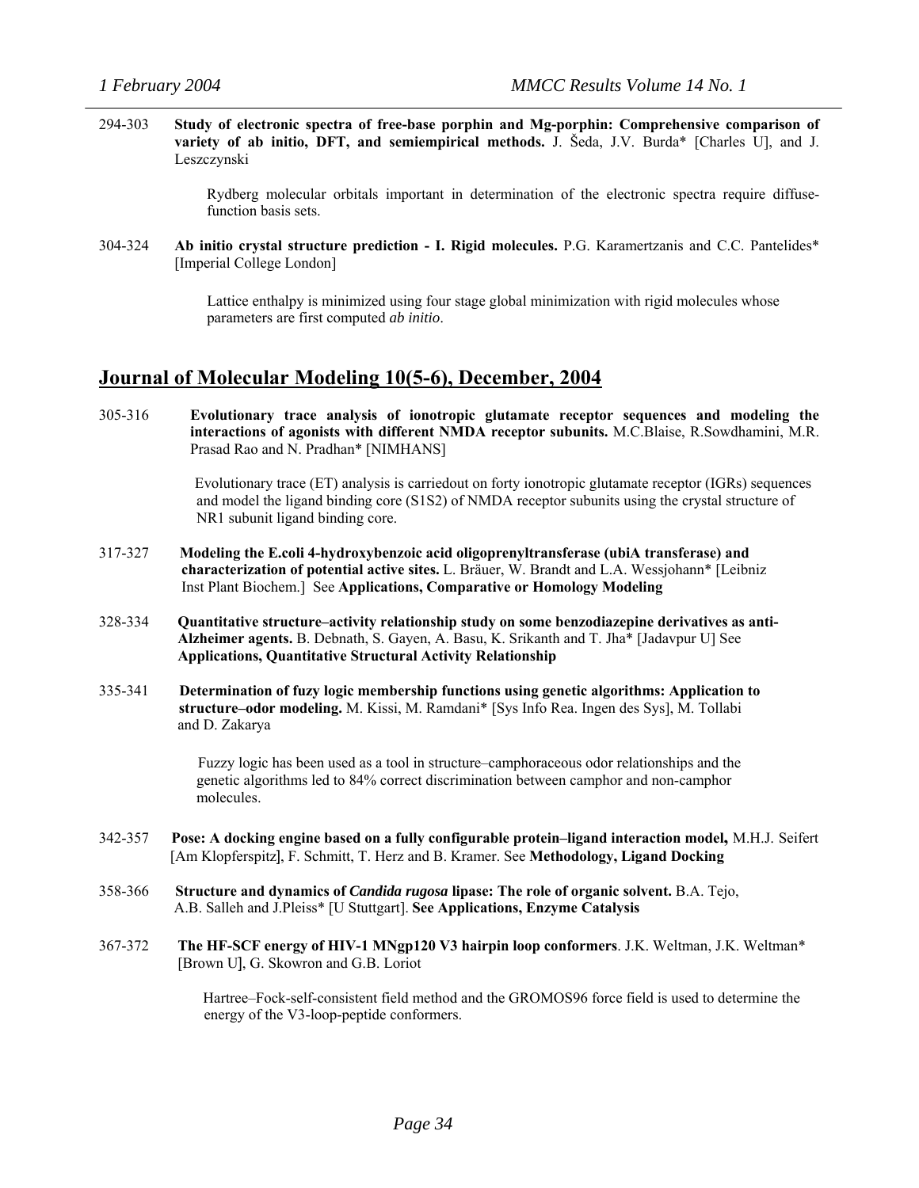294-303 **Study of electronic spectra of free-base porphin and Mg-porphin: Comprehensive comparison of variety of ab initio, DFT, and semiempirical methods.** J. Šeda, J.V. Burda* [Charles U], and J. Leszczynski

Rydberg molecular orbitals important in determination of the electronic spectra require diffuse-function basis sets.

304-324 **Ab initio crystal structure prediction - I. Rigid molecules.** P.G. Karamertzanis and C.C. Pantelides* [Imperial College London]

Lattice enthalpy is minimized using four stage global minimization with rigid molecules whose parameters are first computed *ab initio*.

## Journal of Molecular Modeling 10(5-6), December, 2004

305-316 **Evolutionary trace analysis of ionotropic glutamate receptor sequences and modeling the interactions of agonists with different NMDA receptor subunits.** M.C.Blaise, R.Sowdhamini, M.R. Prasad Rao and N. Pradhan* [NIMHANS]

Evolutionary trace (ET) analysis is carriedout on forty ionotropic glutamate receptor (IGRs) sequences and model the ligand binding core (S1S2) of NMDA receptor subunits using the crystal structure of NR1 subunit ligand binding core.

317-327 **Modeling the E.coli 4-hydroxybenzoic acid oligoprenyltransferase (ubiA transferase) and characterization of potential active sites.** L. Bräuer, W. Brandt and L.A. Wessjohann* [Leibniz Inst Plant Biochem.] See **Applications, Comparative or Homology Modeling**

328-334 **Quantitative structure–activity relationship study on some benzodiazepine derivatives as anti-Alzheimer agents.** B. Debnath, S. Gayen, A. Basu, K. Srikanth and T. Jha* [Jadavpur U] See **Applications, Quantitative Structural Activity Relationship**

335-341 **Determination of fuzzy logic membership functions using genetic algorithms: Application to structure–odor modeling.** M. Kissi, M. Ramdani* [Sys Info Rea. Ingen des Sys], M. Tollabi and D. Zakarya

Fuzzy logic has been used as a tool in structure–camphoraceous odor relationships and the genetic algorithms led to 84% correct discrimination between camphor and non-camphor molecules.

342-357 **Pose: A docking engine based on a fully configurable protein–ligand interaction model,** M.H.J. Seifert [Am Klopferspitz], F. Schmitt, T. Herz and B. Kramer. See **Methodology, Ligand Docking**

358-366 **Structure and dynamics of *Candida rugosa* lipase: The role of organic solvent.** B.A. Tejo, A.B. Salleh and J.Pleiss* [U Stuttgart]. **See Applications, Enzyme Catalysis**

367-372 **The HF-SCF energy of HIV-1 MNgp120 V3 hairpin loop conformers**. J.K. Weltman, J.K. Weltman* [Brown U], G. Skowron and G.B. Loriot

Hartree–Fock-self-consistent field method and the GROMOS96 force field is used to determine the energy of the V3-loop-peptide conformers.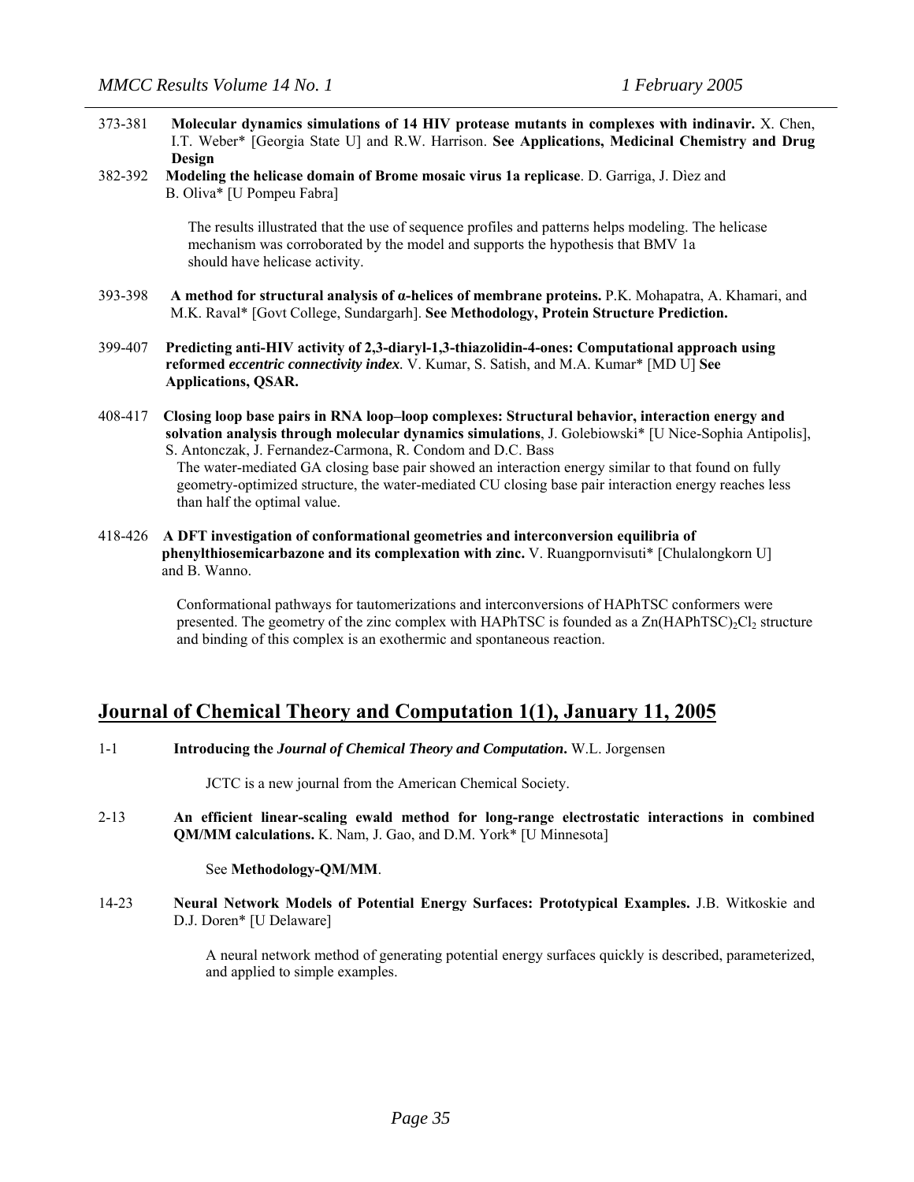373-381 **Molecular dynamics simulations of 14 HIV protease mutants in complexes with indinavir.** X. Chen, I.T. Weber* [Georgia State U] and R.W. Harrison. **See Applications, Medicinal Chemistry and Drug Design**

382-392 **Modeling the helicase domain of Brome mosaic virus 1a replicase**. D. Garriga, J. Dìez and B. Oliva* [U Pompeu Fabra]

> The results illustrated that the use of sequence profiles and patterns helps modeling. The helicase mechanism was corroborated by the model and supports the hypothesis that BMV 1a should have helicase activity.

393-398 **A method for structural analysis of α-helices of membrane proteins.** P.K. Mohapatra, A. Khamari, and M.K. Raval* [Govt College, Sundargarh]. **See Methodology, Protein Structure Prediction.**

399-407 **Predicting anti-HIV activity of 2,3-diaryl-1,3-thiazolidin-4-ones: Computational approach using reformed *eccentric connectivity index*.** V. Kumar, S. Satish, and M.A. Kumar* [MD U] **See Applications, QSAR.**

408-417 **Closing loop base pairs in RNA loop–loop complexes: Structural behavior, interaction energy and solvation analysis through molecular dynamics simulations**, J. Golebiowski* [U Nice-Sophia Antipolis], S. Antonczak, J. Fernandez-Carmona, R. Condom and D.C. Bass

> The water-mediated GA closing base pair showed an interaction energy similar to that found on fully geometry-optimized structure, the water-mediated CU closing base pair interaction energy reaches less than half the optimal value.

418-426 **A DFT investigation of conformational geometries and interconversion equilibria of phenylthiosemicarbazone and its complexation with zinc.** V. Ruangpornvisuti* [Chulalongkorn U] and B. Wanno.

> Conformational pathways for tautomerizations and interconversions of HAPhTSC conformers were presented. The geometry of the zinc complex with HAPhTSC is founded as a $Zn(HAPhTSC)_2Cl_2$ structure and binding of this complex is an exothermic and spontaneous reaction.

## Journal of Chemical Theory and Computation 1(1), January 11, 2005

1-1 **Introducing the *Journal of Chemical Theory and Computation*.** W.L. Jorgensen

> JCTC is a new journal from the American Chemical Society.

2-13 **An efficient linear-scaling ewald method for long-range electrostatic interactions in combined QM/MM calculations.** K. Nam, J. Gao, and D.M. York* [U Minnesota]

> See **Methodology-QM/MM**.

14-23 **Neural Network Models of Potential Energy Surfaces: Prototypical Examples.** J.B. Witkoskie and D.J. Doren* [U Delaware]

> A neural network method of generating potential energy surfaces quickly is described, parameterized, and applied to simple examples.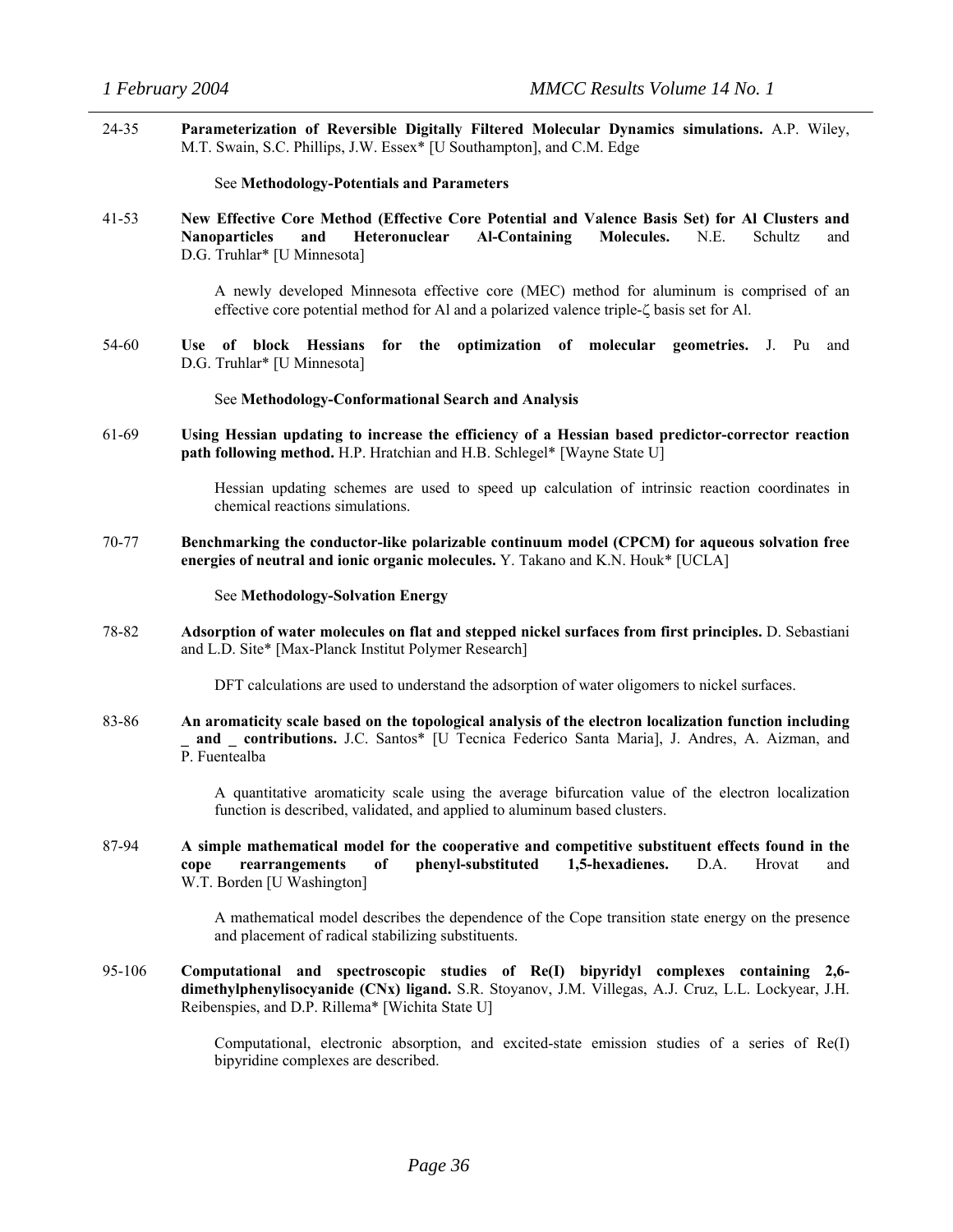24-35 **Parameterization of Reversible Digitally Filtered Molecular Dynamics simulations.** A.P. Wiley, M.T. Swain, S.C. Phillips, J.W. Essex* [U Southampton], and C.M. Edge

See **Methodology-Potentials and Parameters**

41-53 **New Effective Core Method (Effective Core Potential and Valence Basis Set) for Al Clusters and Nanoparticles and Heteronuclear Al-Containing Molecules.** N.E. Schultz and D.G. Truhlar* [U Minnesota]

A newly developed Minnesota effective core (MEC) method for aluminum is comprised of an effective core potential method for Al and a polarized valence triple-ζ basis set for Al.

54-60 **Use of block Hessians for the optimization of molecular geometries.** J. Pu and D.G. Truhlar* [U Minnesota]

See **Methodology-Conformational Search and Analysis**

61-69 **Using Hessian updating to increase the efficiency of a Hessian based predictor-corrector reaction path following method.** H.P. Hratchian and H.B. Schlegel* [Wayne State U]

Hessian updating schemes are used to speed up calculation of intrinsic reaction coordinates in chemical reactions simulations.

70-77 **Benchmarking the conductor-like polarizable continuum model (CPCM) for aqueous solvation free energies of neutral and ionic organic molecules.** Y. Takano and K.N. Houk* [UCLA]

See **Methodology-Solvation Energy**

78-82 **Adsorption of water molecules on flat and stepped nickel surfaces from first principles.** D. Sebastiani and L.D. Site* [Max-Planck Institut Polymer Research]

DFT calculations are used to understand the adsorption of water oligomers to nickel surfaces.

83-86 **An aromaticity scale based on the topological analysis of the electron localization function including _ and _ contributions.** J.C. Santos* [U Tecnica Federico Santa Maria], J. Andres, A. Aizman, and P. Fuentealba

A quantitative aromaticity scale using the average bifurcation value of the electron localization function is described, validated, and applied to aluminum based clusters.

87-94 **A simple mathematical model for the cooperative and competitive substituent effects found in the cope rearrangements of phenyl-substituted 1,5-hexadienes.** D.A. Hrovat and W.T. Borden [U Washington]

A mathematical model describes the dependence of the Cope transition state energy on the presence and placement of radical stabilizing substituents.

95-106 **Computational and spectroscopic studies of Re(I) bipyridyl complexes containing 2,6-dimethylphenylisocyanide (CNx) ligand.** S.R. Stoyanov, J.M. Villegas, A.J. Cruz, L.L. Lockyear, J.H. Reibenspies, and D.P. Rillema* [Wichita State U]

Computational, electronic absorption, and excited-state emission studies of a series of Re(I) bipyridine complexes are described.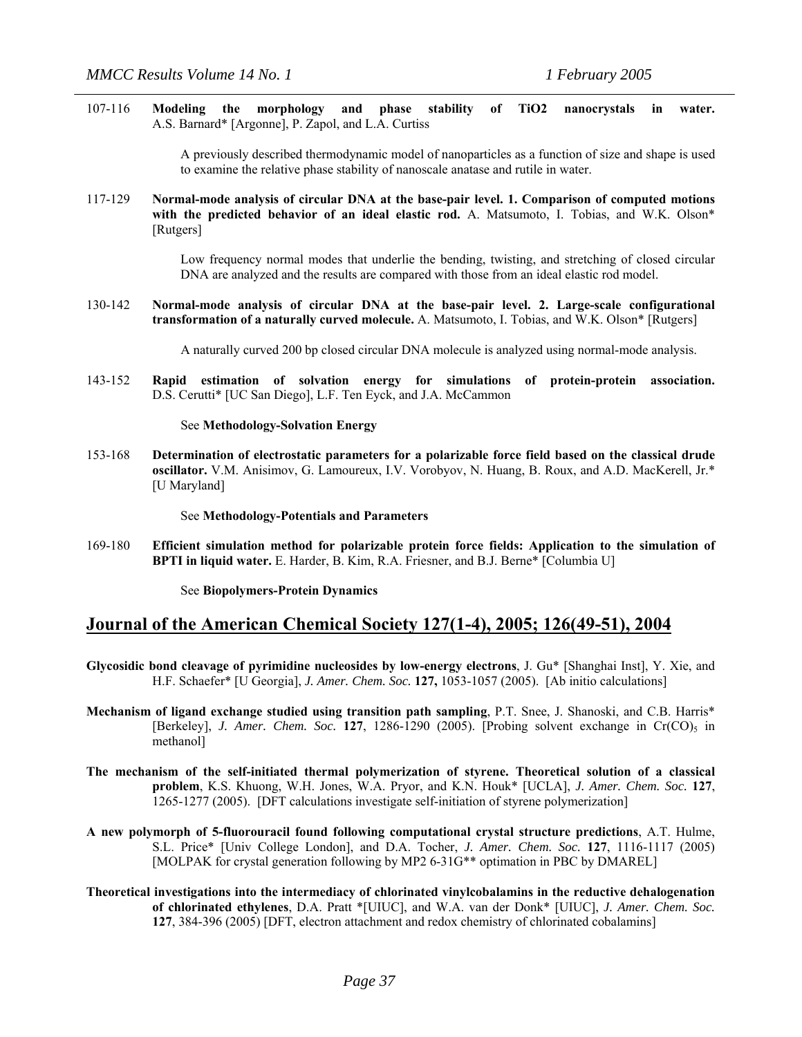107-116 **Modeling the morphology and phase stability of TiO2 nanocrystals in water.** A.S. Barnard* [Argonne], P. Zapol, and L.A. Curtiss

> A previously described thermodynamic model of nanoparticles as a function of size and shape is used to examine the relative phase stability of nanoscale anatase and rutile in water.

117-129 **Normal-mode analysis of circular DNA at the base-pair level. 1. Comparison of computed motions with the predicted behavior of an ideal elastic rod.** A. Matsumoto, I. Tobias, and W.K. Olson* [Rutgers]

> Low frequency normal modes that underlie the bending, twisting, and stretching of closed circular DNA are analyzed and the results are compared with those from an ideal elastic rod model.

130-142 **Normal-mode analysis of circular DNA at the base-pair level. 2. Large-scale configurational transformation of a naturally curved molecule.** A. Matsumoto, I. Tobias, and W.K. Olson* [Rutgers]

> A naturally curved 200 bp closed circular DNA molecule is analyzed using normal-mode analysis.

143-152 **Rapid estimation of solvation energy for simulations of protein-protein association.** D.S. Cerutti* [UC San Diego], L.F. Ten Eyck, and J.A. McCammon

> See **Methodology-Solvation Energy**

153-168 **Determination of electrostatic parameters for a polarizable force field based on the classical drude oscillator.** V.M. Anisimov, G. Lamoureux, I.V. Vorobyov, N. Huang, B. Roux, and A.D. MacKerell, Jr.* [U Maryland]

> See **Methodology-Potentials and Parameters**

169-180 **Efficient simulation method for polarizable protein force fields: Application to the simulation of BPTI in liquid water.** E. Harder, B. Kim, R.A. Friesner, and B.J. Berne* [Columbia U]

> See **Biopolymers-Protein Dynamics**

## Journal of the American Chemical Society 127(1-4), 2005; 126(49-51), 2004

**Glycosidic bond cleavage of pyrimidine nucleosides by low-energy electrons**, J. Gu* [Shanghai Inst], Y. Xie, and H.F. Schaefer* [U Georgia], *J. Amer. Chem. Soc.* **127,** 1053-1057 (2005). [Ab initio calculations]

**Mechanism of ligand exchange studied using transition path sampling**, P.T. Snee, J. Shanoski, and C.B. Harris* [Berkeley], *J. Amer. Chem. Soc.* **127**, 1286-1290 (2005). [Probing solvent exchange in $Cr(CO)_5$ in methanol]

**The mechanism of the self-initiated thermal polymerization of styrene. Theoretical solution of a classical problem**, K.S. Khuong, W.H. Jones, W.A. Pryor, and K.N. Houk* [UCLA], *J. Amer. Chem. Soc.* **127**, 1265-1277 (2005). [DFT calculations investigate self-initiation of styrene polymerization]

**A new polymorph of 5-fluorouracil found following computational crystal structure predictions**, A.T. Hulme, S.L. Price* [Univ College London], and D.A. Tocher, *J. Amer. Chem. Soc.* **127**, 1116-1117 (2005) [MOLPAK for crystal generation following by MP2 6-31G** optimation in PBC by DMAREL]

**Theoretical investigations into the intermediacy of chlorinated vinylcobalamins in the reductive dehalogenation of chlorinated ethylenes**, D.A. Pratt *[UIUC], and W.A. van der Donk* [UIUC], *J. Amer. Chem. Soc.* **127**, 384-396 (2005) [DFT, electron attachment and redox chemistry of chlorinated cobalamins]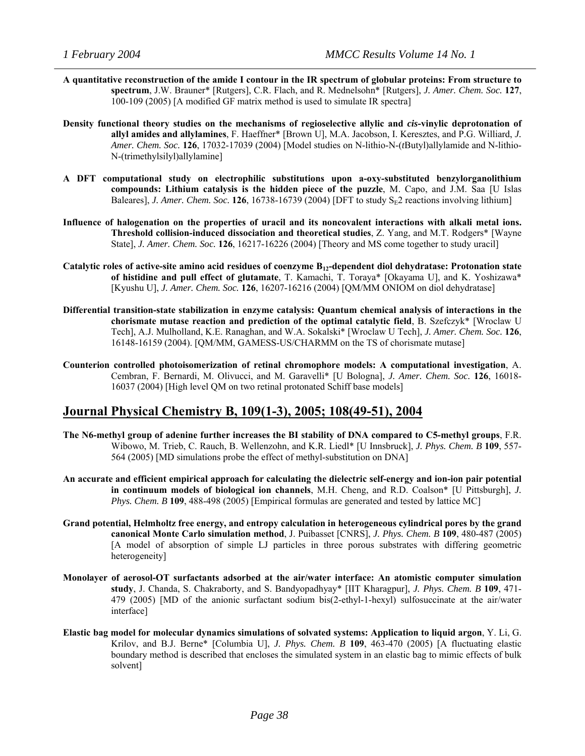**A quantitative reconstruction of the amide I contour in the IR spectrum of globular proteins: From structure to spectrum**, J.W. Brauner* [Rutgers], C.R. Flach, and R. Mednelsohn* [Rutgers], *J. Amer. Chem. Soc.* **127**, 100-109 (2005) [A modified GF matrix method is used to simulate IR spectra]

**Density functional theory studies on the mechanisms of regioselective allylic and *cis*-vinylic deprotonation of allyl amides and allylamines**, F. Haeffner* [Brown U], M.A. Jacobson, I. Keresztes, and P.G. Williard, *J. Amer. Chem. Soc.* **126**, 17032-17039 (2004) [Model studies on N-lithio-N-(*t*Butyl)allylamide and N-lithio-N-(trimethylsilyl)allylamine]

**A DFT computational study on electrophilic substitutions upon a-oxy-substituted benzylorganolithium compounds: Lithium catalysis is the hidden piece of the puzzle**, M. Capo, and J.M. Saa [U Islas Baleares], *J. Amer. Chem. Soc.* **126**, 16738-16739 (2004) [DFT to study $S_E2$ reactions involving lithium]

**Influence of halogenation on the properties of uracil and its noncovalent interactions with alkali metal ions. Threshold collision-induced dissociation and theoretical studies**, Z. Yang, and M.T. Rodgers* [Wayne State], *J. Amer. Chem. Soc.* **126**, 16217-16226 (2004) [Theory and MS come together to study uracil]

**Catalytic roles of active-site amino acid residues of coenzyme $B_{12}$-dependent diol dehydratase: Protonation state of histidine and pull effect of glutamate**, T. Kamachi, T. Toraya* [Okayama U], and K. Yoshizawa* [Kyushu U], *J. Amer. Chem. Soc.* **126**, 16207-16216 (2004) [QM/MM ONIOM on diol dehydratase]

**Differential transition-state stabilization in enzyme catalysis: Quantum chemical analysis of interactions in the chorismate mutase reaction and prediction of the optimal catalytic field**, B. Szefczyk* [Wroclaw U Tech], A.J. Mulholland, K.E. Ranaghan, and W.A. Sokalski* [Wroclaw U Tech], *J. Amer. Chem. Soc.* **126**, 16148-16159 (2004). [QM/MM, GAMESS-US/CHARMM on the TS of chorismate mutase]

**Counterion controlled photoisomerization of retinal chromophore models: A computational investigation**, A. Cembran, F. Bernardi, M. Olivucci, and M. Garavelli* [U Bologna], *J. Amer. Chem. Soc.* **126**, 16018-16037 (2004) [High level QM on two retinal protonated Schiff base models]

## Journal Physical Chemistry B, 109(1-3), 2005; 108(49-51), 2004

**The N6-methyl group of adenine further increases the BI stability of DNA compared to C5-methyl groups**, F.R. Wibowo, M. Trieb, C. Rauch, B. Wellenzohn, and K.R. Liedl* [U Innsbruck], *J. Phys. Chem. B* **109**, 557-564 (2005) [MD simulations probe the effect of methyl-substitution on DNA]

**An accurate and efficient empirical approach for calculating the dielectric self-energy and ion-ion pair potential in continuum models of biological ion channels**, M.H. Cheng, and R.D. Coalson* [U Pittsburgh], *J. Phys. Chem. B* **109**, 488-498 (2005) [Empirical formulas are generated and tested by lattice MC]

**Grand potential, Helmholtz free energy, and entropy calculation in heterogeneous cylindrical pores by the grand canonical Monte Carlo simulation method**, J. Puibasset [CNRS], *J. Phys. Chem. B* **109**, 480-487 (2005) [A model of absorption of simple LJ particles in three porous substrates with differing geometric heterogeneity]

**Monolayer of aerosol-OT surfactants adsorbed at the air/water interface: An atomistic computer simulation study**, J. Chanda, S. Chakraborty, and S. Bandyopadhyay* [IIT Kharagpur], *J. Phys. Chem. B* **109**, 471-479 (2005) [MD of the anionic surfactant sodium bis(2-ethyl-1-hexyl) sulfosuccinate at the air/water interface]

**Elastic bag model for molecular dynamics simulations of solvated systems: Application to liquid argon**, Y. Li, G. Krilov, and B.J. Berne* [Columbia U], *J. Phys. Chem. B* **109**, 463-470 (2005) [A fluctuating elastic boundary method is described that encloses the simulated system in an elastic bag to mimic effects of bulk solvent]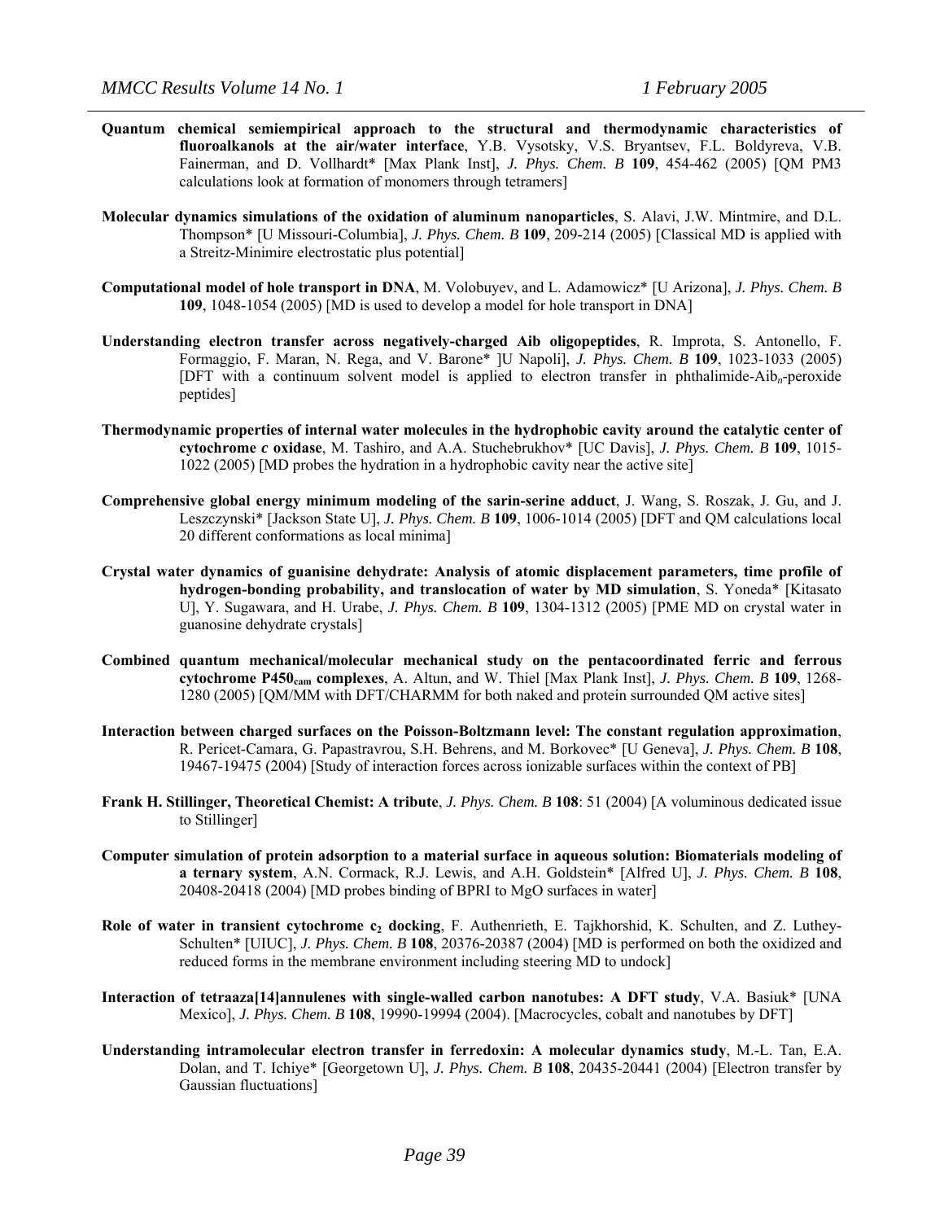**Quantum chemical semiempirical approach to the structural and thermodynamic characteristics of fluoroalkanols at the air/water interface**, Y.B. Vysotsky, V.S. Bryantsev, F.L. Boldyreva, V.B. Fainerman, and D. Vollhardt* [Max Plank Inst], *J. Phys. Chem. B* **109**, 454-462 (2005) [QM PM3 calculations look at formation of monomers through tetramers]

**Molecular dynamics simulations of the oxidation of aluminum nanoparticles**, S. Alavi, J.W. Mintmire, and D.L. Thompson* [U Missouri-Columbia], *J. Phys. Chem. B* **109**, 209-214 (2005) [Classical MD is applied with a Streitz-Minimire electrostatic plus potential]

**Computational model of hole transport in DNA**, M. Volobuyev, and L. Adamowicz* [U Arizona], *J. Phys. Chem. B* **109**, 1048-1054 (2005) [MD is used to develop a model for hole transport in DNA]

**Understanding electron transfer across negatively-charged Aib oligopeptides**, R. Improta, S. Antonello, F. Formaggio, F. Maran, N. Rega, and V. Barone* ]U Napoli], *J. Phys. Chem. B* **109**, 1023-1033 (2005) [DFT with a continuum solvent model is applied to electron transfer in phthalimide-Aib$_n$-peroxide peptides]

**Thermodynamic properties of internal water molecules in the hydrophobic cavity around the catalytic center of cytochrome *c* oxidase**, M. Tashiro, and A.A. Stuchebrukhov* [UC Davis], *J. Phys. Chem. B* **109**, 1015-1022 (2005) [MD probes the hydration in a hydrophobic cavity near the active site]

**Comprehensive global energy minimum modeling of the sarin-serine adduct**, J. Wang, S. Roszak, J. Gu, and J. Leszczynski* [Jackson State U], *J. Phys. Chem. B* **109**, 1006-1014 (2005) [DFT and QM calculations local 20 different conformations as local minima]

**Crystal water dynamics of guanisine dehydrate: Analysis of atomic displacement parameters, time profile of hydrogen-bonding probability, and translocation of water by MD simulation**, S. Yoneda* [Kitasato U], Y. Sugawara, and H. Urabe, *J. Phys. Chem. B* **109**, 1304-1312 (2005) [PME MD on crystal water in guanosine dehydrate crystals]

**Combined quantum mechanical/molecular mechanical study on the pentacoordinated ferric and ferrous cytochrome P450$_{cam}$ complexes**, A. Altun, and W. Thiel [Max Plank Inst], *J. Phys. Chem. B* **109**, 1268-1280 (2005) [QM/MM with DFT/CHARMM for both naked and protein surrounded QM active sites]

**Interaction between charged surfaces on the Poisson-Boltzmann level: The constant regulation approximation**, R. Pericet-Camara, G. Papastavrou, S.H. Behrens, and M. Borkovec* [U Geneva], *J. Phys. Chem. B* **108**, 19467-19475 (2004) [Study of interaction forces across ionizable surfaces within the context of PB]

**Frank H. Stillinger, Theoretical Chemist: A tribute**, *J. Phys. Chem. B* **108**: 51 (2004) [A voluminous dedicated issue to Stillinger]

**Computer simulation of protein adsorption to a material surface in aqueous solution: Biomaterials modeling of a ternary system**, A.N. Cormack, R.J. Lewis, and A.H. Goldstein* [Alfred U], *J. Phys. Chem. B* **108**, 20408-20418 (2004) [MD probes binding of BPRI to MgO surfaces in water]

**Role of water in transient cytochrome c$_2$ docking**, F. Authenrieth, E. Tajkhorshid, K. Schulten, and Z. Luthey-Schulten* [UIUC], *J. Phys. Chem. B* **108**, 20376-20387 (2004) [MD is performed on both the oxidized and reduced forms in the membrane environment including steering MD to undock]

**Interaction of tetraaza[14]annulenes with single-walled carbon nanotubes: A DFT study**, V.A. Basiuk* [UNA Mexico], *J. Phys. Chem. B* **108**, 19990-19994 (2004). [Macrocycles, cobalt and nanotubes by DFT]

**Understanding intramolecular electron transfer in ferredoxin: A molecular dynamics study**, M.-L. Tan, E.A. Dolan, and T. Ichiye* [Georgetown U], *J. Phys. Chem. B* **108**, 20435-20441 (2004) [Electron transfer by Gaussian fluctuations]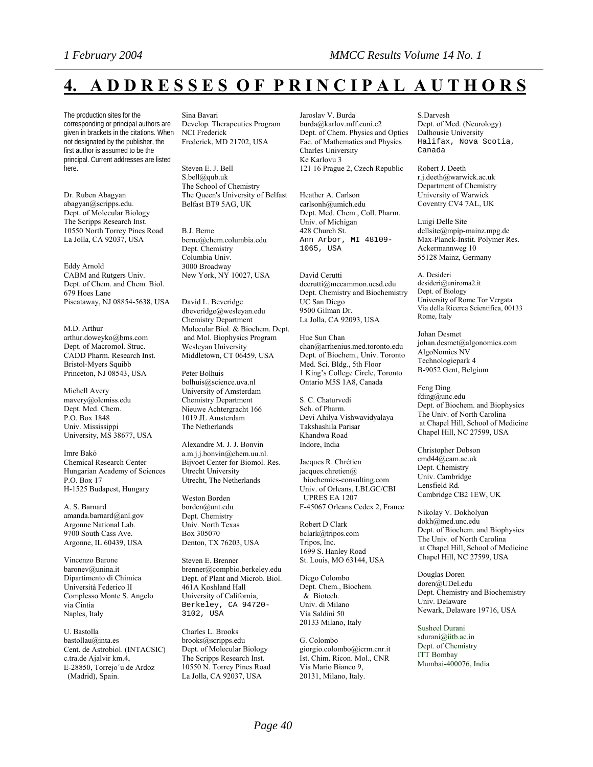# 4. ADDRESSES OF PRINCIPAL AUTHORS

The production sites for the corresponding or principal authors are given in brackets in the citations. When not designated by the publisher, the first author is assumed to be the principal. Current addresses are listed here.

Dr. Ruben Abagyan
abagyan@scripps.edu.
Dept. of Molecular Biology
The Scripps Research Inst.
10550 North Torrey Pines Road
La Jolla, CA 92037, USA

Eddy Arnold
CABM and Rutgers Univ.
Dept. of Chem. and Chem. Biol.
679 Hoes Lane
Piscataway, NJ 08854-5638, USA

M.D. Arthur
arthur.doweyko@bms.com
Dept. of Macromol. Struc.
CADD Pharm. Research Inst.
Bristol-Myers Squibb
Princeton, NJ 08543, USA

Michell Avery
mavery@olemiss.edu
Dept. Med. Chem.
P.O. Box 1848
Univ. Mississippi
University, MS 38677, USA

Imre Bakó
Chemical Research Center
Hungarian Academy of Sciences
P.O. Box 17
H-1525 Budapest, Hungary

A. S. Barnard
amanda.barnard@anl.gov
Argonne National Lab.
9700 South Cass Ave.
Argonne, IL 60439, USA

Vincenzo Barone
baronev@unina.it
Dipartimento di Chimica
Università Federico II
Complesso Monte S. Angelo
via Cintia
Naples, Italy

U. Bastolla
bastollau@inta.es
Cent. de Astrobiol. (INTACSIC)
c.tra.de Ajalvir km.4,
E-28850, Torrejo´u de Ardoz
(Madrid), Spain.

Sina Bavari
Develop. Therapeutics Program
NCI Frederick
Frederick, MD 21702, USA

Steven E. J. Bell
S.bell@qub.uk
The School of Chemistry
The Queen's University of Belfast
Belfast BT9 5AG, UK

B.J. Berne
berne@chem.columbia.edu
Dept. Chemistry
Columbia Univ.
3000 Broadway
New York, NY 10027, USA

David L. Beveridge
dbeveridge@wesleyan.edu
Chemistry Department
Molecular Biol. & Biochem. Dept. and Mol. Biophysics Program
Wesleyan University
Middletown, CT 06459, USA

Peter Bolhuis
bolhuis@science.uva.nl
University of Amsterdam
Chemistry Department
Nieuwe Achtergracht 166
1019 JL Amsterdam
The Netherlands

Alexandre M. J. J. Bonvin
a.m.j.j.bonvin@chem.uu.nl.
Bijvoet Center for Biomol. Res.
Utrecht University
Utrecht, The Netherlands

Weston Borden
borden@unt.edu
Dept. Chemistry
Univ. North Texas
Box 305070
Denton, TX 76203, USA

Steven E. Brenner
brenner@compbio.berkeley.edu
Dept. of Plant and Microb. Biol.
461A Koshland Hall
University of California,
Berkeley, CA 94720-3102, USA

Charles L. Brooks
brooks@scripps.edu
Dept. of Molecular Biology
The Scripps Research Inst.
10550 N. Torrey Pines Road
La Jolla, CA 92037, USA

Jaroslav V. Burda
burda@karlov.mff.cuni.c2
Dept. of Chem. Physics and Optics
Fac. of Mathematics and Physics
Charles University
Ke Karlovu 3
121 16 Prague 2, Czech Republic

Heather A. Carlson
carlsonh@umich.edu
Dept. Med. Chem., Coll. Pharm.
Univ. of Michigan
428 Church St.
Ann Arbor, MI 48109-1065, USA

David Cerutti
dcerutti@mccammon.ucsd.edu
Dept. Chemistry and Biochemistry
UC San Diego
9500 Gilman Dr.
La Jolla, CA 92093, USA

Hue Sun Chan
chan@arrhenius.med.toronto.edu
Dept. of Biochem., Univ. Toronto
Med. Sci. Bldg., 5th Floor
1 King's College Circle, Toronto
Ontario M5S 1A8, Canada

S. C. Chaturvedi
Sch. of Pharm.
Devi Ahilya Vishwavidyalaya
Takshashila Parisar
Khandwa Road
Indore, India

Jacques R. Chrétien
jacques.chretien@biochemics-consulting.com
Univ. of Orleans, LBLGC/CBI
UPRES EA 1207
F-45067 Orleans Cedex 2, France

Robert D Clark
bclark@tripos.com
Tripos, Inc.
1699 S. Hanley Road
St. Louis, MO 63144, USA

Diego Colombo
Dept. Chem., Biochem. & Biotech.
Univ. di Milano
Via Saldini 50
20133 Milano, Italy

G. Colombo
giorgio.colombo@icrm.cnr.it
Ist. Chim. Ricon. Mol., CNR
Via Mario Bianco 9,
20131, Milano, Italy.

S.Darvesh
Dept. of Med. (Neurology)
Dalhousie University
Halifax, Nova Scotia, Canada

Robert J. Deeth
r.j.deeth@warwick.ac.uk
Department of Chemistry
University of Warwick
Coventry CV4 7AL, UK

Luigi Delle Site
dellsite@mpip-mainz.mpg.de
Max-Planck-Instit. Polymer Res.
Ackermannweg 10
55128 Mainz, Germany

A. Desideri
desideri@uniroma2.it
Dept. of Biology
University of Rome Tor Vergata
Via della Ricerca Scientifica, 00133 Rome, Italy

Johan Desmet
johan.desmet@algonomics.com
AlgoNomics NV
Technologiepark 4
B-9052 Gent, Belgium

Feng Ding
fding@unc.edu
Dept. of Biochem. and Biophysics
The Univ. of North Carolina at Chapel Hill, School of Medicine
Chapel Hill, NC 27599, USA

Christopher Dobson
cmd44@cam.ac.uk
Dept. Chemistry
Univ. Cambridge
Lensfield Rd.
Cambridge CB2 1EW, UK

Nikolay V. Dokholyan
dokh@med.unc.edu
Dept. of Biochem. and Biophysics
The Univ. of North Carolina at Chapel Hill, School of Medicine
Chapel Hill, NC 27599, USA

Douglas Doren
doren@UDel.edu
Dept. Chemistry and Biochemistry
Univ. Delaware
Newark, Delaware 19716, USA

Susheel Durani
sdurani@iitb.ac.in
Dept. of Chemistry
ITT Bombay
Mumbai-400076, India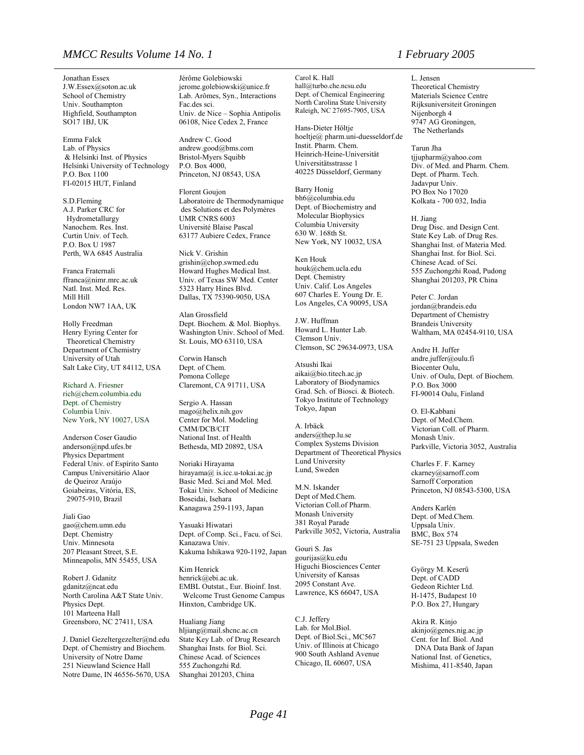Jonathan Essex
J.W.Essex@soton.ac.uk
School of Chemistry
Univ. Southampton
Highfield, Southampton
SO17 1BJ, UK

Emma Falck
Lab. of Physics
& Helsinki Inst. of Physics
Helsinki University of Technology
P.O. Box 1100
FI-02015 HUT, Finland

S.D.Fleming
A.J. Parker CRC for
Hydrometallurgy
Nanochem. Res. Inst.
Curtin Univ. of Tech.
P.O. Box U 1987
Perth, WA 6845 Australia

Franca Fraternali
ffranca@nimr.mrc.ac.uk
Natl. Inst. Med. Res.
Mill Hill
London NW7 1AA, UK

Holly Freedman
Henry Eyring Center for
Theoretical Chemistry
Department of Chemistry
University of Utah
Salt Lake City, UT 84112, USA

Richard A. Friesner
rich@chem.columbia.edu
Dept. of Chemistry
Columbia Univ.
New York, NY 10027, USA

Anderson Coser Gaudio
anderson@npd.ufes.br
Physics Department
Federal Univ. of Espírito Santo
Campus Universitário Alaor
de Queiroz Araújo
Goiabeiras, Vitória, ES,
29075-910, Brazil

Jiali Gao
gao@chem.umn.edu
Dept. Chemistry
Univ. Minnesota
207 Pleasant Street, S.E.
Minneapolis, MN 55455, USA

Robert J. Gdanitz
gdanitz@ncat.edu
North Carolina A&T State Univ.
Physics Dept.
101 Marteena Hall
Greensboro, NC 27411, USA

J. Daniel Gezeltergezelter@nd.edu
Dept. of Chemistry and Biochem.
University of Notre Dame
251 Nieuwland Science Hall
Notre Dame, IN 46556-5670, USA

Jérôme Golebiowski
jerome.golebiowski@unice.fr
Lab. Arômes, Syn., Interactions
Fac.des sci.
Univ. de Nice – Sophia Antipolis
06108, Nice Cedex 2, France

Andrew C. Good
andrew.good@bms.com
Bristol-Myers Squibb
P.O. Box 4000,
Princeton, NJ 08543, USA

Florent Goujon
Laboratoire de Thermodynamique
des Solutions et des Polymères
UMR CNRS 6003
Université Blaise Pascal
63177 Aubiere Cedex, France

Nick V. Grishin
grishin@chop.swmed.edu
Howard Hughes Medical Inst.
Univ. of Texas SW Med. Center
5323 Harry Hines Blvd.
Dallas, TX 75390-9050, USA

Alan Grossfield
Dept. Biochem. & Mol. Biophys.
Washington Univ. School of Med.
St. Louis, MO 63110, USA

Corwin Hansch
Dept. of Chem.
Pomona College
Claremont, CA 91711, USA

Sergio A. Hassan
mago@helix.nih.gov
Center for Mol. Modeling
CMM/DCB/CIT
National Inst. of Health
Bethesda, MD 20892, USA

Noriaki Hirayama
hirayama@ is.icc.u-tokai.ac.jp
Basic Med. Sci.and Mol. Med.
Tokai Univ. School of Medicine
Boseidai, Isehara
Kanagawa 259-1193, Japan

Yasuaki Hiwatari
Dept. of Comp. Sci., Facu. of Sci.
Kanazawa Univ.
Kakuma Ishikawa 920-1192, Japan

Kim Henrick
henrick@ebi.ac.uk.
EMBL Outstat., Eur. Bioinf. Inst.
Welcome Trust Genome Campus
Hinxton, Cambridge UK.

Hualiang Jiang
hljiang@mail.shcnc.ac.cn
State Key Lab. of Drug Research
Shanghai Insts. for Biol. Sci.
Chinese Acad. of Sciences
555 Zuchongzhi Rd.
Shanghai 201203, China

Carol K. Hall
hall@turbo.che.ncsu.edu
Dept. of Chemical Engineering
North Carolina State University
Raleigh, NC 27695-7905, USA

Hans-Dieter Höltje
hoeltje@ pharm.uni-duesseldorf.de
Instit. Pharm. Chem.
Heinrich-Heine-Universität
Universitätsstrasse 1
40225 Düsseldorf, Germany

Barry Honig
bh6@columbia.edu
Dept. of Biochemistry and
Molecular Biophysics
Columbia University
630 W. 168th St.
New York, NY 10032, USA

Ken Houk
houk@chem.ucla.edu
Dept. Chemistry
Univ. Calif. Los Angeles
607 Charles E. Young Dr. E.
Los Angeles, CA 90095, USA

J.W. Huffman
Howard L. Hunter Lab.
Clemson Univ.
Clemson, SC 29634-0973, USA

Atsushi Ikai
aikai@bio.titech.ac.jp
Laboratory of Biodynamics
Grad. Sch. of Biosci. & Biotech.
Tokyo Institute of Technology
Tokyo, Japan

A. Irbäck
anders@thep.lu.se
Complex Systems Division
Department of Theoretical Physics
Lund University
Lund, Sweden

M.N. Iskander
Dept of Med.Chem.
Victorian Coll.of Pharm.
Monash University
381 Royal Parade
Parkville 3052, Victoria, Australia

Gouri S. Jas
gourijas@ku.edu
Higuchi Biosciences Center
University of Kansas
2095 Constant Ave.
Lawrence, KS 66047, USA

C.J. Jeffery
Lab. for Mol.Biol.
Dept. of Biol.Sci., MC567
Univ. of Illinois at Chicago
900 South Ashland Avenue
Chicago, IL 60607, USA

L. Jensen
Theoretical Chemistry
Materials Science Centre
Rijksuniversiteit Groningen
Nijenborgh 4
9747 AG Groningen,
The Netherlands

Tarun Jha
tjjupharm@yahoo.com
Div. of Med. and Pharm. Chem.
Dept. of Pharm. Tech.
Jadavpur Univ.
PO Box No 17020
Kolkata - 700 032, India

H. Jiang
Drug Disc. and Design Cent.
State Key Lab. of Drug Res.
Shanghai Inst. of Materia Med.
Shanghai Inst. for Biol. Sci.
Chinese Acad. of Sci.
555 Zuchongzhi Road, Pudong
Shanghai 201203, PR China

Peter C. Jordan
jordan@brandeis.edu
Department of Chemistry
Brandeis University
Waltham, MA 02454-9110, USA

Andre H. Juffer
andre.juffer@oulu.fi
Biocenter Oulu,
Univ. of Oulu, Dept. of Biochem.
P.O. Box 3000
FI-90014 Oulu, Finland

O. El-Kabbani
Dept. of Med.Chem.
Victorian Coll. of Pharm.
Monash Univ.
Parkville, Victoria 3052, Australia

Charles F. F. Karney
ckarney@sarnoff.com
Sarnoff Corporation
Princeton, NJ 08543-5300, USA

Anders Karlén
Dept. of Med.Chem.
Uppsala Univ.
BMC, Box 574
SE-751 23 Uppsala, Sweden

György M. Keserű
Dept. of CADD
Gedeon Richter Ltd.
H-1475, Budapest 10
P.O. Box 27, Hungary

Akira R. Kinjo
akinjo@genes.nig.ac.jp
Cent. for Inf. Biol. And
DNA Data Bank of Japan
National Inst. of Genetics,
Mishima, 411-8540, Japan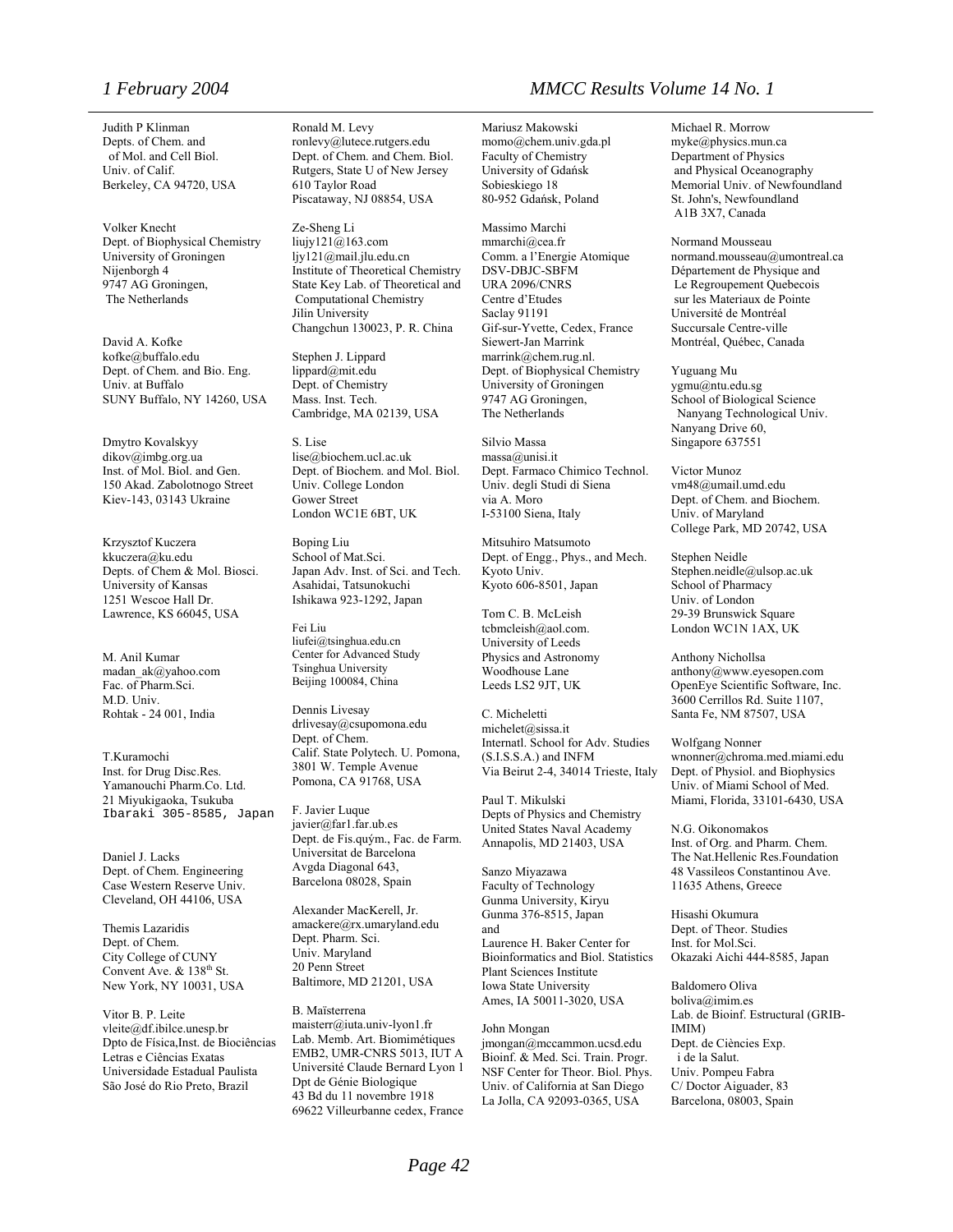Judith P Klinman
Depts. of Chem. and
of Mol. and Cell Biol.
Univ. of Calif.
Berkeley, CA 94720, USA

Volker Knecht
Dept. of Biophysical Chemistry
University of Groningen
Nijenborgh 4
9747 AG Groningen,
The Netherlands

David A. Kofke
kofke@buffalo.edu
Dept. of Chem. and Bio. Eng.
Univ. at Buffalo
SUNY Buffalo, NY 14260, USA

Dmytro Kovalskyy
dikov@imbg.org.ua
Inst. of Mol. Biol. and Gen.
150 Akad. Zabolotnogo Street
Kiev-143, 03143 Ukraine

Krzysztof Kuczera
kkuczera@ku.edu
Depts. of Chem & Mol. Biosci.
University of Kansas
1251 Wescoe Hall Dr.
Lawrence, KS 66045, USA

M. Anil Kumar
madan_ak@yahoo.com
Fac. of Pharm.Sci.
M.D. Univ.
Rohtak - 24 001, India

T.Kuramochi
Inst. for Drug Disc.Res.
Yamanouchi Pharm.Co. Ltd.
21 Miyukigaoka, Tsukuba
Ibaraki 305-8585, Japan

Daniel J. Lacks
Dept. of Chem. Engineering
Case Western Reserve Univ.
Cleveland, OH 44106, USA

Themis Lazaridis
Dept. of Chem.
City College of CUNY
Convent Ave. & 138th St.
New York, NY 10031, USA

Vitor B. P. Leite
vleite@df.ibilce.unesp.br
Dpto de Física,Inst. de Biociências
Letras e Ciências Exatas
Universidade Estadual Paulista
São José do Rio Preto, Brazil

Ronald M. Levy
ronlevy@lutece.rutgers.edu
Dept. of Chem. and Chem. Biol.
Rutgers, State U of New Jersey
610 Taylor Road
Piscataway, NJ 08854, USA

Ze-Sheng Li
liujy121@163.com
ljy121@mail.jlu.edu.cn
Institute of Theoretical Chemistry
State Key Lab. of Theoretical and
Computational Chemistry
Jilin University
Changchun 130023, P. R. China

Stephen J. Lippard
lippard@mit.edu
Dept. of Chemistry
Mass. Inst. Tech.
Cambridge, MA 02139, USA

S. Lise
lise@biochem.ucl.ac.uk
Dept. of Biochem. and Mol. Biol.
Univ. College London
Gower Street
London WC1E 6BT, UK

Boping Liu
School of Mat.Sci.
Japan Adv. Inst. of Sci. and Tech.
Asahidai, Tatsunokuchi
Ishikawa 923-1292, Japan

Fei Liu
liufei@tsinghua.edu.cn
Center for Advanced Study
Tsinghua University
Beijing 100084, China

Dennis Livesay
drlivesay@csupomona.edu
Dept. of Chem.
Calif. State Polytech. U. Pomona,
3801 W. Temple Avenue
Pomona, CA 91768, USA

F. Javier Luque
javier@far1.far.ub.es
Dept. de Fis.qu ým., Fac. de Farm.
Universitat de Barcelona
Avgda Diagonal 643,
Barcelona 08028, Spain

Alexander MacKerell, Jr.
amackere@rx.umaryland.edu
Dept. Pharm. Sci.
Univ. Maryland
20 Penn Street
Baltimore, MD 21201, USA

B. Maïsterrena
maisterr@iuta.univ-lyon1.fr
Lab. Memb. Art. Biomimétiques
EMB2, UMR-CNRS 5013, IUT A
Université Claude Bernard Lyon 1
Dpt de Génie Biologique
43 Bd du 11 novembre 1918
69622 Villeurbanne cedex, France

Mariusz Makowski
momo@chem.univ.gda.pl
Faculty of Chemistry
University of Gdańsk
Sobieskiego 18
80-952 Gdańsk, Poland

Massimo Marchi
mmarchi@cea.fr
Comm. a l'Energie Atomique
DSV-DBJC-SBFM
URA 2096/CNRS
Centre d'Etudes
Saclay 91191
Gif-sur-Yvette, Cedex, France
Siewert-Jan Marrink
marrink@chem.rug.nl.
Dept. of Biophysical Chemistry
University of Groningen
9747 AG Groningen,
The Netherlands

Silvio Massa
massa@unisi.it
Dept. Farmaco Chimico Technol.
Univ. degli Studi di Siena
via A. Moro
I-53100 Siena, Italy

Mitsuhiro Matsumoto
Dept. of Engg., Phys., and Mech.
Kyoto Univ.
Kyoto 606-8501, Japan

Tom C. B. McLeish
tcbmcleish@aol.com.
University of Leeds
Physics and Astronomy
Woodhouse Lane
Leeds LS2 9JT, UK

C. Micheletti
michelet@sissa.it
Internatl. School for Adv. Studies
(S.I.S.S.A.) and INFM
Via Beirut 2-4, 34014 Trieste, Italy

Paul T. Mikulski
Depts of Physics and Chemistry
United States Naval Academy
Annapolis, MD 21403, USA

Sanzo Miyazawa
Faculty of Technology
Gunma University, Kiryu
Gunma 376-8515, Japan
and
Laurence H. Baker Center for
Bioinformatics and Biol. Statistics
Plant Sciences Institute
Iowa State University
Ames, IA 50011-3020, USA

John Mongan
jmongan@mccammon.ucsd.edu
Bioinf. & Med. Sci. Train. Progr.
NSF Center for Theor. Biol. Phys.
Univ. of California at San Diego
La Jolla, CA 92093-0365, USA

Michael R. Morrow
myke@physics.mun.ca
Department of Physics
and Physical Oceanography
Memorial Univ. of Newfoundland
St. John's, Newfoundland
A1B 3X7, Canada

Normand Mousseau
normand.mousseau@umontreal.ca
Département de Physique and
Le Regroupement Quebecois
sur les Materiaux de Pointe
Université de Montréal
Succursale Centre-ville
Montréal, Québec, Canada

Yuguang Mu
ygmu@ntu.edu.sg
School of Biological Science
Nanyang Technological Univ.
Nanyang Drive 60,
Singapore 637551

Victor Munoz
vm48@umail.umd.edu
Dept. of Chem. and Biochem.
Univ. of Maryland
College Park, MD 20742, USA

Stephen Neidle
Stephen.neidle@ulsop.ac.uk
School of Pharmacy
Univ. of London
29-39 Brunswick Square
London WC1N 1AX, UK

Anthony Nichollsa
anthony@www.eyesopen.com
OpenEye Scientific Software, Inc.
3600 Cerrillos Rd. Suite 1107,
Santa Fe, NM 87507, USA

Wolfgang Nonner
wnonner@chroma.med.miami.edu
Dept. of Physiol. and Biophysics
Univ. of Miami School of Med.
Miami, Florida, 33101-6430, USA

N.G. Oikonomakos
Inst. of Org. and Pharm. Chem.
The Nat.Hellenic Res.Foundation
48 Vassileos Constantinou Ave.
11635 Athens, Greece

Hisashi Okumura
Dept. of Theor. Studies
Inst. for Mol.Sci.
Okazaki Aichi 444-8585, Japan

Baldomero Oliva
boliva@imim.es
Lab. de Bioinf. Estructural (GRIB-IMIM)
Dept. de Ciències Exp.
i de la Salut.
Univ. Pompeu Fabra
C/ Doctor Aiguader, 83
Barcelona, 08003, Spain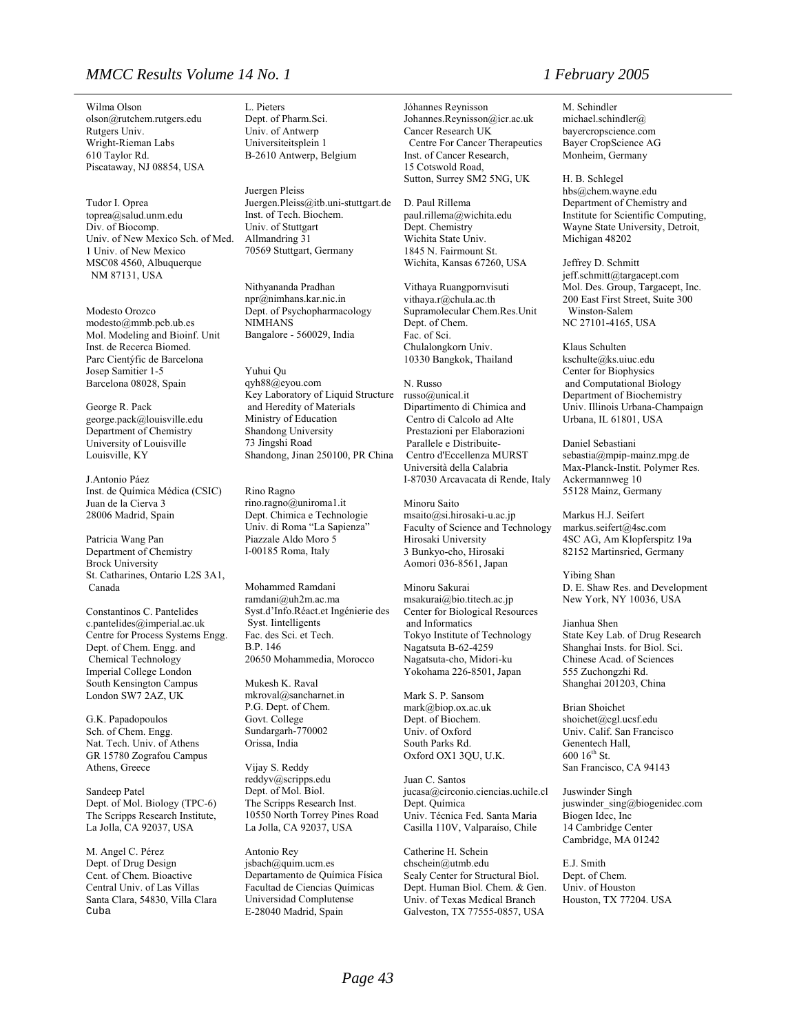Wilma Olson
olson@rutchem.rutgers.edu
Rutgers Univ.
Wright-Rieman Labs
610 Taylor Rd.
Piscataway, NJ 08854, USA

Tudor I. Oprea
toprea@salud.unm.edu
Div. of Biocomp.
Univ. of New Mexico Sch. of Med.
1 Univ. of New Mexico
MSC08 4560, Albuquerque
NM 87131, USA

Modesto Orozco
modesto@mmb.pcb.ub.es
Mol. Modeling and Bioinf. Unit
Inst. de Recerca Biomed.
Parc Cientýfic de Barcelona
Josep Samitier 1-5
Barcelona 08028, Spain

George R. Pack
george.pack@louisville.edu
Department of Chemistry
University of Louisville
Louisville, KY

J.Antonio Páez
Inst. de Química Médica (CSIC)
Juan de la Cierva 3
28006 Madrid, Spain

Patricia Wang Pan
Department of Chemistry
Brock University
St. Catharines, Ontario L2S 3A1,
Canada

Constantinos C. Pantelides
c.pantelides@imperial.ac.uk
Centre for Process Systems Engg.
Dept. of Chem. Engg. and
Chemical Technology
Imperial College London
South Kensington Campus
London SW7 2AZ, UK

G.K. Papadopoulos
Sch. of Chem. Engg.
Nat. Tech. Univ. of Athens
GR 15780 Zografou Campus
Athens, Greece

Sandeep Patel
Dept. of Mol. Biology (TPC-6)
The Scripps Research Institute,
La Jolla, CA 92037, USA

M. Angel C. Pérez
Dept. of Drug Design
Cent. of Chem. Bioactive
Central Univ. of Las Villas
Santa Clara, 54830, Villa Clara
Cuba

L. Pieters
Dept. of Pharm.Sci.
Univ. of Antwerp
Universiteitsplein 1
B-2610 Antwerp, Belgium

Juergen Pleiss
Juergen.Pleiss@itb.uni-stuttgart.de
Inst. of Tech. Biochem.
Univ. of Stuttgart
Allmandring 31
70569 Stuttgart, Germany

Nithyananda Pradhan
npr@nimhans.kar.nic.in
Dept. of Psychopharmacology
NIMHANS
Bangalore - 560029, India

Yuhui Qu
qyh88@eyou.com
Key Laboratory of Liquid Structure
and Heredity of Materials
Ministry of Education
Shandong University
73 Jingshi Road
Shandong, Jinan 250100, PR China

Rino Ragno
rino.ragno@uniroma1.it
Dept. Chimica e Technologie
Univ. di Roma "La Sapienza"
Piazzale Aldo Moro 5
I-00185 Roma, Italy

Mohammed Ramdani
ramdani@uh2m.ac.ma
Syst.d'Info.Réact.et Ingénierie des
Syst. Iintelligents
Fac. des Sci. et Tech.
B.P. 146
20650 Mohammedia, Morocco

Mukesh K. Raval
mkroval@sancharnet.in
P.G. Dept. of Chem.
Govt. College
Sundargarh-770002
Orissa, India

Vijay S. Reddy
reddyv@scripps.edu
Dept. of Mol. Biol.
The Scripps Research Inst.
10550 North Torrey Pines Road
La Jolla, CA 92037, USA

Antonio Rey
jsbach@quim.ucm.es
Departamento de Química Física
Facultad de Ciencias Químicas
Universidad Complutense
E-28040 Madrid, Spain

Jóhannes Reynisson
Johannes.Reynisson@icr.ac.uk
Cancer Research UK
Centre For Cancer Therapeutics
Inst. of Cancer Research,
15 Cotswold Road,
Sutton, Surrey SM2 5NG, UK

D. Paul Rillema
paul.rillema@wichita.edu
Dept. Chemistry
Wichita State Univ.
1845 N. Fairmount St.
Wichita, Kansas 67260, USA

Vithaya Ruangpornvisuti
vithaya.r@chula.ac.th
Supramolecular Chem.Res.Unit
Dept. of Chem.
Fac. of Sci.
Chulalongkorn Univ.
10330 Bangkok, Thailand

N. Russo
russo@unical.it
Dipartimento di Chimica and
Centro di Calcolo ad Alte
Prestazioni per Elaborazioni
Parallele e Distribuite-
Centro d'Eccellenza MURST
Università della Calabria
I-87030 Arcavacata di Rende, Italy

Minoru Saito
msaito@si.hirosaki-u.ac.jp
Faculty of Science and Technology
Hirosaki University
3 Bunkyo-cho, Hirosaki
Aomori 036-8561, Japan

Minoru Sakurai
msakurai@bio.titech.ac.jp
Center for Biological Resources
and Informatics
Tokyo Institute of Technology
Nagatsuta B-62-4259
Nagatsuta-cho, Midori-ku
Yokohama 226-8501, Japan

Mark S. P. Sansom
mark@biop.ox.ac.uk
Dept. of Biochem.
Univ. of Oxford
South Parks Rd.
Oxford OX1 3QU, U.K.

Juan C. Santos
jucasa@circonio.ciencias.uchile.cl
Dept. Química
Univ. Técnica Fed. Santa Maria
Casilla 110V, Valparaíso, Chile

Catherine H. Schein
chschein@utmb.edu
Sealy Center for Structural Biol.
Dept. Human Biol. Chem. & Gen.
Univ. of Texas Medical Branch
Galveston, TX 77555-0857, USA

M. Schindler
michael.schindler@
bayercropscience.com
Bayer CropScience AG
Monheim, Germany

H. B. Schlegel
hbs@chem.wayne.edu
Department of Chemistry and
Institute for Scientific Computing,
Wayne State University, Detroit,
Michigan 48202

Jeffrey D. Schmitt
jeff.schmitt@targacept.com
Mol. Des. Group, Targacept, Inc.
200 East First Street, Suite 300
Winston-Salem
NC 27101-4165, USA

Klaus Schulten
kschulte@ks.uiuc.edu
Center for Biophysics
and Computational Biology
Department of Biochemistry
Univ. Illinois Urbana-Champaign
Urbana, IL 61801, USA

Daniel Sebastiani
sebastia@mpip-mainz.mpg.de
Max-Planck-Instit. Polymer Res.
Ackermannweg 10
55128 Mainz, Germany

Markus H.J. Seifert
markus.seifert@4sc.com
4SC AG, Am Klopferspitz 19a
82152 Martinsried, Germany

Yibing Shan
D. E. Shaw Res. and Development
New York, NY 10036, USA

Jianhua Shen
State Key Lab. of Drug Research
Shanghai Insts. for Biol. Sci.
Chinese Acad. of Sciences
555 Zuchongzhi Rd.
Shanghai 201203, China

Brian Shoichet
shoichet@cgl.ucsf.edu
Univ. Calif. San Francisco
Genentech Hall,
600 16th St.
San Francisco, CA 94143

Juswinder Singh
juswinder_sing@biogenidec.com
Biogen Idec, Inc
14 Cambridge Center
Cambridge, MA 01242

E.J. Smith
Dept. of Chem.
Univ. of Houston
Houston, TX 77204. USA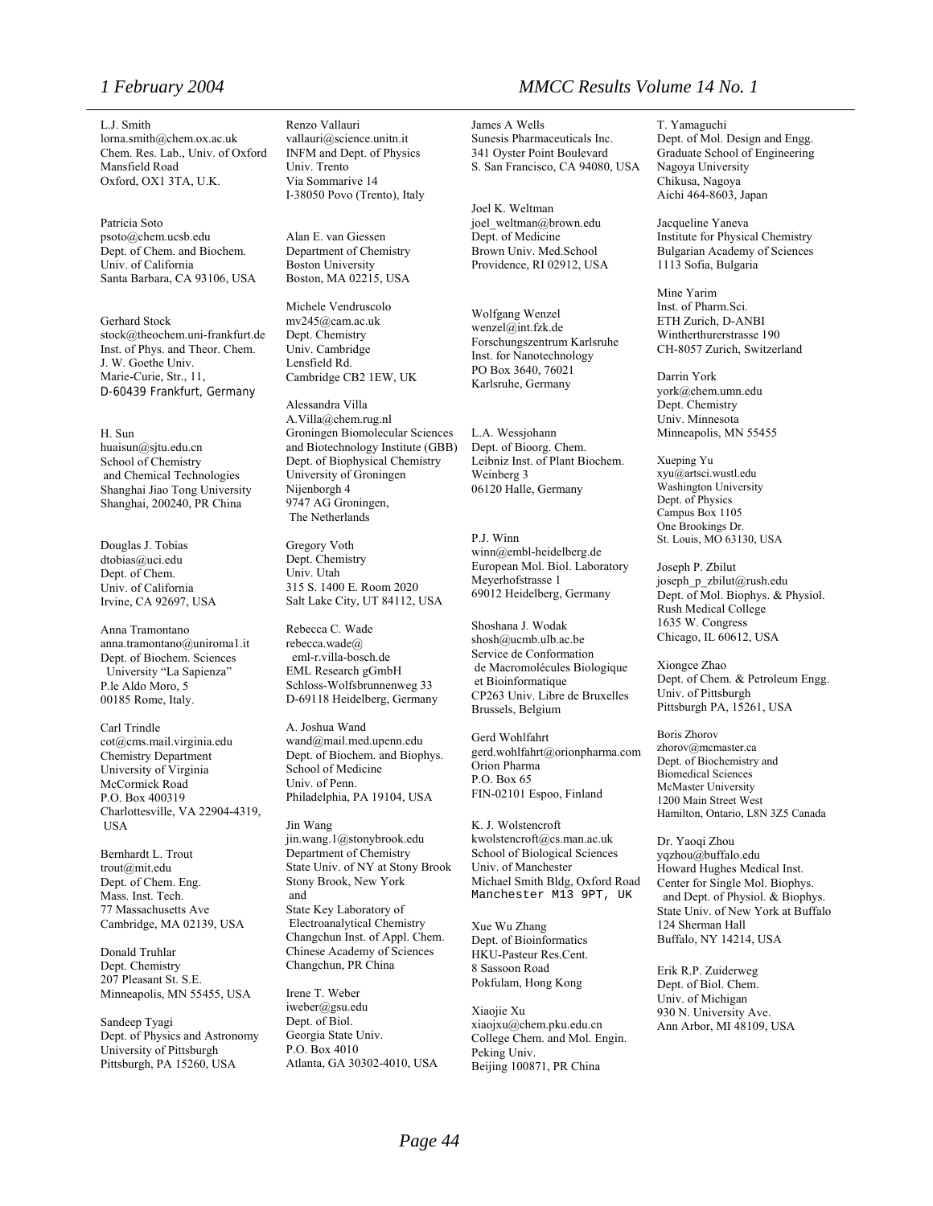L.J. Smith
lorna.smith@chem.ox.ac.uk
Chem. Res. Lab., Univ. of Oxford
Mansfield Road
Oxford, OX1 3TA, U.K.

Patricia Soto
psoto@chem.ucsb.edu
Dept. of Chem. and Biochem.
Univ. of California
Santa Barbara, CA 93106, USA

Gerhard Stock
stock@theochem.uni-frankfurt.de
Inst. of Phys. and Theor. Chem.
J. W. Goethe Univ.
Marie-Curie, Str., 11,
D-60439 Frankfurt, Germany

H. Sun
huaisun@sjtu.edu.cn
School of Chemistry
and Chemical Technologies
Shanghai Jiao Tong University
Shanghai, 200240, PR China

Douglas J. Tobias
dtobias@uci.edu
Dept. of Chem.
Univ. of California
Irvine, CA 92697, USA

Anna Tramontano
anna.tramontano@uniroma1.it
Dept. of Biochem. Sciences
University "La Sapienza"
P.le Aldo Moro, 5
00185 Rome, Italy.

Carl Trindle
cot@cms.mail.virginia.edu
Chemistry Department
University of Virginia
McCormick Road
P.O. Box 400319
Charlottesville, VA 22904-4319, USA

Bernhardt L. Trout
trout@mit.edu
Dept. of Chem. Eng.
Mass. Inst. Tech.
77 Massachusetts Ave
Cambridge, MA 02139, USA

Donald Truhlar
Dept. Chemistry
207 Pleasant St. S.E.
Minneapolis, MN 55455, USA

Sandeep Tyagi
Dept. of Physics and Astronomy
University of Pittsburgh
Pittsburgh, PA 15260, USA

Renzo Vallauri
vallauri@science.unitn.it
INFM and Dept. of Physics
Univ. Trento
Via Sommarive 14
I-38050 Povo (Trento), Italy

Alan E. van Giessen
Department of Chemistry
Boston University
Boston, MA 02215, USA

Michele Vendruscolo
mv245@cam.ac.uk
Dept. Chemistry
Univ. Cambridge
Lensfield Rd.
Cambridge CB2 1EW, UK

Alessandra Villa
A.Villa@chem.rug.nl
Groningen Biomolecular Sciences and Biotechnology Institute (GBB)
Dept. of Biophysical Chemistry
University of Groningen
Nijenborgh 4
9747 AG Groningen,
The Netherlands

Gregory Voth
Dept. Chemistry
Univ. Utah
315 S. 1400 E. Room 2020
Salt Lake City, UT 84112, USA

Rebecca C. Wade
rebecca.wade@eml-r.villa-bosch.de
EML Research gGmbH
Schloss-Wolfsbrunnenweg 33
D-69118 Heidelberg, Germany

A. Joshua Wand
wand@mail.med.upenn.edu
Dept. of Biochem. and Biophys.
School of Medicine
Univ. of Penn.
Philadelphia, PA 19104, USA

Jin Wang
jin.wang.1@stonybrook.edu
Department of Chemistry
State Univ. of NY at Stony Brook
Stony Brook, New York
and
State Key Laboratory of
Electroanalytical Chemistry
Changchun Inst. of Appl. Chem.
Chinese Academy of Sciences
Changchun, PR China

Irene T. Weber
iweber@gsu.edu
Dept. of Biol.
Georgia State Univ.
P.O. Box 4010
Atlanta, GA 30302-4010, USA

James A Wells
Sunesis Pharmaceuticals Inc.
341 Oyster Point Boulevard
S. San Francisco, CA 94080, USA

Joel K. Weltman
joel_weltman@brown.edu
Dept. of Medicine
Brown Univ. Med.School
Providence, RI 02912, USA

Wolfgang Wenzel
wenzel@int.fzk.de
Forschungszentrum Karlsruhe
Inst. for Nanotechnology
PO Box 3640, 76021
Karlsruhe, Germany

L.A. Wessjohann
Dept. of Bioorg. Chem.
Leibniz Inst. of Plant Biochem.
Weinberg 3
06120 Halle, Germany

P.J. Winn
winn@embl-heidelberg.de
European Mol. Biol. Laboratory
Meyerhofstrasse 1
69012 Heidelberg, Germany

Shoshana J. Wodak
shosh@ucmb.ulb.ac.be
Service de Conformation
de Macromolécules Biologique
et Bioinformatique
CP263 Univ. Libre de Bruxelles
Brussels, Belgium

Gerd Wohlfahrt
gerd.wohlfahrt@orionpharma.com
Orion Pharma
P.O. Box 65
FIN-02101 Espoo, Finland

K. J. Wolstencroft
kwolstencroft@cs.man.ac.uk
School of Biological Sciences
Univ. of Manchester
Michael Smith Bldg, Oxford Road
Manchester M13 9PT, UK

Xue Wu Zhang
Dept. of Bioinformatics
HKU-Pasteur Res.Cent.
8 Sassoon Road
Pokfulam, Hong Kong

Xiaojie Xu
xiaojxu@chem.pku.edu.cn
College Chem. and Mol. Engin.
Peking Univ.
Beijing 100871, PR China

T. Yamaguchi
Dept. of Mol. Design and Engg.
Graduate School of Engineering
Nagoya University
Chikusa, Nagoya
Aichi 464-8603, Japan

Jacqueline Yaneva
Institute for Physical Chemistry
Bulgarian Academy of Sciences
1113 Sofia, Bulgaria

Mine Yarim
Inst. of Pharm.Sci.
ETH Zurich, D-ANBI
Wintherthurerstrasse 190
CH-8057 Zurich, Switzerland

Darrin York
york@chem.umn.edu
Dept. Chemistry
Univ. Minnesota
Minneapolis, MN 55455

Xueping Yu
xyu@artsci.wustl.edu
Washington University
Dept. of Physics
Campus Box 1105
One Brookings Dr.
St. Louis, MO 63130, USA

Joseph P. Zbilut
joseph_p_zbilut@rush.edu
Dept. of Mol. Biophys. & Physiol.
Rush Medical College
1635 W. Congress
Chicago, IL 60612, USA

Xiongce Zhao
Dept. of Chem. & Petroleum Engg.
Univ. of Pittsburgh
Pittsburgh PA, 15261, USA

Boris Zhorov
zhorov@mcmaster.ca
Dept. of Biochemistry and
Biomedical Sciences
McMaster University
1200 Main Street West
Hamilton, Ontario, L8N 3Z5 Canada

Dr. Yaoqi Zhou
yqzhou@buffalo.edu
Howard Hughes Medical Inst.
Center for Single Mol. Biophys.
and Dept. of Physiol. & Biophys.
State Univ. of New York at Buffalo
124 Sherman Hall
Buffalo, NY 14214, USA

Erik R.P. Zuiderweg
Dept. of Biol. Chem.
Univ. of Michigan
930 N. University Ave.
Ann Arbor, MI 48109, USA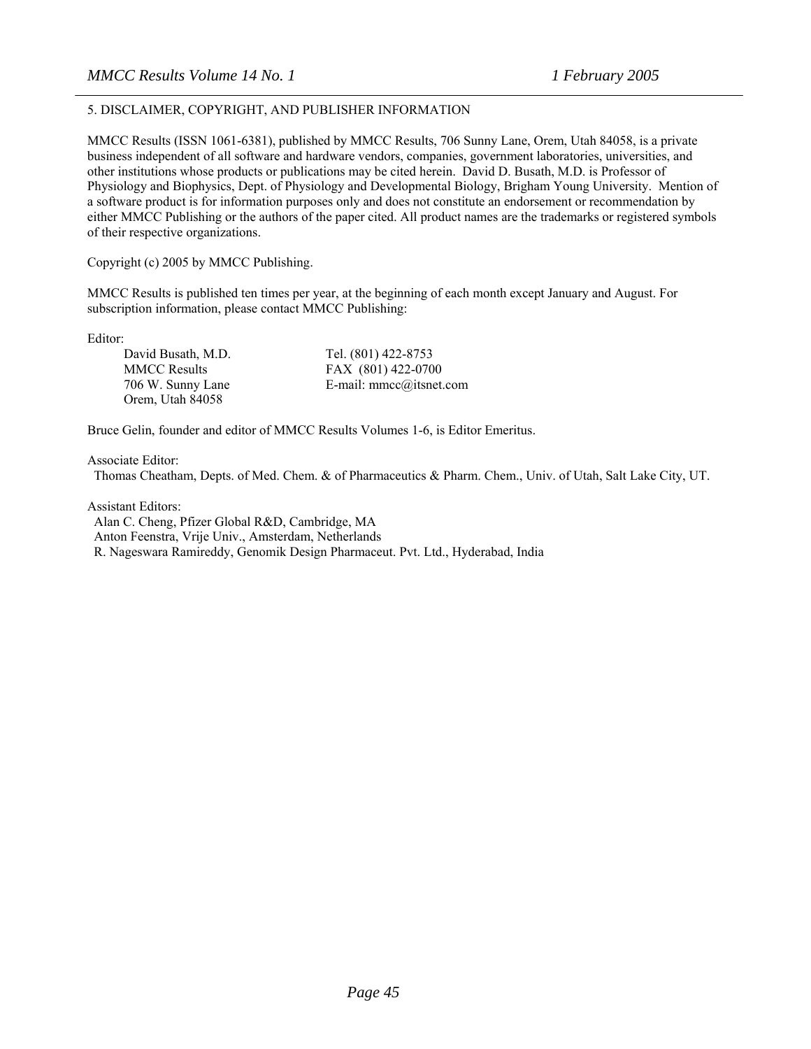## 5. DISCLAIMER, COPYRIGHT, AND PUBLISHER INFORMATION

MMCC Results (ISSN 1061-6381), published by MMCC Results, 706 Sunny Lane, Orem, Utah 84058, is a private business independent of all software and hardware vendors, companies, government laboratories, universities, and other institutions whose products or publications may be cited herein. David D. Busath, M.D. is Professor of Physiology and Biophysics, Dept. of Physiology and Developmental Biology, Brigham Young University. Mention of a software product is for information purposes only and does not constitute an endorsement or recommendation by either MMCC Publishing or the authors of the paper cited. All product names are the trademarks or registered symbols of their respective organizations.

Copyright (c) 2005 by MMCC Publishing.

MMCC Results is published ten times per year, at the beginning of each month except January and August. For subscription information, please contact MMCC Publishing:

Editor:

| | |
|---|---|
| David Busath, M.D. | Tel. (801) 422-8753 |
| MMCC Results | FAX (801) 422-0700 |
| 706 W. Sunny Lane | E-mail: mmcc@itsnet.com |
| Orem, Utah 84058 | |

Bruce Gelin, founder and editor of MMCC Results Volumes 1-6, is Editor Emeritus.

Associate Editor:
Thomas Cheatham, Depts. of Med. Chem. & of Pharmaceutics & Pharm. Chem., Univ. of Utah, Salt Lake City, UT.

Assistant Editors:
Alan C. Cheng, Pfizer Global R&D, Cambridge, MA
Anton Feenstra, Vrije Univ., Amsterdam, Netherlands
R. Nageswara Ramireddy, Genomik Design Pharmaceut. Pvt. Ltd., Hyderabad, India